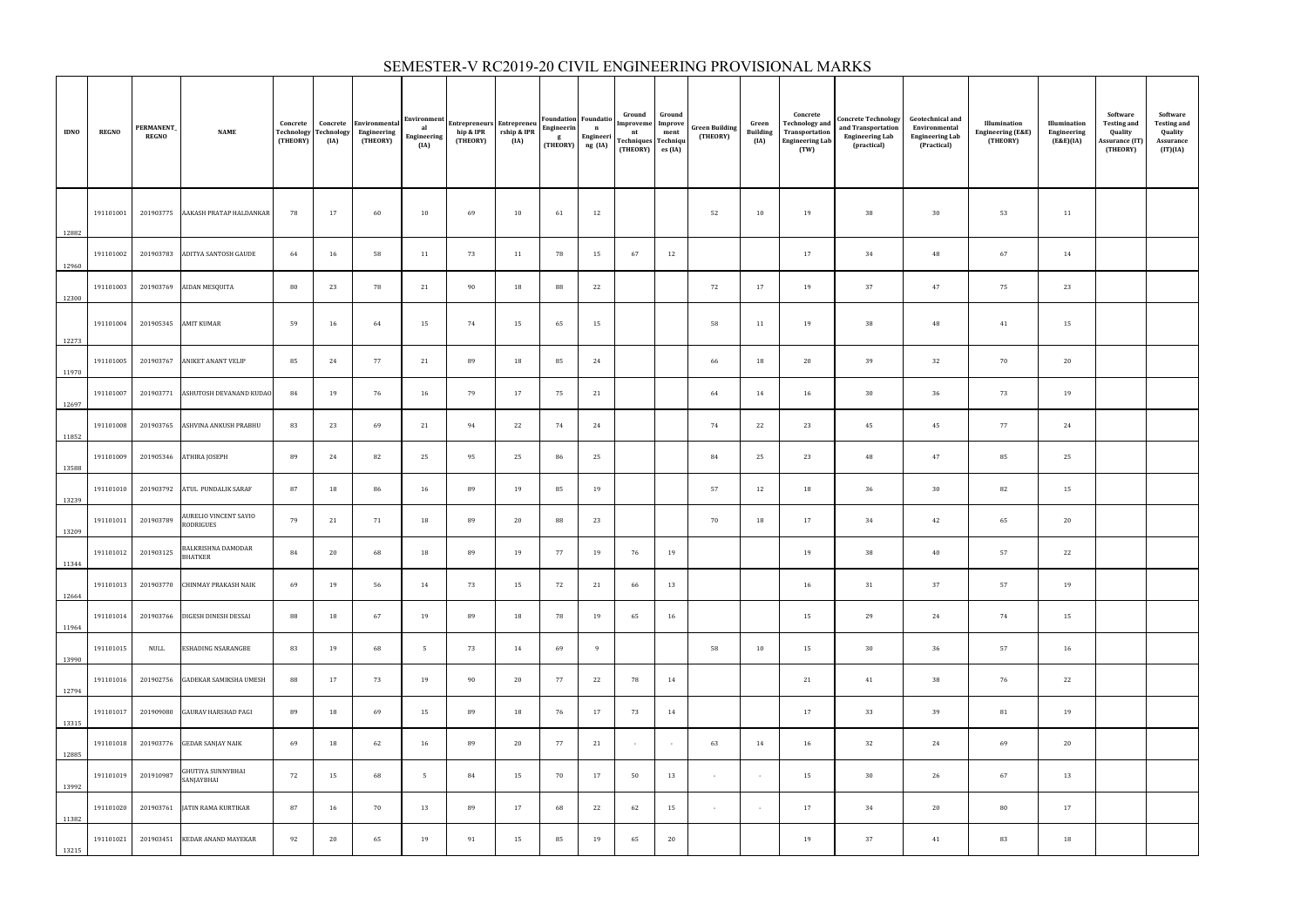# SEMESTER-V RC2019-20 CIVIL ENGINEERING PROVISIONAL MARKS

| IDNO | REGNO | PERMANENT_REGNO | NAME | Concrete Technology (THEORY) | Concrete Technology (IA) | Environmental Engineering (THEORY) | Environmental Engineering (IA) | Entrepreneurship & IPR (THEORY) | Entrepreneurship & IPR (IA) | Foundation Engineering (THEORY) | Foundation Engineering (IA) | Ground Improvement Techniques (THEORY) | Ground Improvement Techniques (IA) | Green Building (THEORY) | Green Building (IA) | Concrete Technology and Transportation Engineering Lab (TW) | Concrete Technology and Transportation Engineering Lab (practical) | Geotechnical and Environmental Engineering Lab (Practical) | Illumination Engineering (E&E) (THEORY) | Illumination Engineering (E&E)(IA) | Software Testing and Quality Assurance (IT) (THEORY) | Software Testing and Quality Assurance (IT)(IA) |
|---|---|---|---|---|---|---|---|---|---|---|---|---|---|---|---|---|---|---|---|---|---|---|
| 12882 | 191101001 | 201903775 | AAKASH PRATAP HALDANKAR | 78 | 17 | 60 | 10 | 69 | 10 | 61 | 12 | | | 52 | 10 | 19 | 38 | 30 | 53 | 11 | | |
| 12960 | 191101002 | 201903783 | ADITYA SANTOSH GAUDE | 64 | 16 | 58 | 11 | 73 | 11 | 78 | 15 | 67 | 12 | | | 17 | 34 | 48 | 67 | 14 | | |
| 12300 | 191101003 | 201903769 | AIDAN MESQUITA | 80 | 23 | 78 | 21 | 90 | 18 | 88 | 22 | | | 72 | 17 | 19 | 37 | 47 | 75 | 23 | | |
| 12273 | 191101004 | 201905345 | AMIT KUMAR | 59 | 16 | 64 | 15 | 74 | 15 | 65 | 15 | | | 58 | 11 | 19 | 38 | 48 | 41 | 15 | | |
| 11970 | 191101005 | 201903767 | ANIKET ANANT VELIP | 85 | 24 | 77 | 21 | 89 | 18 | 85 | 24 | | | 66 | 18 | 20 | 39 | 32 | 70 | 20 | | |
| 12697 | 191101007 | 201903771 | ASHUTOSH DEVANAND KUDAO | 84 | 19 | 76 | 16 | 79 | 17 | 75 | 21 | | | 64 | 14 | 16 | 30 | 36 | 73 | 19 | | |
| 11852 | 191101008 | 201903765 | ASHVINA ANKUSH PRABHU | 83 | 23 | 69 | 21 | 94 | 22 | 74 | 24 | | | 74 | 22 | 23 | 45 | 45 | 77 | 24 | | |
| 13588 | 191101009 | 201905346 | ATHIRA JOSEPH | 89 | 24 | 82 | 25 | 95 | 25 | 86 | 25 | | | 84 | 25 | 23 | 48 | 47 | 85 | 25 | | |
| 13239 | 191101010 | 201903792 | ATUL PUNDALIK SARAF | 87 | 18 | 86 | 16 | 89 | 19 | 85 | 19 | | | 57 | 12 | 18 | 36 | 30 | 82 | 15 | | |
| 13209 | 191101011 | 201903789 | AURELIO VINCENT SAVIO RODRIGUES | 79 | 21 | 71 | 18 | 89 | 20 | 88 | 23 | | | 70 | 18 | 17 | 34 | 42 | 65 | 20 | | |
| 11344 | 191101012 | 201903125 | BALKRISHNA DAMODAR BHATKER | 84 | 20 | 68 | 18 | 89 | 19 | 77 | 19 | 76 | 19 | | | 19 | 38 | 40 | 57 | 22 | | |
| 12664 | 191101013 | 201903770 | CHINMAY PRAKASH NAIK | 69 | 19 | 56 | 14 | 73 | 15 | 72 | 21 | 66 | 13 | | | 16 | 31 | 37 | 57 | 19 | | |
| 11964 | 191101014 | 201903766 | DIGESH DINESH DESSAI | 88 | 18 | 67 | 19 | 89 | 18 | 78 | 19 | 65 | 16 | | | 15 | 29 | 24 | 74 | 15 | | |
| 13990 | 191101015 | NULL | ESHADING NSARANGBE | 83 | 19 | 68 | 5 | 73 | 14 | 69 | 9 | | | 58 | 10 | 15 | 30 | 36 | 57 | 16 | | |
| 12794 | 191101016 | 201902756 | GADEKAR SAMIKSHA UMESH | 88 | 17 | 73 | 19 | 90 | 20 | 77 | 22 | 78 | 14 | | | 21 | 41 | 38 | 76 | 22 | | |
| 13315 | 191101017 | 201909080 | GAURAV HARSHAD PAGI | 89 | 18 | 69 | 15 | 89 | 18 | 76 | 17 | 73 | 14 | | | 17 | 33 | 39 | 81 | 19 | | |
| 12885 | 191101018 | 201903776 | GEDAR SANJAY NAIK | 69 | 18 | 62 | 16 | 89 | 20 | 77 | 21 | - | - | 63 | 14 | 16 | 32 | 24 | 69 | 20 | | |
| 13992 | 191101019 | 201910987 | GHUTIYA SUNNYBHAI SANJAYBHAI | 72 | 15 | 68 | 5 | 84 | 15 | 70 | 17 | 50 | 13 | - | - | 15 | 30 | 26 | 67 | 13 | | |
| 11382 | 191101020 | 201903761 | JATIN RAMA KURTIKAR | 87 | 16 | 70 | 13 | 89 | 17 | 68 | 22 | 62 | 15 | - | - | 17 | 34 | 20 | 80 | 17 | | |
| 13215 | 191101021 | 201903451 | KEDAR ANAND MAYEKAR | 92 | 20 | 65 | 19 | 91 | 15 | 85 | 19 | 65 | 20 | | | 19 | 37 | 41 | 83 | 18 | | |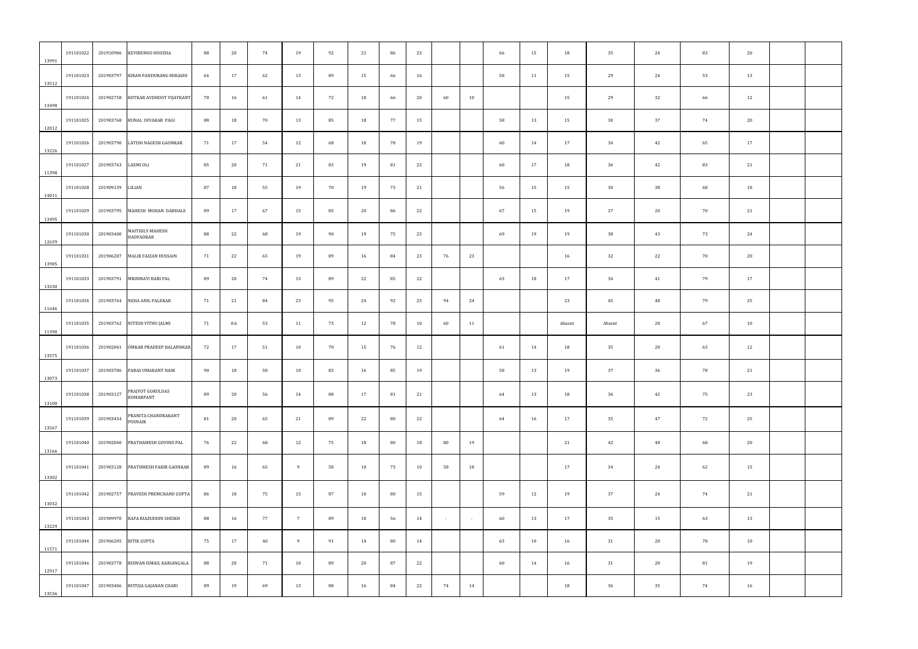| | | | | | | | | | | | | | | | | | | | | | | |
|---|---|---|---|---|---|---|---|---|---|---|---|---|---|---|---|---|---|---|---|---|---|---|
| 13991 | 191101022 | 201910986 | KEVIRENUO HUOZHA | 88 | 20 | 74 | 19 | 92 | 21 | 86 | 23 | | | 66 | 15 | 18 | 35 | 24 | 83 | 20 | | |
| 13512 | 191101023 | 201903797 | KIRAN PANDURANG MIRASHI | 64 | 17 | 62 | 13 | 89 | 15 | 66 | 16 | | | 58 | 11 | 15 | 29 | 24 | 53 | 13 | | |
| 13498 | 191101024 | 201902758 | KOTKAR AVDHOOT VIJAYKANT | 70 | 16 | 61 | 14 | 72 | 18 | 66 | 20 | 60 | 10 | | | 15 | 29 | 32 | 66 | 12 | | |
| 12012 | 191101025 | 201903768 | KUNAL DIVAKAR PAGI | 88 | 18 | 70 | 13 | 85 | 18 | 77 | 15 | | | 58 | 13 | 15 | 30 | 37 | 74 | 20 | | |
| 13226 | 191101026 | 201903790 | LATISH NAGESH GAONKAR | 71 | 17 | 54 | 12 | 68 | 18 | 78 | 19 | | | 60 | 14 | 17 | 34 | 42 | 65 | 17 | | |
| 11398 | 191101027 | 201903763 | LAXMI OLI | 85 | 20 | 71 | 21 | 83 | 19 | 81 | 23 | | | 60 | 17 | 18 | 36 | 42 | 83 | 21 | | |
| 14011 | 191101028 | 201909139 | LILIAN | 87 | 18 | 55 | 19 | 70 | 19 | 73 | 21 | | | 56 | 15 | 15 | 30 | 38 | 68 | 18 | | |
| 13495 | 191101029 | 201903795 | MAHESH MOHAN DABHALE | 89 | 17 | 67 | 15 | 85 | 20 | 86 | 22 | | | 67 | 15 | 19 | 37 | 20 | 70 | 21 | | |
| 12639 | 191101030 | 201903400 | MAITHILY MAHESH HADFADKAR | 88 | 22 | 68 | 19 | 90 | 19 | 75 | 23 | | | 69 | 19 | 19 | 38 | 43 | 73 | 24 | | |
| 13985 | 191101031 | 201906207 | MALIK FAIZAN HUSSAIN | 71 | 22 | 65 | 19 | 89 | 16 | 84 | 23 | 76 | 23 | | | 16 | 32 | 22 | 70 | 20 | | |
| 13230 | 191101033 | 201903791 | MRINMAYI BABI PAL | 89 | 20 | 74 | 13 | 89 | 22 | 85 | 22 | | | 63 | 18 | 17 | 34 | 41 | 79 | 17 | | |
| 11646 | 191101034 | 201903764 | NEHA ANIL PALEKAR | 71 | 21 | 84 | 23 | 95 | 24 | 92 | 23 | 94 | 24 | | | 23 | 45 | 48 | 79 | 25 | | |
| 11390 | 191101035 | 201903762 | NITESH VITHU JALMI | 71 | 0.6 | 53 | 11 | 73 | 12 | 78 | 10 | 60 | 11 | | | Absent | Absent | 20 | 67 | 10 | | |
| 13575 | 191101036 | 201902841 | OMKAR PRADEEP HALARNKAR | 72 | 17 | 51 | 10 | 70 | 15 | 76 | 12 | | | 61 | 14 | 18 | 35 | 20 | 63 | 12 | | |
| 13073 | 191101037 | 201903786 | PARAS UMAKANT NAIK | 90 | 18 | 58 | 10 | 83 | 16 | 85 | 19 | | | 58 | 13 | 19 | 37 | 36 | 78 | 21 | | |
| 13100 | 191101038 | 201903127 | PRAJYOT GOKULDAS KOMARPANT | 89 | 20 | 56 | 14 | 88 | 17 | 81 | 21 | | | 64 | 13 | 18 | 36 | 42 | 75 | 23 | | |
| 13567 | 191101039 | 201903454 | PRANITA CHANDRAKANT POSNAIK | 81 | 20 | 65 | 21 | 89 | 22 | 80 | 22 | | | 64 | 16 | 17 | 35 | 47 | 72 | 25 | | |
| 13166 | 191101040 | 201902840 | PRATHAMESH GOVIND PAL | 76 | 22 | 68 | 12 | 75 | 18 | 80 | 18 | 80 | 19 | | | 21 | 42 | 48 | 68 | 20 | | |
| 13302 | 191101041 | 201903128 | PRATHMESH FAKIR GAONKAR | 89 | 16 | 65 | 9 | 58 | 10 | 73 | 10 | 58 | 18 | | | 17 | 34 | 24 | 62 | 15 | | |
| 13032 | 191101042 | 201902757 | PRAVESH PREMCHAND GUPTA | 86 | 18 | 75 | 15 | 87 | 10 | 80 | 15 | | | 59 | 12 | 19 | 37 | 24 | 74 | 21 | | |
| 13229 | 191101043 | 201909970 | RAFA RIAZUDDIN SHEIKH | 88 | 16 | 77 | 7 | 89 | 10 | 56 | 14 | - | - | 60 | 13 | 17 | 35 | 15 | 63 | 13 | | |
| 11571 | 191101044 | 201906205 | RITIK GUPTA | 75 | 17 | 40 | 9 | 91 | 14 | 80 | 14 | | | 63 | 10 | 16 | 31 | 20 | 78 | 10 | | |
| 12917 | 191101046 | 201903778 | RIZWAN ISMAIL KARIANGALA | 88 | 20 | 71 | 10 | 89 | 20 | 87 | 22 | | | 60 | 14 | 16 | 31 | 20 | 81 | 19 | | |
| 13536 | 191101047 | 201903406 | RUTUJA GAJANAN CHARI | 89 | 19 | 69 | 13 | 88 | 16 | 84 | 22 | 74 | 14 | | | 18 | 36 | 35 | 74 | 16 | | |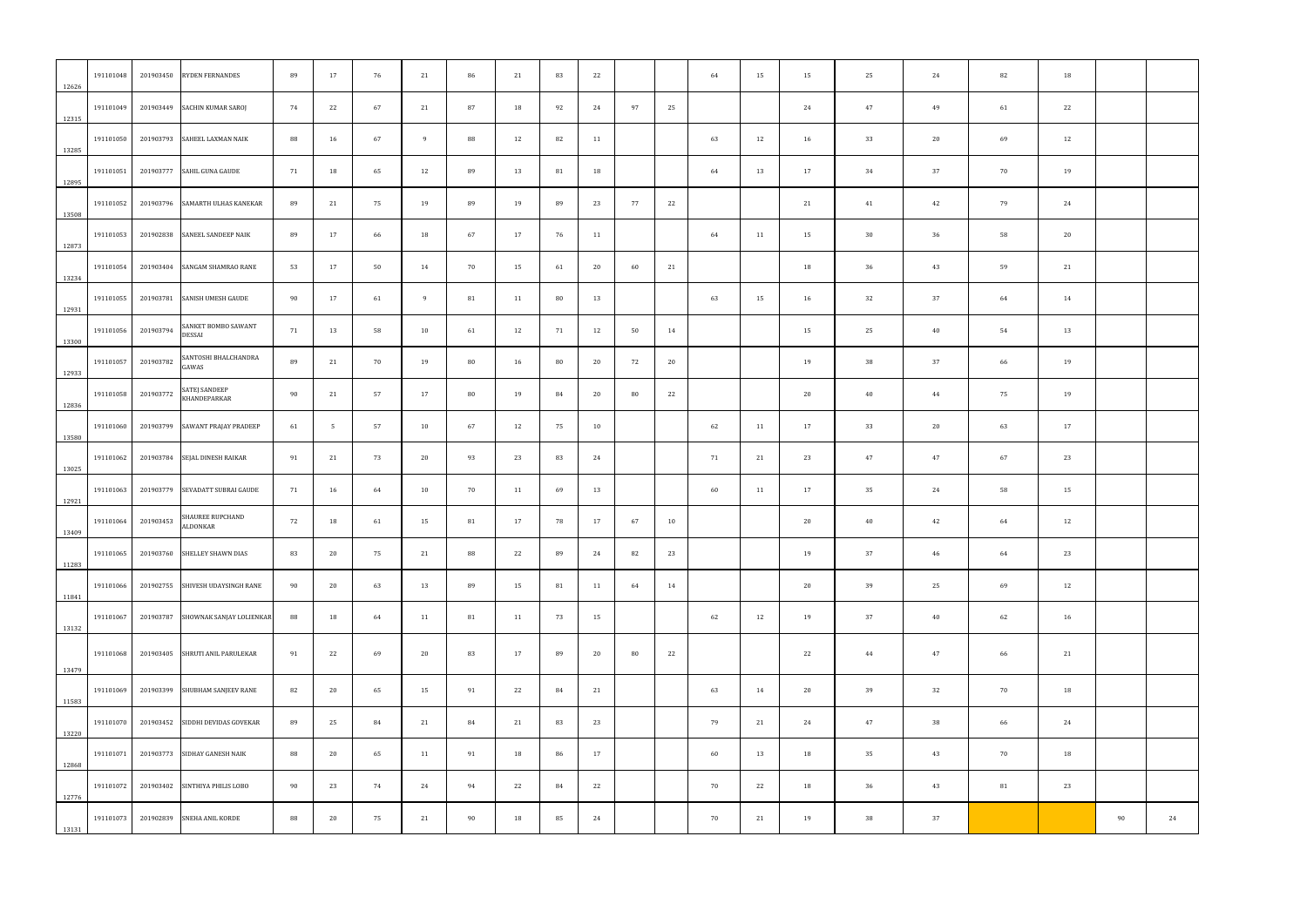| | | | | | | | | | | | | | | | | | | | | | | |
|---|---|---|---|---|---|---|---|---|---|---|---|---|---|---|---|---|---|---|---|---|---|---|
| 12626 | 191101048 | 201903450 | RYDEN FERNANDES | 89 | 17 | 76 | 21 | 86 | 21 | 83 | 22 | | | 64 | 15 | 15 | 25 | 24 | 82 | 18 | | |
| 12315 | 191101049 | 201903449 | SACHIN KUMAR SAROJ | 74 | 22 | 67 | 21 | 87 | 18 | 92 | 24 | 97 | 25 | | | 24 | 47 | 49 | 61 | 22 | | |
| 13285 | 191101050 | 201903793 | SAHEEL LAXMAN NAIK | 88 | 16 | 67 | 9 | 88 | 12 | 82 | 11 | | | 63 | 12 | 16 | 33 | 20 | 69 | 12 | | |
| 12895 | 191101051 | 201903777 | SAHIL GUNA GAUDE | 71 | 18 | 65 | 12 | 89 | 13 | 81 | 18 | | | 64 | 13 | 17 | 34 | 37 | 70 | 19 | | |
| 13508 | 191101052 | 201903796 | SAMARTH ULHAS KANEKAR | 89 | 21 | 75 | 19 | 89 | 19 | 89 | 23 | 77 | 22 | | | 21 | 41 | 42 | 79 | 24 | | |
| 12873 | 191101053 | 201902838 | SANEEL SANDEEP NAIK | 89 | 17 | 66 | 18 | 67 | 17 | 76 | 11 | | | 64 | 11 | 15 | 30 | 36 | 58 | 20 | | |
| 13234 | 191101054 | 201903404 | SANGAM SHAMRAO RANE | 53 | 17 | 50 | 14 | 70 | 15 | 61 | 20 | 60 | 21 | | | 18 | 36 | 43 | 59 | 21 | | |
| 12931 | 191101055 | 201903781 | SANISH UMESH GAUDE | 90 | 17 | 61 | 9 | 81 | 11 | 80 | 13 | | | 63 | 15 | 16 | 32 | 37 | 64 | 14 | | |
| 13300 | 191101056 | 201903794 | SANKET BOMBO SAWANT DESSAI | 71 | 13 | 58 | 10 | 61 | 12 | 71 | 12 | 50 | 14 | | | 15 | 25 | 40 | 54 | 13 | | |
| 12933 | 191101057 | 201903782 | SANTOSHI BHALCHANDRA GAWAS | 89 | 21 | 70 | 19 | 80 | 16 | 80 | 20 | 72 | 20 | | | 19 | 38 | 37 | 66 | 19 | | |
| 12836 | 191101058 | 201903772 | SATEJ SANDEEP KHANDEPARKAR | 90 | 21 | 57 | 17 | 80 | 19 | 84 | 20 | 80 | 22 | | | 20 | 40 | 44 | 75 | 19 | | |
| 13580 | 191101060 | 201903799 | SAWANT PRAJAY PRADEEP | 61 | 5 | 57 | 10 | 67 | 12 | 75 | 10 | | | 62 | 11 | 17 | 33 | 20 | 63 | 17 | | |
| 13025 | 191101062 | 201903784 | SEJAL DINESH RAIKAR | 91 | 21 | 73 | 20 | 93 | 23 | 83 | 24 | | | 71 | 21 | 23 | 47 | 47 | 67 | 23 | | |
| 12921 | 191101063 | 201903779 | SEVADATT SUBRAI GAUDE | 71 | 16 | 64 | 10 | 70 | 11 | 69 | 13 | | | 60 | 11 | 17 | 35 | 24 | 58 | 15 | | |
| 13409 | 191101064 | 201903453 | SHAUREE RUPCHAND ALDONKAR | 72 | 18 | 61 | 15 | 81 | 17 | 78 | 17 | 67 | 10 | | | 20 | 40 | 42 | 64 | 12 | | |
| 11283 | 191101065 | 201903760 | SHELLEY SHAWN DIAS | 83 | 20 | 75 | 21 | 88 | 22 | 89 | 24 | 82 | 23 | | | 19 | 37 | 46 | 64 | 23 | | |
| 11841 | 191101066 | 201902755 | SHIVESH UDAYSINGH RANE | 90 | 20 | 63 | 13 | 89 | 15 | 81 | 11 | 64 | 14 | | | 20 | 39 | 25 | 69 | 12 | | |
| 13132 | 191101067 | 201903787 | SHOWNAK SANJAY LOLIENKAR | 88 | 18 | 64 | 11 | 81 | 11 | 73 | 15 | | | 62 | 12 | 19 | 37 | 40 | 62 | 16 | | |
| 13479 | 191101068 | 201903405 | SHRUTI ANIL PARULEKAR | 91 | 22 | 69 | 20 | 83 | 17 | 89 | 20 | 80 | 22 | | | 22 | 44 | 47 | 66 | 21 | | |
| 11583 | 191101069 | 201903399 | SHUBHAM SANJEEV RANE | 82 | 20 | 65 | 15 | 91 | 22 | 84 | 21 | | | 63 | 14 | 20 | 39 | 32 | 70 | 18 | | |
| 13220 | 191101070 | 201903452 | SIDDHI DEVIDAS GOVEKAR | 89 | 25 | 84 | 21 | 84 | 21 | 83 | 23 | | | 79 | 21 | 24 | 47 | 38 | 66 | 24 | | |
| 12868 | 191101071 | 201903773 | SIDHAY GANESH NAIK | 88 | 20 | 65 | 11 | 91 | 18 | 86 | 17 | | | 60 | 13 | 18 | 35 | 43 | 70 | 18 | | |
| 12776 | 191101072 | 201903402 | SINTHIYA PHILIS LOBO | 90 | 23 | 74 | 24 | 94 | 22 | 84 | 22 | | | 70 | 22 | 18 | 36 | 43 | 81 | 23 | | |
| 13131 | 191101073 | 201902839 | SNEHA ANIL KORDE | 88 | 20 | 75 | 21 | 90 | 18 | 85 | 24 | | | 70 | 21 | 19 | 38 | 37 | | | 90 | 24 |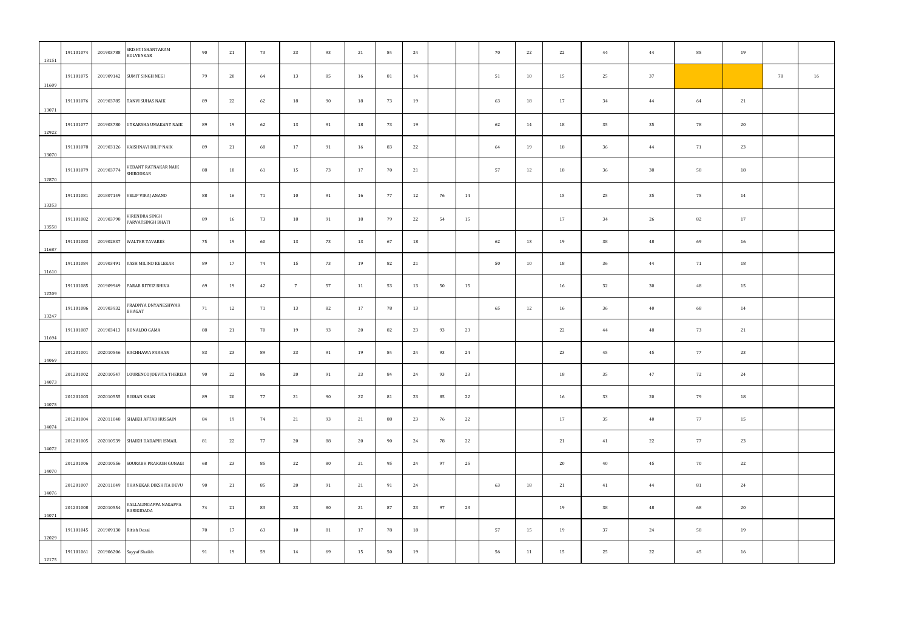| | | | | | | | | | | | | | | | | | | | | | | |
|---|---|---|---|---|---|---|---|---|---|---|---|---|---|---|---|---|---|---|---|---|---|---|
| 13151 | 191101074 | 201903788 | SRISHTI SHANTARAM KOLVENKAR | 90 | 21 | 73 | 23 | 93 | 21 | 84 | 24 | | | 70 | 22 | 22 | 44 | 44 | 85 | 19 | | |
| 11609 | 191101075 | 201909142 | SUMIT SINGH NEGI | 79 | 20 | 64 | 13 | 85 | 16 | 81 | 14 | | | 51 | 10 | 15 | 25 | 37 | | | 78 | 16 |
| 13071 | 191101076 | 201903785 | TANVI SUHAS NAIK | 89 | 22 | 62 | 18 | 90 | 18 | 73 | 19 | | | 63 | 18 | 17 | 34 | 44 | 64 | 21 | | |
| 12922 | 191101077 | 201903780 | UTKARSHA UMAKANT NAIK | 89 | 19 | 62 | 13 | 91 | 18 | 73 | 19 | | | 62 | 14 | 18 | 35 | 35 | 78 | 20 | | |
| 13070 | 191101078 | 201903126 | VAISHNAVI DILIP NAIK | 89 | 21 | 68 | 17 | 91 | 16 | 83 | 22 | | | 64 | 19 | 18 | 36 | 44 | 71 | 23 | | |
| 12870 | 191101079 | 201903774 | VEDANT RATNAKAR NAIK SHIRODKAR | 88 | 18 | 61 | 15 | 73 | 17 | 70 | 21 | | | 57 | 12 | 18 | 36 | 38 | 58 | 18 | | |
| 13353 | 191101081 | 201807149 | VELIP VIRAJ ANAND | 88 | 16 | 71 | 10 | 91 | 16 | 77 | 12 | 76 | 14 | | | 15 | 25 | 35 | 75 | 14 | | |
| 13558 | 191101082 | 201903798 | VIRENDRA SINGH PARVATSINGH BHATI | 89 | 16 | 73 | 18 | 91 | 18 | 79 | 22 | 54 | 15 | | | 17 | 34 | 26 | 82 | 17 | | |
| 11687 | 191101083 | 201902837 | WALTER TAVARES | 75 | 19 | 60 | 13 | 73 | 13 | 67 | 18 | | | 62 | 13 | 19 | 38 | 48 | 69 | 16 | | |
| 11610 | 191101084 | 201903491 | YASH MILIND KELEKAR | 89 | 17 | 74 | 15 | 73 | 19 | 82 | 21 | | | 50 | 10 | 18 | 36 | 44 | 71 | 18 | | |
| 12209 | 191101085 | 201909949 | PARAB RITVIZ BHIVA | 69 | 19 | 42 | 7 | 57 | 11 | 53 | 13 | 50 | 15 | | | 16 | 32 | 30 | 48 | 15 | | |
| 13247 | 191101086 | 201903932 | PRADNYA DNYANESHWAR BHAGAT | 71 | 12 | 71 | 13 | 82 | 17 | 78 | 13 | | | 65 | 12 | 16 | 36 | 40 | 68 | 14 | | |
| 11694 | 191101087 | 201903413 | RONALDO GAMA | 88 | 21 | 70 | 19 | 93 | 20 | 82 | 23 | 93 | 23 | | | 22 | 44 | 48 | 73 | 21 | | |
| 14069 | 201201001 | 202010546 | KACHHAWA FARHAN | 83 | 23 | 89 | 23 | 91 | 19 | 84 | 24 | 93 | 24 | | | 23 | 45 | 45 | 77 | 23 | | |
| 14073 | 201201002 | 202010547 | LOURENCO JOEVITA THERIZA | 90 | 22 | 86 | 20 | 91 | 23 | 84 | 24 | 93 | 23 | | | 18 | 35 | 47 | 72 | 24 | | |
| 14075 | 201201003 | 202010555 | RISHAN KHAN | 89 | 20 | 77 | 21 | 90 | 22 | 81 | 23 | 85 | 22 | | | 16 | 33 | 20 | 79 | 18 | | |
| 14074 | 201201004 | 202011048 | SHAIKH AFTAB HUSSAIN | 84 | 19 | 74 | 21 | 93 | 21 | 88 | 23 | 76 | 22 | | | 17 | 35 | 40 | 77 | 15 | | |
| 14072 | 201201005 | 202010539 | SHAIKH DADAPIR ISMAIL | 81 | 22 | 77 | 20 | 88 | 20 | 90 | 24 | 78 | 22 | | | 21 | 41 | 22 | 77 | 23 | | |
| 14070 | 201201006 | 202010556 | SOURABH PRAKASH GUNAGI | 68 | 23 | 85 | 22 | 80 | 21 | 95 | 24 | 97 | 25 | | | 20 | 40 | 45 | 70 | 22 | | |
| 14076 | 201201007 | 202011049 | THANEKAR DIKSHITA DEVU | 90 | 21 | 85 | 20 | 91 | 21 | 91 | 24 | | | 63 | 18 | 21 | 41 | 44 | 81 | 24 | | |
| 14071 | 201201008 | 202010554 | YALLALINGAPPA NAGAPPA BARIGIDADA | 74 | 21 | 83 | 23 | 80 | 21 | 87 | 23 | 97 | 23 | | | 19 | 38 | 48 | 68 | 20 | | |
| 12029 | 191101045 | 201909130 | Ritish Desai | 70 | 17 | 63 | 10 | 81 | 17 | 78 | 18 | | | 57 | 15 | 19 | 37 | 24 | 58 | 19 | | |
| 12175 | 191101061 | 201906206 | Sayyaf Shaikh | 91 | 19 | 59 | 14 | 69 | 15 | 50 | 19 | | | 56 | 11 | 15 | 25 | 22 | 45 | 16 | | |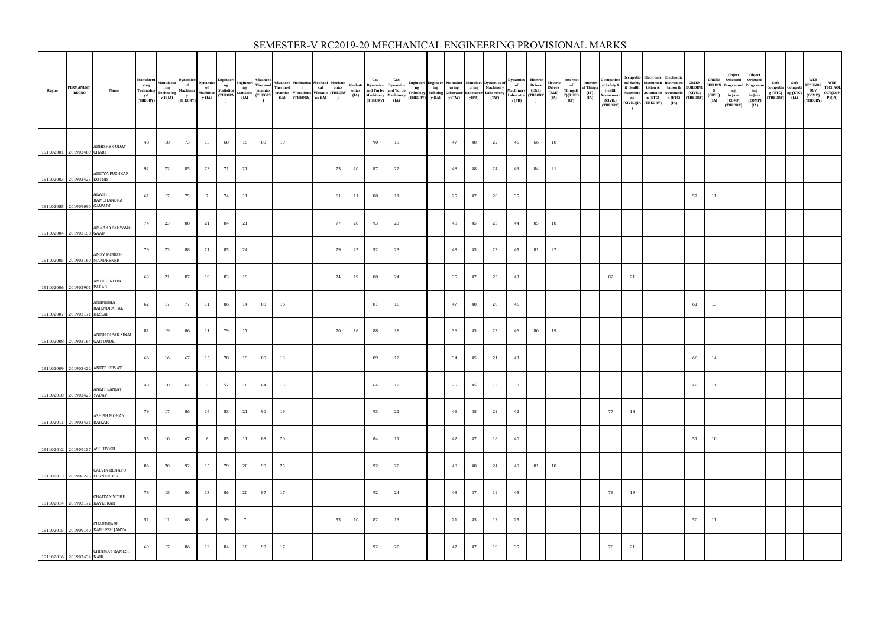# SEMESTER-V RC2019-20 MECHANICAL ENGINEERING PROVISIONAL MARKS

| Regno | PERMANENT_REGNO | Name | Manufacturing Technology-I (THEORY) | Manufacturing Technology-I (IA) | Dynamics of Machinery (THEORY) | Dynamics of Machinery (IA) | Engineering Statistics (THEORY) | Engineering Statistics (IA) | Advanced Thermodynamics (THEORY) | Advanced Thermodynamics (IA) | Mechanical Vibrations (THEORY) | Mechanical Vibrations (IA) | Mechatronics (THEORY) | Mechatronics (IA) | Gas Dynamics and Turbo Machinery (THEORY) | Gas Dynamics and Turbo Machinery (IA) | Engineering Tribology (THEORY) | Engineering Tribology (IA) | Manufacturing Laboratory (TW) | Manufacturing Laboratory (PR) | Dynamics of Machinery Laboratory (TW) | Dynamics of Machinery Laboratory (PR) | Electric Drives (E&E) (THEORY) | Electric Drives (E&E) (IA) | Internet of Things(IT)(THEORY) | Internet of Things (IT) (IA) | Occupational Safety & Health Assessment (CIVIL) (THEORY) | Occupational Safety & Health Assessment (CIVIL)(IA) | Electronic Instrumentation & Automation (ETC) (THEORY) | Electronic Instrumentation & Automation (ETC) (IA) | GREEN BUILDING (CIVIL) (THEORY) | GREEN BUILDING (CIVIL) (IA) | Object Oriented Programming in Java (COMP) (THEORY) | Object Oriented Programming in Java (COMP) (IA) | Soft Computing (ETC) (THEORY) | Soft Computing (ETC) (IA) | WEB TECHNOLOGY (COMP) (THEORY) | WEB TECHNOLOGY (COMP)(IA) |
|---|---|---|---|---|---|---|---|---|---|---|---|---|---|---|---|---|---|---|---|---|---|---|---|---|---|---|---|---|---|---|---|---|---|---|---|---|---|---|
| 191102001 | 201903489 | ABHISHEK UDAY CHARI | 48 | 18 | 73 | 15 | 68 | 15 | 88 | 19 | | | | | 90 | 19 | | | 47 | 48 | 22 | 46 | 66 | 18 | | | | | | | | | | | | | | |
| 191102003 | 201903425 | ADITYA PUSHKAR KOTNIS | 92 | 22 | 85 | 23 | 71 | 21 | | | | | 75 | 20 | 87 | 22 | | | 48 | 48 | 24 | 49 | 84 | 21 | | | | | | | | | | | | | | |
| 191102085 | 201909090 | AKASH RAMCHANDRA GAWADE | 61 | 17 | 75 | 7 | 74 | 11 | | | | | 61 | 11 | 80 | 11 | | | 25 | 47 | 20 | 35 | | | | | | | | | 57 | 11 | | | | | | |
| 191102004 | 201903158 | AMBAR YASHWANT GAAD | 74 | 23 | 88 | 21 | 84 | 21 | | | | | 77 | 20 | 93 | 23 | | | 48 | 45 | 23 | 44 | 85 | 18 | | | | | | | | | | | | | | |
| 191102005 | 201903160 | AMEY SURESH MANDREKER | 79 | 23 | 88 | 21 | 85 | 24 | | | | | 79 | 22 | 92 | 23 | | | 48 | 45 | 23 | 45 | 81 | 22 | | | | | | | | | | | | | | |
| 191102006 | 201902901 | AMOGH NITIN PARAB | 63 | 21 | 87 | 19 | 83 | 19 | | | | | 74 | 19 | 80 | 24 | | | 35 | 47 | 23 | 43 | | | | | 82 | 21 | | | | | | | | | | |
| 191102007 | 201903171 | ANIRUDHA RAJENDRA FAL DESSAI | 62 | 17 | 77 | 11 | 86 | 14 | 88 | 16 | | | | | 81 | 18 | | | 47 | 48 | 20 | 46 | | | | | | | | | 61 | 13 | | | | | | |
| 191102008 | 201903164 | ANISH DIPAK SINAI GAITONDE | 81 | 19 | 86 | 11 | 79 | 17 | | | | | 70 | 16 | 88 | 18 | | | 36 | 45 | 23 | 46 | 80 | 19 | | | | | | | | | | | | | | |
| 191102009 | 201903422 | ANKIT KEWAT | 66 | 16 | 67 | 15 | 78 | 19 | 88 | 13 | | | | | 89 | 12 | | | 34 | 45 | 21 | 43 | | | | | | | | | 66 | 14 | | | | | | |
| 191102010 | 201903423 | ANKIT SANJAY YADAV | 40 | 10 | 61 | 3 | 57 | 10 | 64 | 13 | | | | | 64 | 12 | | | 25 | 45 | 12 | 30 | | | | | | | | | 40 | 11 | | | | | | |
| 191102011 | 201903431 | ASHISH MOHAN RAIKAR | 79 | 17 | 86 | 16 | 83 | 21 | 90 | 19 | | | | | 93 | 21 | | | 46 | 48 | 22 | 42 | | | | | 77 | 18 | | | | | | | | | | |
| 191102012 | 201909137 | ASHUTOSH | 55 | 10 | 67 | 6 | 85 | 11 | 88 | 20 | | | | | 84 | 11 | | | 42 | 47 | 18 | 40 | | | | | | | | | 51 | 10 | | | | | | |
| 191102013 | 201906225 | CALVIN RENATO FERNANDES | 86 | 20 | 92 | 15 | 79 | 20 | 98 | 25 | | | | | 92 | 20 | | | 48 | 48 | 24 | 48 | 81 | 18 | | | | | | | | | | | | | | |
| 191102014 | 201903172 | CHAITAN VITHU KAVLEKAR | 78 | 18 | 86 | 13 | 86 | 20 | 87 | 17 | | | | | 92 | 24 | | | 48 | 47 | 19 | 45 | | | | | 76 | 19 | | | | | | | | | | |
| 191102015 | 201909140 | CHAUDHARI KAMLESH JANYA | 51 | 11 | 68 | 6 | 59 | 7 | | | | | 53 | 10 | 82 | 13 | | | 21 | 45 | 12 | 25 | | | | | | | | | 50 | 11 | | | | | | |
| 191102016 | 201903434 | CHINMAY RAMESH NAIK | 69 | 17 | 86 | 12 | 84 | 18 | 90 | 17 | | | | | 92 | 20 | | | 47 | 47 | 19 | 35 | | | | | 78 | 21 | | | | | | | | | | |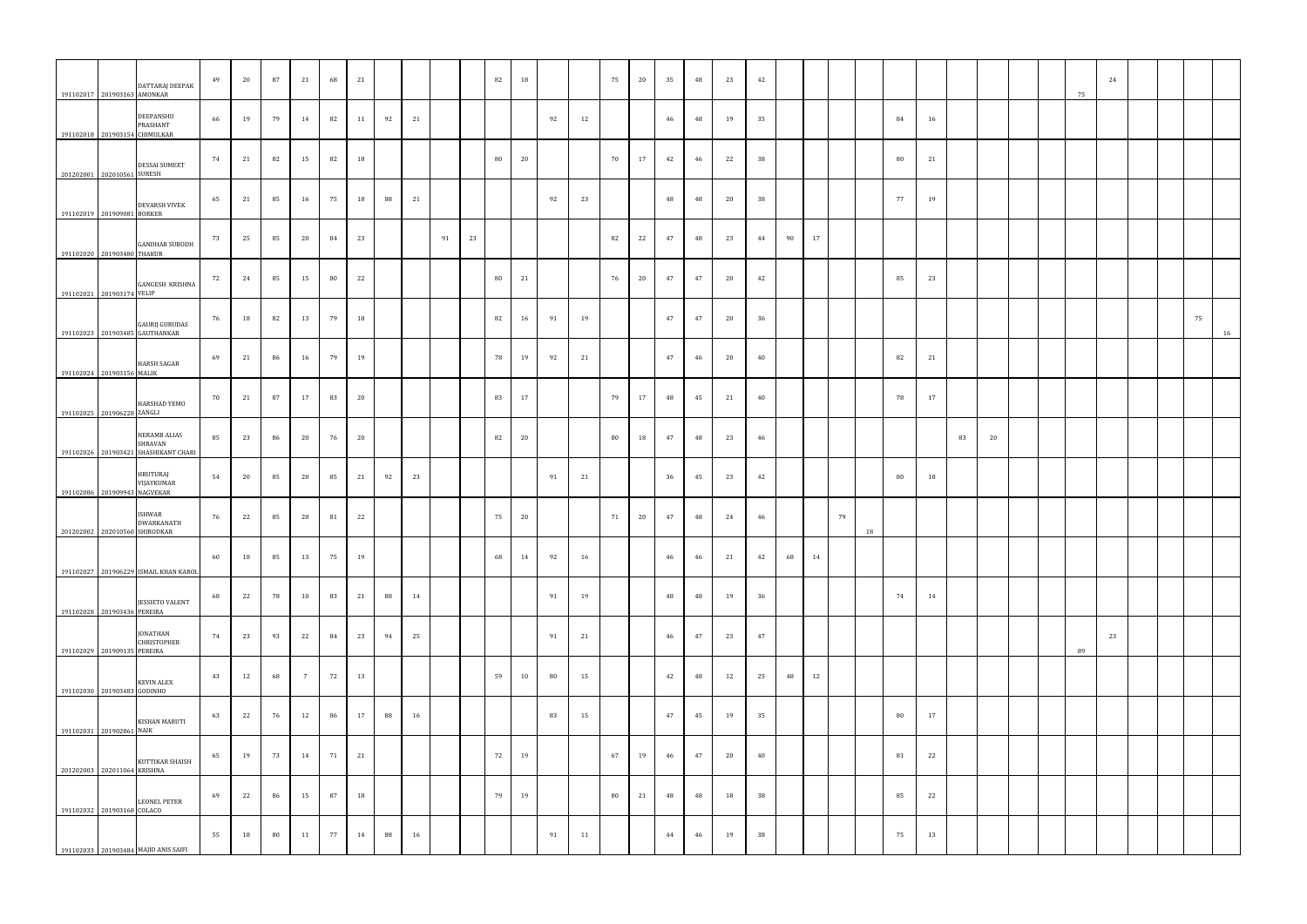| | | | | | | | | | | | | | | | | | | | | | | | | | | | | | | | | | | | | | | |
|---|---|---|---|---|---|---|---|---|---|---|---|---|---|---|---|---|---|---|---|---|---|---|---|---|---|---|---|---|---|---|---|---|---|---|---|---|---|---|
| 191102017 | 201903163 | DATTARAJ DEEPAK AMONKAR | 49 | 20 | 87 | 21 | 68 | 21 | | | | | 82 | 18 | | | 75 | 20 | 35 | 48 | 23 | 42 | | | | | | | | | | | | | 75 | 24 | | | | |
| 191102018 | 201903154 | DEEPANSHU PRASHANT CHIMULKAR | 66 | 19 | 79 | 14 | 82 | 11 | 92 | 21 | | | | | 92 | 12 | | | 46 | 48 | 19 | 35 | | | | | 84 | 16 | | | | | | | | | | |
| 201202001 | 202010561 | DESSAI SUMEET SURESH | 74 | 21 | 82 | 15 | 82 | 18 | | | | | 80 | 20 | | | 70 | 17 | 42 | 46 | 22 | 38 | | | | | 80 | 21 | | | | | | | | | | |
| 191102019 | 201909081 | DEVARSH VIVEK BORKER | 65 | 21 | 85 | 16 | 75 | 18 | 88 | 21 | | | | | 92 | 23 | | | 48 | 48 | 20 | 38 | | | | | 77 | 19 | | | | | | | | | | |
| 191102020 | 201903480 | GANDHAR SUBODH THAKUR | 73 | 25 | 85 | 20 | 84 | 23 | | | 91 | 23 | | | | | 82 | 22 | 47 | 48 | 23 | 44 | 90 | 17 | | | | | | | | | | | | | | |
| 191102021 | 201903174 | GANGESH KRISHNA VELIP | 72 | 24 | 85 | 15 | 80 | 22 | | | | | 80 | 21 | | | 76 | 20 | 47 | 47 | 20 | 42 | | | | | 85 | 23 | | | | | | | | | | |
| 191102023 | 201903485 | GAURIJ GURUDAS GAUTHANKAR | 76 | 18 | 82 | 13 | 79 | 18 | | | | | 82 | 16 | 91 | 19 | | | 47 | 47 | 20 | 36 | | | | | | | | | | | | | | | 75 | 16 |
| 191102024 | 201903156 | HARSH SAGAR MALIK | 69 | 21 | 86 | 16 | 79 | 19 | | | | | 78 | 19 | 92 | 21 | | | 47 | 46 | 20 | 40 | | | | | 82 | 21 | | | | | | | | | | |
| 191102025 | 201906228 | HARSHAD YEMO ZANGLI | 70 | 21 | 87 | 17 | 83 | 20 | | | | | 83 | 17 | | | 79 | 17 | 48 | 45 | 21 | 40 | | | | | 78 | 17 | | | | | | | | | | |
| 191102026 | 201903421 | HERAMB ALIAS SHRAVAN SHASHIKANT CHARI | 85 | 23 | 86 | 20 | 76 | 20 | | | | | 82 | 20 | | | 80 | 18 | 47 | 48 | 23 | 46 | | | | | | | 83 | 20 | | | | | | | | |
| 191102086 | 201909943 | HRUTURAJ VIJAYKUMAR NAGVEKAR | 54 | 20 | 85 | 20 | 85 | 21 | 92 | 23 | | | | | 91 | 21 | | | 36 | 45 | 23 | 42 | | | | | 80 | 18 | | | | | | | | | | |
| 201202002 | 202010560 | ISHWAR DWARKANATH SHIRODKAR | 76 | 22 | 85 | 20 | 81 | 22 | | | | | 75 | 20 | | | 71 | 20 | 47 | 48 | 24 | 46 | | | 79 | 18 | | | | | | | | | | | | |
| 191102027 | 201906229 | ISMAIL KHAN KAROL | 60 | 18 | 85 | 13 | 75 | 19 | | | | | 68 | 14 | 92 | 16 | | | 46 | 46 | 21 | 42 | 68 | 14 | | | | | | | | | | | | | | |
| 191102028 | 201903436 | JESSIETO VALENT PEREIRA | 68 | 22 | 78 | 10 | 83 | 21 | 88 | 14 | | | | | 91 | 19 | | | 48 | 48 | 19 | 36 | | | | | 74 | 14 | | | | | | | | | | |
| 191102029 | 201909135 | JONATHAN CHRISTOPHER PEREIRA | 74 | 23 | 93 | 22 | 84 | 23 | 94 | 25 | | | | | 91 | 21 | | | 46 | 47 | 23 | 47 | | | | | | | | | | | 89 | 23 | | | | |
| 191102030 | 201903483 | KEVIN ALEX GODINHO | 43 | 12 | 68 | 7 | 72 | 13 | | | | | 59 | 10 | 80 | 15 | | | 42 | 48 | 12 | 25 | 48 | 12 | | | | | | | | | | | | | | |
| 191102031 | 201902861 | KISHAN MARUTI NAIK | 63 | 22 | 76 | 12 | 86 | 17 | 88 | 16 | | | | | 83 | 15 | | | 47 | 45 | 19 | 35 | | | | | 80 | 17 | | | | | | | | | | |
| 201202003 | 202011064 | KUTTIKAR SHAISH KRISHNA | 65 | 19 | 73 | 14 | 71 | 21 | | | | | 72 | 19 | | | 67 | 19 | 46 | 47 | 20 | 40 | | | | | 81 | 22 | | | | | | | | | | |
| 191102032 | 201903168 | LEONEL PETER COLACO | 69 | 22 | 86 | 15 | 87 | 18 | | | | | 79 | 19 | | | 80 | 21 | 48 | 48 | 18 | 38 | | | | | 85 | 22 | | | | | | | | | | |
| 191102033 | 201903484 | MAJID ANIS SAIFI | 55 | 18 | 80 | 11 | 77 | 14 | 88 | 16 | | | | | 91 | 11 | | | 44 | 46 | 19 | 38 | | | | | 75 | 13 | | | | | | | | | | |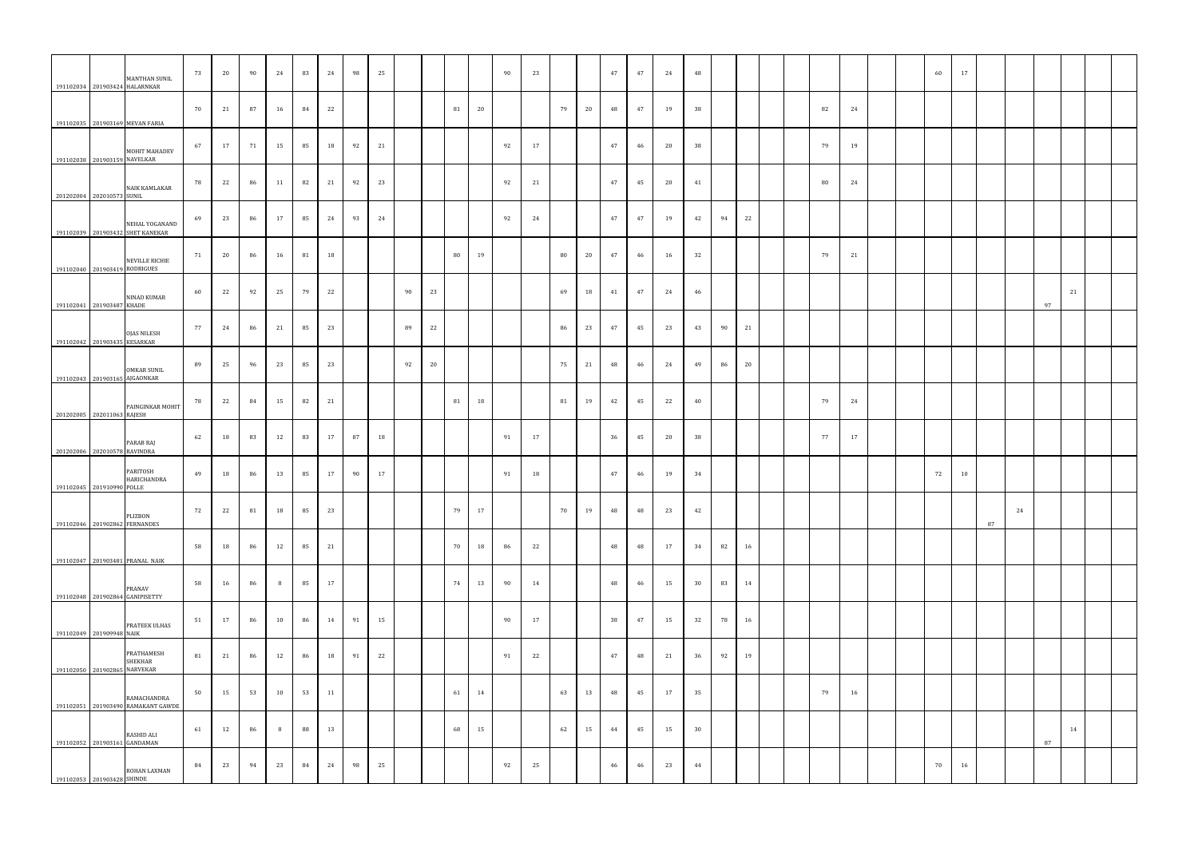| | | | | | | | | | | | | | | | | | | | | | | | | | | | | | | | | | | | | | | | | | | | | | |
|---|---|---|---|---|---|---|---|---|---|---|---|---|---|---|---|---|---|---|---|---|---|---|---|---|---|---|---|---|---|---|---|---|---|---|---|---|---|---|---|---|---|---|---|---|---|---|
| 191102034 | 201903424 | MANTHAN SUNIL HALARNKAR | 73 | 20 | 90 | 24 | 83 | 24 | 98 | 25 | | | | | 90 | 23 | | | 47 | 47 | 24 | 48 | | | | | | | | | | | | | | | 60 | 17 | | | | | | | | |
| 191102035 | 201903169 | MEVAN FARIA | 70 | 21 | 87 | 16 | 84 | 22 | | | | | 81 | 20 | | | 79 | 20 | 48 | 47 | 19 | 38 | | | | | 82 | 24 | | | | | | | | | | | | | | | | | | |
| 191102038 | 201903159 | MOHIT MAHADEV NAVELKAR | 67 | 17 | 71 | 15 | 85 | 18 | 92 | 21 | | | | | 92 | 17 | | | 47 | 46 | 20 | 38 | | | | | 79 | 19 | | | | | | | | | | | | | | | | | | |
| 201202004 | 202010573 | NAIK KAMLAKAR SUNIL | 78 | 22 | 86 | 11 | 82 | 21 | 92 | 23 | | | | | 92 | 21 | | | 47 | 45 | 20 | 41 | | | | | 80 | 24 | | | | | | | | | | | | | | | | | | |
| 191102039 | 201903432 | NEHAL YOGANAND SHET KANEKAR | 69 | 23 | 86 | 17 | 85 | 24 | 93 | 24 | | | | | 92 | 24 | | | 47 | 47 | 19 | 42 | 94 | 22 | | | | | | | | | | | | | | | | | | | | | | |
| 191102040 | 201903419 | NEVILLE RICHIE RODRIGUES | 71 | 20 | 86 | 16 | 81 | 18 | | | | | 80 | 19 | | | 80 | 20 | 47 | 46 | 16 | 32 | | | | | 79 | 21 | | | | | | | | | | | | | | | | | | |
| 191102041 | 201903487 | NINAD KUMAR KHADE | 60 | 22 | 92 | 25 | 79 | 22 | | | 90 | 23 | | | | | 69 | 18 | 41 | 47 | 24 | 46 | | | | | | | | | | | | | | | | | | | | | 97 | 21 | | |
| 191102042 | 201903435 | OJAS NILESH KESARKAR | 77 | 24 | 86 | 21 | 85 | 23 | | | 89 | 22 | | | | | 86 | 23 | 47 | 45 | 23 | 43 | 90 | 21 | | | | | | | | | | | | | | | | | | | | | | |
| 191102043 | 201903165 | OMKAR SUNIL AJGAONKAR | 89 | 25 | 96 | 23 | 85 | 23 | | | 92 | 20 | | | | | 75 | 21 | 48 | 46 | 24 | 49 | 86 | 20 | | | | | | | | | | | | | | | | | | | | | | |
| 201202005 | 202011063 | PAINGINKAR MOHIT RAJESH | 78 | 22 | 84 | 15 | 82 | 21 | | | | | 81 | 18 | | | 81 | 19 | 42 | 45 | 22 | 40 | | | | | 79 | 24 | | | | | | | | | | | | | | | | | | |
| 201202006 | 202010578 | PARAB RAJ RAVINDRA | 62 | 18 | 83 | 12 | 83 | 17 | 87 | 18 | | | | | 91 | 17 | | | 36 | 45 | 20 | 38 | | | | | 77 | 17 | | | | | | | | | | | | | | | | | | |
| 191102045 | 201910990 | PARITOSH HARICHANDRA POLLE | 49 | 18 | 86 | 13 | 85 | 17 | 90 | 17 | | | | | 91 | 18 | | | 47 | 46 | 19 | 34 | | | | | | | | | | | | | | | 72 | 10 | | | | | | | | |
| 191102046 | 201902862 | PLIZBON FERNANDES | 72 | 22 | 81 | 18 | 85 | 23 | | | | | 79 | 17 | | | 70 | 19 | 48 | 48 | 23 | 42 | | | | | | | | | | | | | | | | | | | 87 | 24 | | | | |
| 191102047 | 201903481 | PRANAL NAIK | 58 | 18 | 86 | 12 | 85 | 21 | | | | | 70 | 18 | 86 | 22 | | | 48 | 48 | 17 | 34 | 82 | 16 | | | | | | | | | | | | | | | | | | | | | | |
| 191102048 | 201902864 | PRANAV GANIPISETTY | 58 | 16 | 86 | 8 | 85 | 17 | | | | | 74 | 13 | 90 | 14 | | | 48 | 46 | 15 | 30 | 83 | 14 | | | | | | | | | | | | | | | | | | | | | | |
| 191102049 | 201909948 | PRATEEK ULHAS NAIK | 51 | 17 | 86 | 10 | 86 | 14 | 91 | 15 | | | | | 90 | 17 | | | 38 | 47 | 15 | 32 | 78 | 16 | | | | | | | | | | | | | | | | | | | | | | |
| 191102050 | 201902865 | PRATHAMESH SHEKHAR NARVEKAR | 81 | 21 | 86 | 12 | 86 | 18 | 91 | 22 | | | | | 91 | 22 | | | 47 | 48 | 21 | 36 | 92 | 19 | | | | | | | | | | | | | | | | | | | | | | |
| 191102051 | 201903490 | RAMACHANDRA RAMAKANT GAWDE | 50 | 15 | 53 | 10 | 53 | 11 | | | | | 61 | 14 | | | 63 | 13 | 48 | 45 | 17 | 35 | | | | | 79 | 16 | | | | | | | | | | | | | | | | | | |
| 191102052 | 201903161 | RASHID ALI GANDAMAN | 61 | 12 | 86 | 8 | 88 | 13 | | | | | 68 | 15 | | | 62 | 15 | 44 | 45 | 15 | 30 | | | | | | | | | | | | | | | | | | | | | 87 | 14 | | |
| 191102053 | 201903428 | ROHAN LAXMAN SHINDE | 84 | 23 | 94 | 23 | 84 | 24 | 98 | 25 | | | | | 92 | 25 | | | 46 | 46 | 23 | 44 | | | | | | | | | | | | | | | 70 | 16 | | | | | | | | |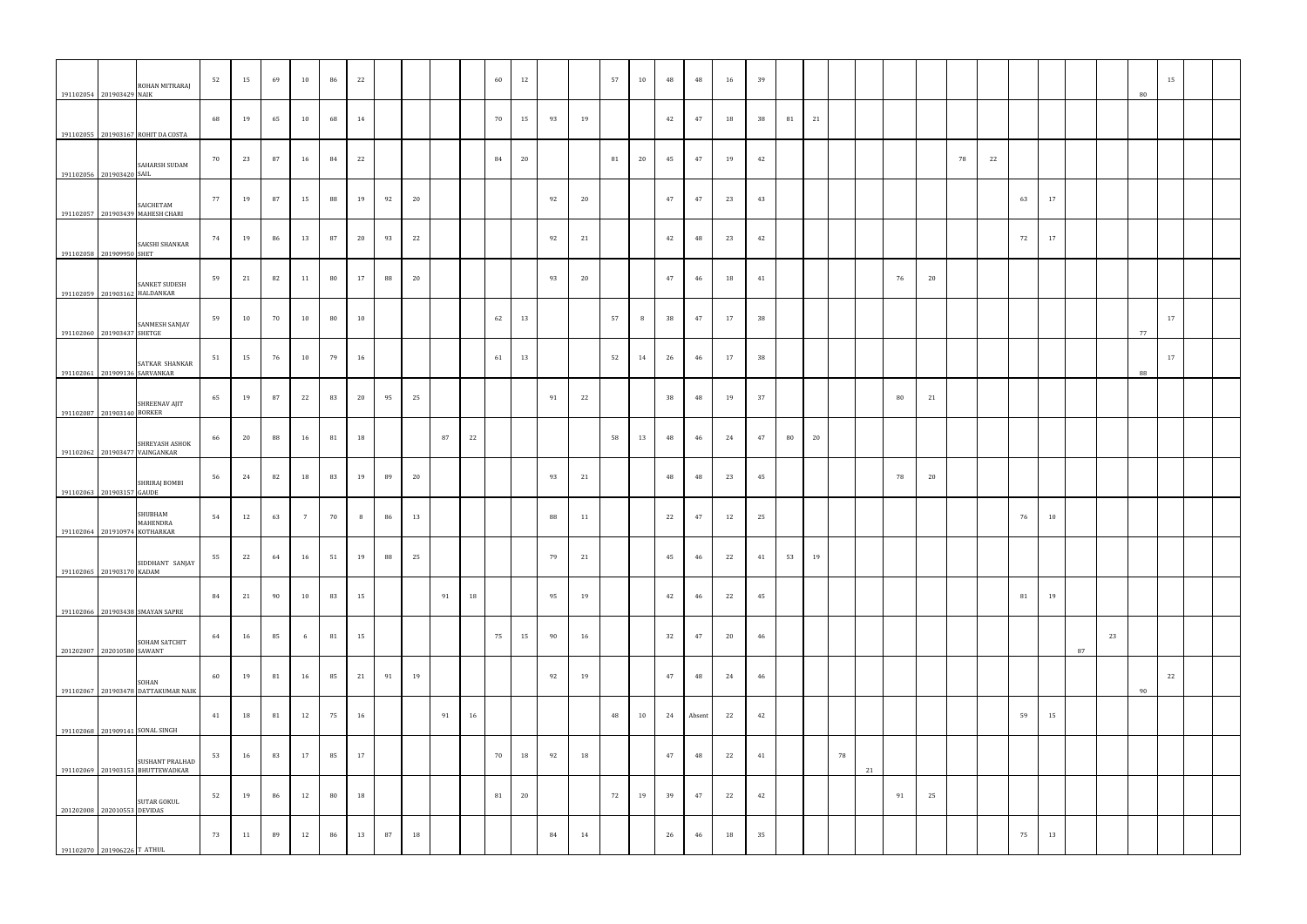| | | | | | | | | | | | | | | | | | | | | | | | | | | | | | | | | | | | | | | | | |
|---|---|---|---|---|---|---|---|---|---|---|---|---|---|---|---|---|---|---|---|---|---|---|---|---|---|---|---|---|---|---|---|---|---|---|---|---|---|---|---|---|
| 191102054 | 201903429 | ROHAN MITRARAJ NAIK | 52 | 15 | 69 | 10 | 86 | 22 | | | | | | | 60 | 12 | | | 57 | 10 | 48 | 48 | 16 | 39 | | | | | | | | | | | | | 80 | 15 | | |
| 191102055 | 201903167 | ROHIT DA COSTA | 68 | 19 | 65 | 10 | 68 | 14 | | | | | | | 70 | 15 | 93 | 19 | | | 42 | 47 | 18 | 38 | 81 | 21 | | | | | | | | | | | | | | |
| 191102056 | 201903420 | SAHARSH SUDAM SAIL | 70 | 23 | 87 | 16 | 84 | 22 | | | | | | | 84 | 20 | | | 81 | 20 | 45 | 47 | 19 | 42 | | | | | | | 78 | 22 | | | | | | | | |
| 191102057 | 201903439 | SAICHETAM MAHESH CHARI | 77 | 19 | 87 | 15 | 88 | 19 | 92 | 20 | | | | | | | 92 | 20 | | | 47 | 47 | 23 | 43 | | | | | | | | | 63 | 17 | | | | | | |
| 191102058 | 201909950 | SAKSHI SHANKAR SHET | 74 | 19 | 86 | 13 | 87 | 20 | 93 | 22 | | | | | | | 92 | 21 | | | 42 | 48 | 23 | 42 | | | | | | | | | 72 | 17 | | | | | | |
| 191102059 | 201903162 | SANKET SUDESH HALDANKAR | 59 | 21 | 82 | 11 | 80 | 17 | 88 | 20 | | | | | | | 93 | 20 | | | 47 | 46 | 18 | 41 | | | | | 76 | 20 | | | | | | | | | | |
| 191102060 | 201903437 | SANMESH SANJAY SHETGE | 59 | 10 | 70 | 10 | 80 | 10 | | | | | | | 62 | 13 | | | 57 | 8 | 38 | 47 | 17 | 38 | | | | | | | | | | | | | 77 | 17 | | |
| 191102061 | 201909136 | SATKAR SHANKAR SARVANKAR | 51 | 15 | 76 | 10 | 79 | 16 | | | | | | | 61 | 13 | | | 52 | 14 | 26 | 46 | 17 | 38 | | | | | | | | | | | | | 88 | 17 | | |
| 191102087 | 201903140 | SHREENAV AJIT BORKER | 65 | 19 | 87 | 22 | 83 | 20 | 95 | 25 | | | | | | | 91 | 22 | | | 38 | 48 | 19 | 37 | | | | | 80 | 21 | | | | | | | | | | |
| 191102062 | 201903477 | SHREYASH ASHOK VAINGANKAR | 66 | 20 | 88 | 16 | 81 | 18 | | | | | 87 | 22 | | | | | 58 | 13 | 48 | 46 | 24 | 47 | 80 | 20 | | | | | | | | | | | | | | |
| 191102063 | 201903157 | SHRIRAJ BOMBI GAUDE | 56 | 24 | 82 | 18 | 83 | 19 | 89 | 20 | | | | | | | 93 | 21 | | | 48 | 48 | 23 | 45 | | | | | 78 | 20 | | | | | | | | | | |
| 191102064 | 201910974 | SHUBHAM MAHENDRA KOTHARKAR | 54 | 12 | 63 | 7 | 70 | 8 | 86 | 13 | | | | | | | 88 | 11 | | | 22 | 47 | 12 | 25 | | | | | | | | | 76 | 10 | | | | | | |
| 191102065 | 201903170 | SIDDHANT SANJAY KADAM | 55 | 22 | 64 | 16 | 51 | 19 | 88 | 25 | | | | | | | 79 | 21 | | | 45 | 46 | 22 | 41 | 53 | 19 | | | | | | | | | | | | | | |
| 191102066 | 201903438 | SMAYAN SAPRE | 84 | 21 | 90 | 10 | 83 | 15 | | | | | 91 | 18 | | | 95 | 19 | | | 42 | 46 | 22 | 45 | | | | | | | | | 81 | 19 | | | | | | |
| 201202007 | 202010580 | SOHAM SATCHIT SAWANT | 64 | 16 | 85 | 6 | 81 | 15 | | | | | | | 75 | 15 | 90 | 16 | | | 32 | 47 | 20 | 46 | | | | | | | | | | | 87 | 23 | | | | |
| 191102067 | 201903478 | SOHAN DATTAKUMAR NAIK | 60 | 19 | 81 | 16 | 85 | 21 | 91 | 19 | | | | | | | 92 | 19 | | | 47 | 48 | 24 | 46 | | | | | | | | | | | | | 90 | 22 | | |
| 191102068 | 201909141 | SONAL SINGH | 41 | 18 | 81 | 12 | 75 | 16 | | | | | 91 | 16 | | | | | 48 | 10 | 24 | Absent | 22 | 42 | | | | | | | | | 59 | 15 | | | | | | |
| 191102069 | 201903153 | SUSHANT PRALHAD BHUTTEWADKAR | 53 | 16 | 83 | 17 | 85 | 17 | | | | | | | 70 | 18 | 92 | 18 | | | 47 | 48 | 22 | 41 | | | 78 | 21 | | | | | | | | | | | | |
| 201202008 | 202010553 | SUTAR GOKUL DEVIDAS | 52 | 19 | 86 | 12 | 80 | 18 | | | | | | | 81 | 20 | | | 72 | 19 | 39 | 47 | 22 | 42 | | | | | 91 | 25 | | | | | | | | | | |
| 191102070 | 201906226 | T ATHUL | 73 | 11 | 89 | 12 | 86 | 13 | 87 | 18 | | | | | | | 84 | 14 | | | 26 | 46 | 18 | 35 | | | | | | | | | 75 | 13 | | | | | | |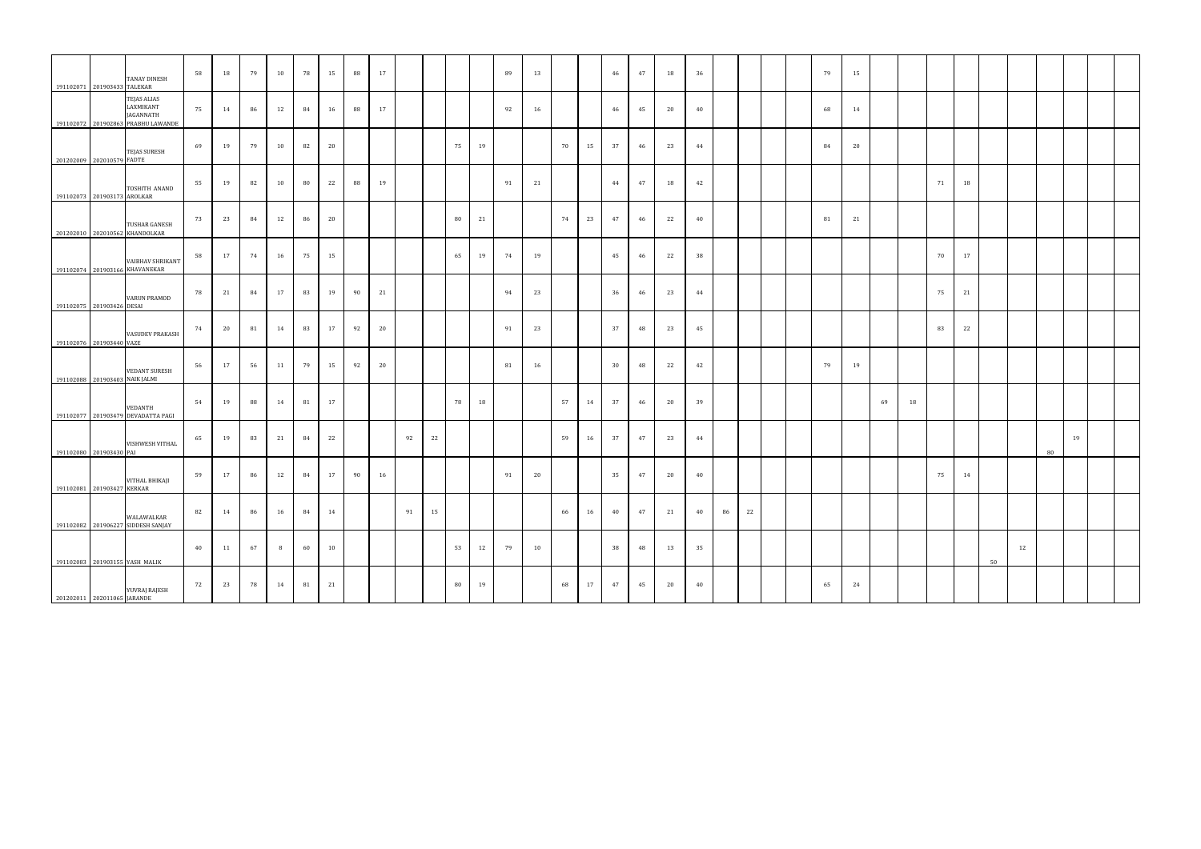| | | | | | | | | | | | | | | | | | | | | | | | | | | | | | | | | | | | | | |
|---|---|---|---|---|---|---|---|---|---|---|---|---|---|---|---|---|---|---|---|---|---|---|---|---|---|---|---|---|---|---|---|---|---|---|---|---|---|---|
| 191102071 | 201903433 | TANAY DINESH TALEKAR | 58 | 18 | 79 | 10 | 78 | 15 | 88 | 17 | | | | | 89 | 13 | | | 46 | 47 | 18 | 36 | | | | | 79 | 15 | | | | | | | | | | |
| 191102072 | 201902863 | TEJAS ALIAS LAXMIKANT JAGANNATH PRABHU LAWANDE | 75 | 14 | 86 | 12 | 84 | 16 | 88 | 17 | | | | | 92 | 16 | | | 46 | 45 | 20 | 40 | | | | | 68 | 14 | | | | | | | | | | |
| 201202009 | 202010579 | TEJAS SURESH FADTE | 69 | 19 | 79 | 10 | 82 | 20 | | | | | 75 | 19 | | | 70 | 15 | 37 | 46 | 23 | 44 | | | | | 84 | 20 | | | | | | | | | | |
| 191102073 | 201903173 | TOSHITH ANAND AROLKAR | 55 | 19 | 82 | 10 | 80 | 22 | 88 | 19 | | | | | 91 | 21 | | | 44 | 47 | 18 | 42 | | | | | | | | | 71 | 18 | | | | | | |
| 201202010 | 202010562 | TUSHAR GANESH KHANDOLKAR | 73 | 23 | 84 | 12 | 86 | 20 | | | | | 80 | 21 | | | 74 | 23 | 47 | 46 | 22 | 40 | | | | | 81 | 21 | | | | | | | | | | |
| 191102074 | 201903166 | VAIBHAV SHRIKANT KHAVANEKAR | 58 | 17 | 74 | 16 | 75 | 15 | | | | | 65 | 19 | 74 | 19 | | | 45 | 46 | 22 | 38 | | | | | | | | | 70 | 17 | | | | | | |
| 191102075 | 201903426 | VARUN PRAMOD DESAI | 78 | 21 | 84 | 17 | 83 | 19 | 90 | 21 | | | | | 94 | 23 | | | 36 | 46 | 23 | 44 | | | | | | | | | 75 | 21 | | | | | | |
| 191102076 | 201903440 | VASUDEV PRAKASH VAZE | 74 | 20 | 81 | 14 | 83 | 17 | 92 | 20 | | | | | 91 | 23 | | | 37 | 48 | 23 | 45 | | | | | | | | | 83 | 22 | | | | | | |
| 191102088 | 201903403 | VEDANT SURESH NAIK JALMI | 56 | 17 | 56 | 11 | 79 | 15 | 92 | 20 | | | | | 81 | 16 | | | 30 | 48 | 22 | 42 | | | | | 79 | 19 | | | | | | | | | | |
| 191102077 | 201903479 | VEDANTH DEVADATTA PAGI | 54 | 19 | 88 | 14 | 81 | 17 | | | | | 78 | 18 | | | 57 | 14 | 37 | 46 | 20 | 39 | | | | | | | 69 | 18 | | | | | | | | |
| 191102080 | 201903430 | VISHWESH VITHAL PAI | 65 | 19 | 83 | 21 | 84 | 22 | | | 92 | 22 | | | | | 59 | 16 | 37 | 47 | 23 | 44 | | | | | | | | | | | | | 80 | 19 | | |
| 191102081 | 201903427 | VITHAL BHIKAJI KERKAR | 59 | 17 | 86 | 12 | 84 | 17 | 90 | 16 | | | | | 91 | 20 | | | 35 | 47 | 20 | 40 | | | | | | | | | 75 | 14 | | | | | | |
| 191102082 | 201906227 | WALAWALKAR SIDDESH SANJAY | 82 | 14 | 86 | 16 | 84 | 14 | | | 91 | 15 | | | | | 66 | 16 | 40 | 47 | 21 | 40 | 86 | 22 | | | | | | | | | | | | | | |
| 191102083 | 201903155 | YASH MALIK | 40 | 11 | 67 | 8 | 60 | 10 | | | | | 53 | 12 | 79 | 10 | | | 38 | 48 | 13 | 35 | | | | | | | | | | | 50 | 12 | | | | |
| 201202011 | 202011065 | YUVRAJ RAJESH JARANDE | 72 | 23 | 78 | 14 | 81 | 21 | | | | | 80 | 19 | | | 68 | 17 | 47 | 45 | 20 | 40 | | | | | 65 | 24 | | | | | | | | | | |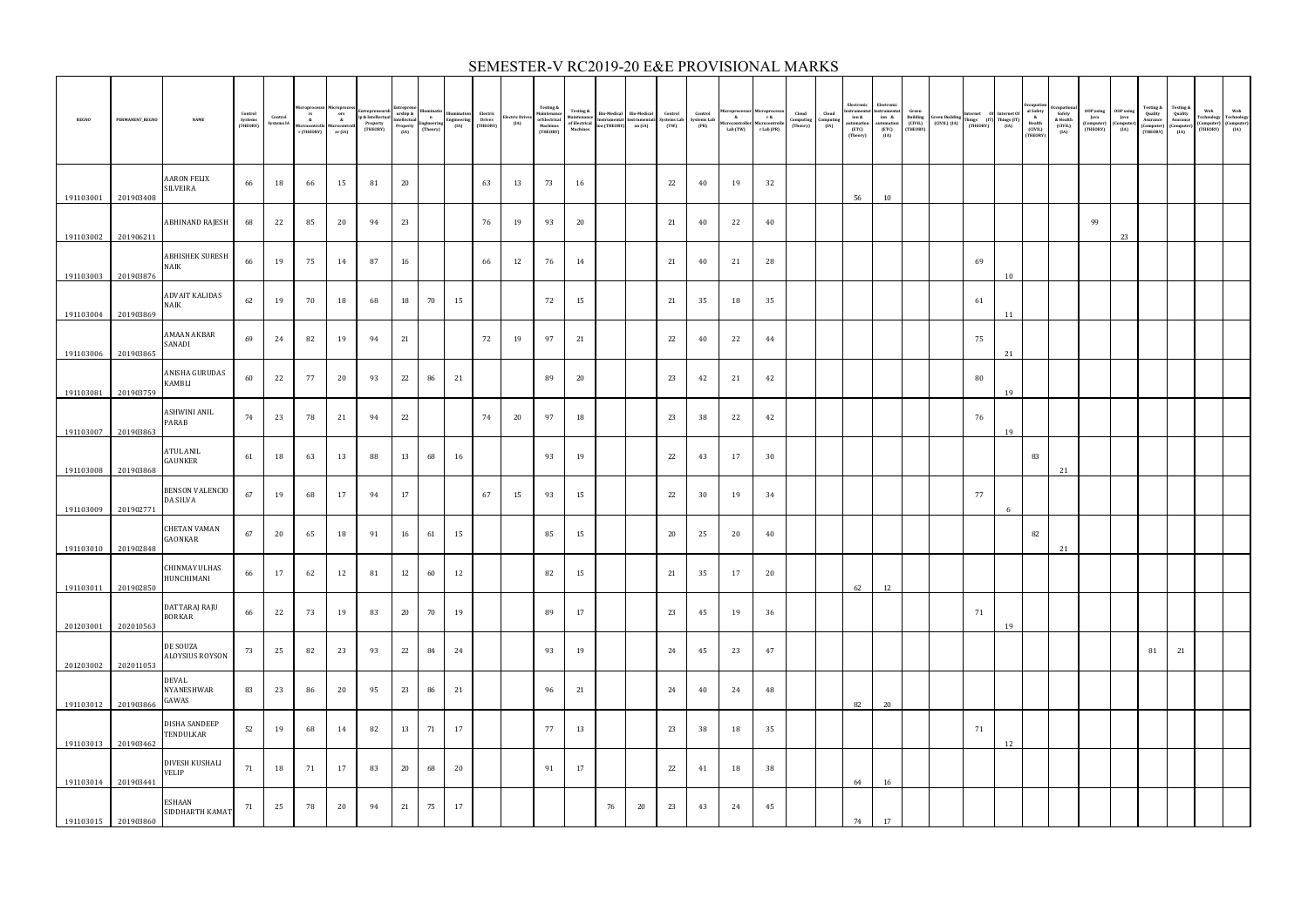# SEMESTER-V RC2019-20 E&E PROVISIONAL MARKS

| REGNO | PERMANENT_REGNO | NAME | Control Systems (THEORY) | Control Systems IA | Microprocessors & Microcontroller (THEORY) | Microprocessors & Microcontroller (IA) | Entrepreneurship & Intellectual Property (THEORY) | Entrepreneurship & Intellectual Property (IA) | Illumination Engineering (Theory) | Illumination Engineering (IA) | Electric Drives (THEORY) | Electric Drives (IA) | Testing & Maintenance of Electrical Machines (THEORY) | Testing & Maintenance of Electrical Machines | Bio-Medical Instrumentation (THEORY) | Bio-Medical Instrumentation (IA) | Control Systems Lab (TW) | Control Systems Lab (PR) | Microprocessor & Microcontroller Lab (TW) | Microprocessor & Microcontroller Lab (PR) | Cloud Computing (Theory) | Cloud Computing (IA) | Electronic Instrumentation & automation (ETC) (Theory) | Electronic Instrumentation & automation (ETC) (IA) | Green Building (CIVIL) (THEORY) | Green Building (CIVIL) (IA) | Internet Of Things (IT) (THEORY) | Internet Of Things (IT) (IA) | Occupational Safety & Health (CIVIL) (THEORY) | Occupational Safety & Health (CIVIL) (IA) | OOP using Java (Computer) (THEORY) | OOP using Java (Computer) (IA) | Testing & Quality Assurance (Computer) (THEORY) | Testing & Quality Assurance (Computer) (IA) | Web Technology (Computer) (THEORY) | Web Technology (Computer) (IA) |
|---|---|---|---|---|---|---|---|---|---|---|---|---|---|---|---|---|---|---|---|---|---|---|---|---|---|---|---|---|---|---|---|---|---|---|---|---|
| 191103001 | 201903408 | AARON FELIX SILVEIRA | 66 | 18 | 66 | 15 | 81 | 20 | | | 63 | 13 | 73 | 16 | | | 22 | 40 | 19 | 32 | | | 56 | 10 | | | | | | | | | | | | |
| 191103002 | 201906211 | ABHINAND RAJESH | 68 | 22 | 85 | 20 | 94 | 23 | | | 76 | 19 | 93 | 20 | | | 21 | 40 | 22 | 40 | | | | | | | | | | | 99 | 23 | | | | |
| 191103003 | 201903876 | ABHISHEK SURESH NAIK | 66 | 19 | 75 | 14 | 87 | 16 | | | 66 | 12 | 76 | 14 | | | 21 | 40 | 21 | 28 | | | | | | | 69 | 10 | | | | | | | | |
| 191103004 | 201903869 | ADVAIT KALIDAS NAIK | 62 | 19 | 70 | 18 | 68 | 18 | 70 | 15 | | | 72 | 15 | | | 21 | 35 | 18 | 35 | | | | | | | 61 | 11 | | | | | | | | |
| 191103006 | 201903865 | AMAAN AKBAR SANADI | 69 | 24 | 82 | 19 | 94 | 21 | | | 72 | 19 | 97 | 21 | | | 22 | 40 | 22 | 44 | | | | | | | 75 | 21 | | | | | | | | |
| 191103081 | 201903759 | ANISHA GURUDAS KAMBLI | 60 | 22 | 77 | 20 | 93 | 22 | 86 | 21 | | | 89 | 20 | | | 23 | 42 | 21 | 42 | | | | | | | 80 | 19 | | | | | | | | |
| 191103007 | 201903863 | ASHWINI ANIL PARAB | 74 | 23 | 78 | 21 | 94 | 22 | | | 74 | 20 | 97 | 18 | | | 23 | 38 | 22 | 42 | | | | | | | 76 | 19 | | | | | | | | |
| 191103008 | 201903868 | ATUL ANIL GAUNKER | 61 | 18 | 63 | 13 | 88 | 13 | 68 | 16 | | | 93 | 19 | | | 22 | 43 | 17 | 30 | | | | | | | | | 83 | 21 | | | | | | |
| 191103009 | 201902771 | BENSON VALENCIO DA SILVA | 67 | 19 | 68 | 17 | 94 | 17 | | | 67 | 15 | 93 | 15 | | | 22 | 30 | 19 | 34 | | | | | | | 77 | 6 | | | | | | | | |
| 191103010 | 201902848 | CHETAN VAMAN GAONKAR | 67 | 20 | 65 | 18 | 91 | 16 | 61 | 15 | | | 85 | 15 | | | 20 | 25 | 20 | 40 | | | | | | | | | 82 | 21 | | | | | | |
| 191103011 | 201902850 | CHINMAY ULHAS HUNCHIMANI | 66 | 17 | 62 | 12 | 81 | 12 | 60 | 12 | | | 82 | 15 | | | 21 | 35 | 17 | 20 | | | 62 | 12 | | | | | | | | | | | | |
| 201203001 | 202010563 | DATTARAJ RAJU BORKAR | 66 | 22 | 73 | 19 | 83 | 20 | 70 | 19 | | | 89 | 17 | | | 23 | 45 | 19 | 36 | | | | | | | 71 | 19 | | | | | | | | |
| 201203002 | 202011053 | DE SOUZA ALOYSIUS ROYSON | 73 | 25 | 82 | 23 | 93 | 22 | 84 | 24 | | | 93 | 19 | | | 24 | 45 | 23 | 47 | | | | | | | | | | | | | 81 | 21 | | |
| 191103012 | 201903866 | DEVAL NYANESHWAR GAWAS | 83 | 23 | 86 | 20 | 95 | 23 | 86 | 21 | | | 96 | 21 | | | 24 | 40 | 24 | 48 | | | 82 | 20 | | | | | | | | | | | | |
| 191103013 | 201903462 | DISHA SANDEEP TENDULKAR | 52 | 19 | 68 | 14 | 82 | 13 | 71 | 17 | | | 77 | 13 | | | 23 | 38 | 18 | 35 | | | | | | | 71 | 12 | | | | | | | | |
| 191103014 | 201903441 | DIVESH KUSHALI VELIP | 71 | 18 | 71 | 17 | 83 | 20 | 68 | 20 | | | 91 | 17 | | | 22 | 41 | 18 | 38 | | | 64 | 16 | | | | | | | | | | | | |
| 191103015 | 201903860 | ESHAAN SIDDHARTH KAMAT | 71 | 25 | 78 | 20 | 94 | 21 | 75 | 17 | | | | | 76 | 20 | 23 | 43 | 24 | 45 | | | 74 | 17 | | | | | | | | | | | | |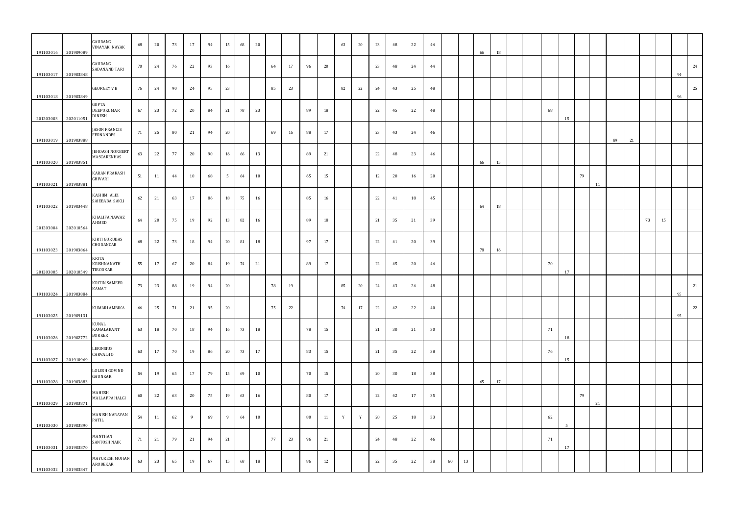| | | | | | | | | | | | | | | | | | | | | | | | | | | | | | | | | | | | | |
|---|---|---|---|---|---|---|---|---|---|---|---|---|---|---|---|---|---|---|---|---|---|---|---|---|---|---|---|---|---|---|---|---|---|---|---|---|
| 191103016 | 201909089 | GAURANG VINAYAK NAYAK | 68 | 20 | 73 | 17 | 94 | 15 | 68 | 20 | | | | | 63 | 20 | 23 | 48 | 22 | 44 | | | 66 | 18 | | | | | | | | | | | | |
| 191103017 | 201903848 | GAURANG SADANAND TARI | 70 | 24 | 76 | 22 | 93 | 16 | | | 64 | 17 | 96 | 20 | | | 23 | 48 | 24 | 44 | | | | | | | | | | | | | | | 94 | 24 |
| 191103018 | 201903849 | GEORGEY V B | 76 | 24 | 90 | 24 | 95 | 23 | | | 85 | 23 | | | 82 | 22 | 24 | 43 | 25 | 48 | | | | | | | | | | | | | | | 96 | 25 |
| 201203003 | 202011051 | GUPTA DEEPUKUMAR DINESH | 67 | 23 | 72 | 20 | 84 | 21 | 78 | 23 | | | 89 | 18 | | | 22 | 45 | 22 | 48 | | | | | | | 68 | 15 | | | | | | | | |
| 191103019 | 201903888 | JASON FRANCIS FERNANDES | 71 | 25 | 80 | 21 | 94 | 20 | | | 69 | 16 | 88 | 17 | | | 23 | 43 | 24 | 46 | | | | | | | | | | | 89 | 21 | | | | |
| 191103020 | 201903851 | JEHOASH NORBERT MASCARENHAS | 63 | 22 | 77 | 20 | 90 | 16 | 66 | 13 | | | 89 | 21 | | | 22 | 48 | 23 | 46 | | | 66 | 15 | | | | | | | | | | | | |
| 191103021 | 201903881 | KARAN PRAKASH GHIVARI | 51 | 11 | 44 | 10 | 68 | 5 | 64 | 10 | | | 65 | 15 | | | 12 | 20 | 16 | 20 | | | | | | | | | 79 | 11 | | | | | | |
| 191103022 | 201903448 | KASHIM ALIZ SAIEBABA SAKLI | 62 | 21 | 63 | 17 | 86 | 18 | 75 | 16 | | | 85 | 16 | | | 22 | 41 | 18 | 45 | | | 64 | 18 | | | | | | | | | | | | |
| 201203004 | 202010564 | KHALIFA NAWAZ AHMED | 64 | 20 | 75 | 19 | 92 | 13 | 82 | 16 | | | 89 | 18 | | | 21 | 35 | 21 | 39 | | | | | | | | | | | | | 73 | 15 | | |
| 191103023 | 201903864 | KIRTI GURUDAS CHODANCAR | 68 | 22 | 73 | 18 | 94 | 20 | 81 | 18 | | | 97 | 17 | | | 22 | 41 | 20 | 39 | | | 78 | 16 | | | | | | | | | | | | |
| 201203005 | 202010549 | KRITA KRISHNANATH TIRODKAR | 55 | 17 | 67 | 20 | 84 | 19 | 74 | 21 | | | 89 | 17 | | | 22 | 45 | 20 | 44 | | | | | | | 70 | 17 | | | | | | | | |
| 191103024 | 201903884 | KRITIN SAMEER KAMAT | 73 | 23 | 88 | 19 | 94 | 20 | | | 78 | 19 | | | 85 | 20 | 24 | 43 | 24 | 48 | | | | | | | | | | | | | | | 95 | 21 |
| 191103025 | 201909131 | KUMARI AMBIKA | 66 | 25 | 71 | 21 | 95 | 20 | | | 75 | 22 | | | 74 | 17 | 22 | 42 | 22 | 40 | | | | | | | | | | | | | | | 95 | 22 |
| 191103026 | 201902772 | KUNAL KAMALAKANT BORKER | 63 | 18 | 70 | 18 | 94 | 16 | 73 | 18 | | | 78 | 15 | | | 21 | 30 | 21 | 30 | | | | | | | 71 | 18 | | | | | | | | |
| 191103027 | 201910969 | LERINSIUS CARVALHO | 63 | 17 | 70 | 19 | 86 | 20 | 73 | 17 | | | 83 | 15 | | | 21 | 35 | 22 | 38 | | | | | | | 76 | 15 | | | | | | | | |
| 191103028 | 201903883 | LOLESH GOVIND GAUNKAR | 54 | 19 | 65 | 17 | 79 | 15 | 69 | 10 | | | 70 | 15 | | | 20 | 30 | 18 | 38 | | | 65 | 17 | | | | | | | | | | | | |
| 191103029 | 201903871 | MAHESH MALLAPPA HALGI | 60 | 22 | 63 | 20 | 75 | 19 | 63 | 16 | | | 80 | 17 | | | 22 | 42 | 17 | 35 | | | | | | | | | 79 | 21 | | | | | | |
| 191103030 | 201903890 | MANISH NARAYAN PATIL | 54 | 11 | 62 | 9 | 69 | 9 | 64 | 10 | | | 80 | 11 | Y | Y | 20 | 25 | 18 | 33 | | | | | | | 62 | 5 | | | | | | | | |
| 191103031 | 201903870 | MANTHAN SANTOSH NAIK | 71 | 21 | 79 | 21 | 94 | 21 | | | 77 | 23 | 96 | 21 | | | 24 | 48 | 22 | 46 | | | | | | | 71 | 17 | | | | | | | | |
| 191103032 | 201903847 | MAYURESH MOHAN AROBEKAR | 63 | 23 | 65 | 19 | 67 | 15 | 68 | 18 | | | 86 | 12 | | | 22 | 35 | 22 | 38 | 60 | 13 | | | | | | | | | | | | | | |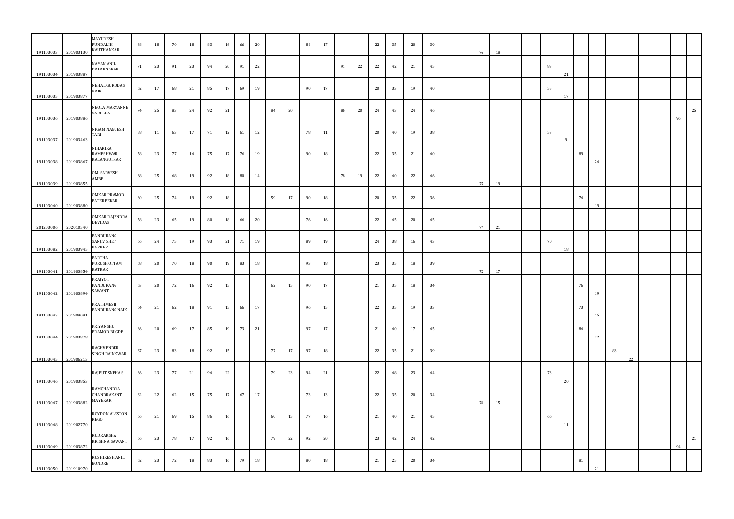| | | | | | | | | | | | | | | | | | | | | | | | | | | | | | | | | | | | | |
|---|---|---|---|---|---|---|---|---|---|---|---|---|---|---|---|---|---|---|---|---|---|---|---|---|---|---|---|---|---|---|---|---|---|---|---|---|
| 191103033 | 201903130 | MAYURESH PUNDALIK KAUTHANKAR | 68 | 18 | 70 | 18 | 83 | 16 | 66 | 20 | | | 84 | 17 | | | 22 | 35 | 20 | 39 | | | 76 | 18 | | | | | | | | | | | | |
| 191103034 | 201903887 | NAYAN ANIL HALARNEKAR | 71 | 23 | 91 | 23 | 94 | 20 | 91 | 22 | | | | | 91 | 22 | 22 | 42 | 21 | 45 | | | | | | | 83 | 21 | | | | | | | | |
| 191103035 | 201903877 | NEHAL GURUDAS NAIK | 62 | 17 | 68 | 21 | 85 | 17 | 69 | 19 | | | 90 | 17 | | | 20 | 33 | 19 | 40 | | | | | | | 55 | 17 | | | | | | | | |
| 191103036 | 201903886 | NEOLA MARYANNE VARELLA | 74 | 25 | 83 | 24 | 92 | 21 | | | 84 | 20 | | | 86 | 20 | 24 | 43 | 24 | 46 | | | | | | | | | | | | | | | 96 | 25 |
| 191103037 | 201903463 | NIGAM NAGUESH TARI | 58 | 11 | 63 | 17 | 71 | 12 | 61 | 12 | | | 78 | 11 | | | 20 | 40 | 19 | 38 | | | | | | | 53 | 9 | | | | | | | | |
| 191103038 | 201903867 | NIHARIKA RAMESHWAR KALANGUTKAR | 58 | 23 | 77 | 14 | 75 | 17 | 76 | 19 | | | 90 | 18 | | | 22 | 35 | 21 | 40 | | | | | | | | | 89 | 24 | | | | | | |
| 191103039 | 201903855 | OM SARVESH AMBE | 68 | 25 | 68 | 19 | 92 | 18 | 80 | 14 | | | | | 78 | 19 | 22 | 40 | 22 | 46 | | | 75 | 19 | | | | | | | | | | | | |
| 191103040 | 201903880 | OMKAR PRAMOD FATERPEKAR | 60 | 25 | 74 | 19 | 92 | 18 | | | 59 | 17 | 90 | 18 | | | 20 | 35 | 22 | 36 | | | | | | | | | 74 | 19 | | | | | | |
| 201203006 | 202010540 | OMKAR RAJENDRA DEVIDAS | 58 | 23 | 65 | 19 | 80 | 18 | 66 | 20 | | | 76 | 16 | | | 22 | 45 | 20 | 45 | | | 77 | 21 | | | | | | | | | | | | |
| 191103082 | 201903945 | PANDURANG SANJIV SHET PARKER | 66 | 24 | 75 | 19 | 93 | 21 | 71 | 19 | | | 89 | 19 | | | 24 | 38 | 16 | 43 | | | | | | | 70 | 18 | | | | | | | | |
| 191103041 | 201903854 | PARTHA PURUSHOTTAM KATKAR | 68 | 20 | 70 | 18 | 90 | 19 | 83 | 18 | | | 93 | 18 | | | 23 | 35 | 18 | 39 | | | 72 | 17 | | | | | | | | | | | | |
| 191103042 | 201903894 | PRAJYOT PANDURANG SAWANT | 63 | 20 | 72 | 16 | 92 | 15 | | | 62 | 15 | 90 | 17 | | | 21 | 35 | 18 | 34 | | | | | | | | | 76 | 19 | | | | | | |
| 191103043 | 201909091 | PRATHMESH PANDURANG NAIK | 64 | 21 | 62 | 18 | 91 | 15 | 66 | 17 | | | 96 | 15 | | | 22 | 35 | 19 | 33 | | | | | | | | | 73 | 15 | | | | | | |
| 191103044 | 201903878 | PRIYANSHU PRAMOD BUGDE | 66 | 20 | 69 | 17 | 85 | 19 | 73 | 21 | | | 97 | 17 | | | 21 | 40 | 17 | 45 | | | | | | | | | 84 | 22 | | | | | | |
| 191103045 | 201906213 | RAGHVENDER SINGH RAINKWAR | 67 | 23 | 83 | 18 | 92 | 15 | | | 77 | 17 | 97 | 18 | | | 22 | 35 | 21 | 39 | | | | | | | | | | | 83 | 22 | | | | |
| 191103046 | 201903853 | RAJPUT SNEHA S | 66 | 23 | 77 | 21 | 94 | 22 | | | 79 | 23 | 94 | 21 | | | 22 | 48 | 23 | 44 | | | | | | | 73 | 20 | | | | | | | | |
| 191103047 | 201903882 | RAMCHANDRA CHANDRAKANT MAYEKAR | 62 | 22 | 62 | 15 | 75 | 17 | 67 | 17 | | | 73 | 13 | | | 22 | 35 | 20 | 34 | | | 76 | 15 | | | | | | | | | | | | |
| 191103048 | 201902770 | ROYDON ALESTON REGO | 66 | 21 | 69 | 15 | 86 | 16 | | | 60 | 15 | 77 | 16 | | | 21 | 40 | 21 | 45 | | | | | | | 66 | 11 | | | | | | | | |
| 191103049 | 201903872 | RUDRAKSHA KRISHNA SAWANT | 66 | 23 | 78 | 17 | 92 | 16 | | | 79 | 22 | 92 | 20 | | | 23 | 42 | 24 | 42 | | | | | | | | | | | | | | | 94 | 21 |
| 191103050 | 201910970 | RUSHIKESH ANIL BONDRE | 62 | 23 | 72 | 18 | 83 | 16 | 79 | 18 | | | 80 | 18 | | | 21 | 25 | 20 | 34 | | | | | | | | | 81 | 21 | | | | | | |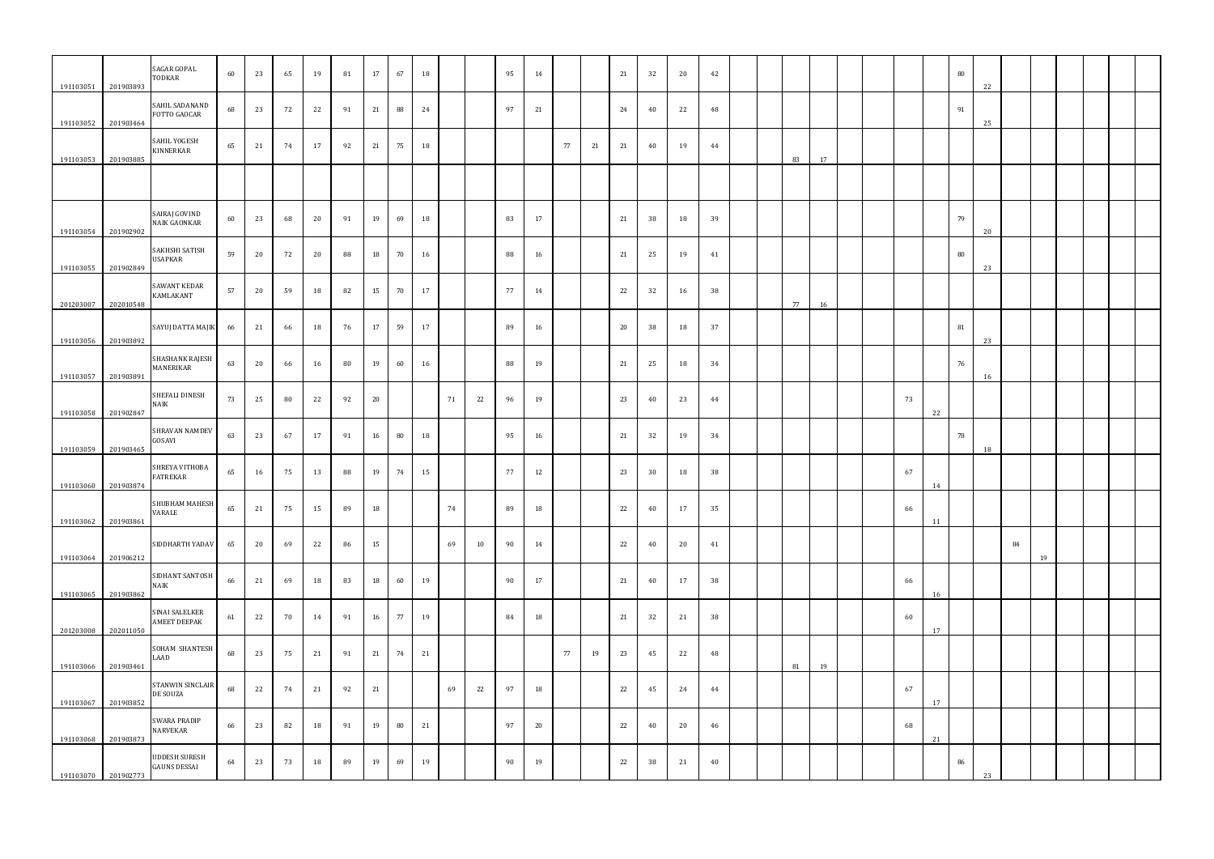| | | | | | | | | | | | | | | | | | | | | | | | | | | | | | | | | | | | | | |
|---|---|---|---|---|---|---|---|---|---|---|---|---|---|---|---|---|---|---|---|---|---|---|---|---|---|---|---|---|---|---|---|---|---|---|---|---|---|
| 191103051 | 201903893 | SAGAR GOPAL TODKAR | 60 | 23 | 65 | 19 | 81 | 17 | 67 | 18 | | | 95 | 14 | | | 21 | 32 | 20 | 42 | | | | | | | | | | 80 | 22 | | | | | | |
| 191103052 | 201903464 | SAHIL SADANAND FOTTO GAOCAR | 68 | 23 | 72 | 22 | 91 | 21 | 88 | 24 | | | 97 | 21 | | | 24 | 40 | 22 | 48 | | | | | | | | | | 91 | 25 | | | | | | |
| 191103053 | 201903885 | SAHIL YOGESH KINNERKAR | 65 | 21 | 74 | 17 | 92 | 21 | 75 | 18 | | | | | 77 | 21 | 21 | 40 | 19 | 44 | | | | 83 | 17 | | | | | | | | | | | | |
| | | | | | | | | | | | | | | | | | | | | | | | | | | | | | | | | | | | | | |
| 191103054 | 201902902 | SAIRAJ GOVIND NAIK GAONKAR | 60 | 23 | 68 | 20 | 91 | 19 | 69 | 18 | | | 83 | 17 | | | 21 | 38 | 18 | 39 | | | | | | | | | | 79 | 20 | | | | | | |
| 191103055 | 201902849 | SAKHSHI SATISH USAPKAR | 59 | 20 | 72 | 20 | 88 | 18 | 70 | 16 | | | 88 | 16 | | | 21 | 25 | 19 | 41 | | | | | | | | | | 80 | 23 | | | | | | |
| 201203007 | 202010548 | SAWANT KEDAR KAMLAKANT | 57 | 20 | 59 | 18 | 82 | 15 | 70 | 17 | | | 77 | 14 | | | 22 | 32 | 16 | 38 | | | | 77 | 16 | | | | | | | | | | | | |
| 191103056 | 201903892 | SAYUJ DATTA MAJIK | 66 | 21 | 66 | 18 | 76 | 17 | 59 | 17 | | | 89 | 16 | | | 20 | 38 | 18 | 37 | | | | | | | | | | 81 | 23 | | | | | | |
| 191103057 | 201903891 | SHASHANK RAJESH MANERIKAR | 63 | 20 | 66 | 16 | 80 | 19 | 60 | 16 | | | 88 | 19 | | | 21 | 25 | 18 | 34 | | | | | | | | | | 76 | 16 | | | | | | |
| 191103058 | 201902847 | SHEFALI DINESH NAIK | 73 | 25 | 80 | 22 | 92 | 20 | | | 71 | 22 | 96 | 19 | | | 23 | 40 | 23 | 44 | | | | | | | | 73 | 22 | | | | | | | | |
| 191103059 | 201903465 | SHRAVAN NAMDEV GOSAVI | 63 | 23 | 67 | 17 | 91 | 16 | 80 | 18 | | | 95 | 16 | | | 21 | 32 | 19 | 34 | | | | | | | | | | 78 | 18 | | | | | | |
| 191103060 | 201903874 | SHREYA VITHOBA FATREKAR | 65 | 16 | 75 | 13 | 88 | 19 | 74 | 15 | | | 77 | 12 | | | 23 | 30 | 18 | 38 | | | | | | | | 67 | 14 | | | | | | | | |
| 191103062 | 201903861 | SHUBHAM MAHESH VARALE | 65 | 21 | 75 | 15 | 89 | 18 | | | 74 | | 89 | 18 | | | 22 | 40 | 17 | 35 | | | | | | | | 66 | 11 | | | | | | | | |
| 191103064 | 201906212 | SIDDHARTH YADAV | 65 | 20 | 69 | 22 | 86 | 15 | | | 69 | 10 | 90 | 14 | | | 22 | 40 | 20 | 41 | | | | | | | | | | | | 84 | 19 | | | | |
| 191103065 | 201903862 | SIDHANT SANTOSH NAIK | 66 | 21 | 69 | 18 | 83 | 18 | 60 | 19 | | | 90 | 17 | | | 21 | 40 | 17 | 38 | | | | | | | | 66 | 16 | | | | | | | | |
| 201203008 | 202011050 | SINAI SALELKER AMEET DEEPAK | 61 | 22 | 70 | 14 | 91 | 16 | 77 | 19 | | | 84 | 18 | | | 21 | 32 | 21 | 38 | | | | | | | | 60 | 17 | | | | | | | | |
| 191103066 | 201903461 | SOHAM SHANTESH LAAD | 68 | 23 | 75 | 21 | 91 | 21 | 74 | 21 | | | | | 77 | 19 | 23 | 45 | 22 | 48 | | | | 81 | 19 | | | | | | | | | | | | |
| 191103067 | 201903852 | STANWIN SINCLAIR DE SOUZA | 68 | 22 | 74 | 21 | 92 | 21 | | | 69 | 22 | 97 | 18 | | | 22 | 45 | 24 | 44 | | | | | | | | 67 | 17 | | | | | | | | |
| 191103068 | 201903873 | SWARA PRADIP NARVEKAR | 66 | 23 | 82 | 18 | 91 | 19 | 80 | 21 | | | 97 | 20 | | | 22 | 40 | 20 | 46 | | | | | | | | 68 | 21 | | | | | | | | |
| 191103070 | 201902773 | UDDESH SURESH GAUNS DESSAI | 64 | 23 | 73 | 18 | 89 | 19 | 69 | 19 | | | 90 | 19 | | | 22 | 38 | 21 | 40 | | | | | | | | | | 86 | 23 | | | | | | |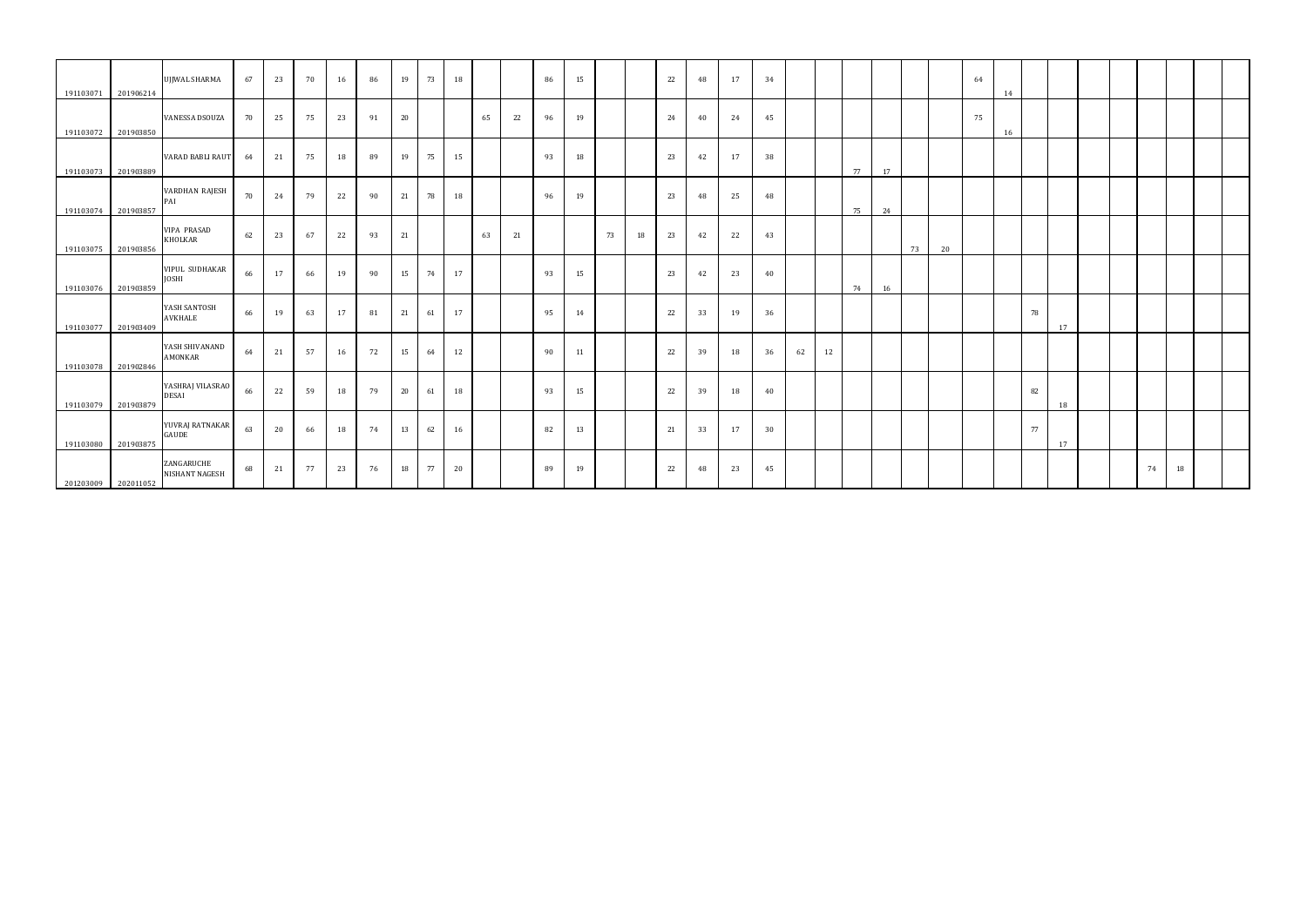| | | | | | | | | | | | | | | | | | | | | | | | | | | | | | | | | | | | | |
|---|---|---|---|---|---|---|---|---|---|---|---|---|---|---|---|---|---|---|---|---|---|---|---|---|---|---|---|---|---|---|---|---|---|---|---|---|
| 191103071 | 201906214 | UJJWAL SHARMA | 67 | 23 | 70 | 16 | 86 | 19 | 73 | 18 | | | 86 | 15 | | | 22 | 48 | 17 | 34 | | | | | | | 64 | 14 | | | | | | | | |
| 191103072 | 201903850 | VANESSA DSOUZA | 70 | 25 | 75 | 23 | 91 | 20 | | | 65 | 22 | 96 | 19 | | | 24 | 40 | 24 | 45 | | | | | | | 75 | 16 | | | | | | | | |
| 191103073 | 201903889 | VARAD BABLI RAUT | 64 | 21 | 75 | 18 | 89 | 19 | 75 | 15 | | | 93 | 18 | | | 23 | 42 | 17 | 38 | | | 77 | 17 | | | | | | | | | | | | |
| 191103074 | 201903857 | VARDHAN RAJESH PAI | 70 | 24 | 79 | 22 | 90 | 21 | 78 | 18 | | | 96 | 19 | | | 23 | 48 | 25 | 48 | | | 75 | 24 | | | | | | | | | | | | |
| 191103075 | 201903856 | VIPA PRASAD KHOLKAR | 62 | 23 | 67 | 22 | 93 | 21 | | | 63 | 21 | | | 73 | 18 | 23 | 42 | 22 | 43 | | | | | 73 | 20 | | | | | | | | | | |
| 191103076 | 201903859 | VIPUL SUDHAKAR JOSHI | 66 | 17 | 66 | 19 | 90 | 15 | 74 | 17 | | | 93 | 15 | | | 23 | 42 | 23 | 40 | | | 74 | 16 | | | | | | | | | | | | |
| 191103077 | 201903409 | YASH SANTOSH AVKHALE | 66 | 19 | 63 | 17 | 81 | 21 | 61 | 17 | | | 95 | 14 | | | 22 | 33 | 19 | 36 | | | | | | | | | 78 | 17 | | | | | | |
| 191103078 | 201902846 | YASH SHIVANAND AMONKAR | 64 | 21 | 57 | 16 | 72 | 15 | 64 | 12 | | | 90 | 11 | | | 22 | 39 | 18 | 36 | 62 | 12 | | | | | | | | | | | | | | |
| 191103079 | 201903879 | YASHRAJ VILASRAO DESAI | 66 | 22 | 59 | 18 | 79 | 20 | 61 | 18 | | | 93 | 15 | | | 22 | 39 | 18 | 40 | | | | | | | | | 82 | 18 | | | | | | |
| 191103080 | 201903875 | YUVRAJ RATNAKAR GAUDE | 63 | 20 | 66 | 18 | 74 | 13 | 62 | 16 | | | 82 | 13 | | | 21 | 33 | 17 | 30 | | | | | | | | | 77 | 17 | | | | | | |
| 201203009 | 202011052 | ZANGARUCHE NISHANT NAGESH | 68 | 21 | 77 | 23 | 76 | 18 | 77 | 20 | | | 89 | 19 | | | 22 | 48 | 23 | 45 | | | | | | | | | | | | | 74 | 18 | | |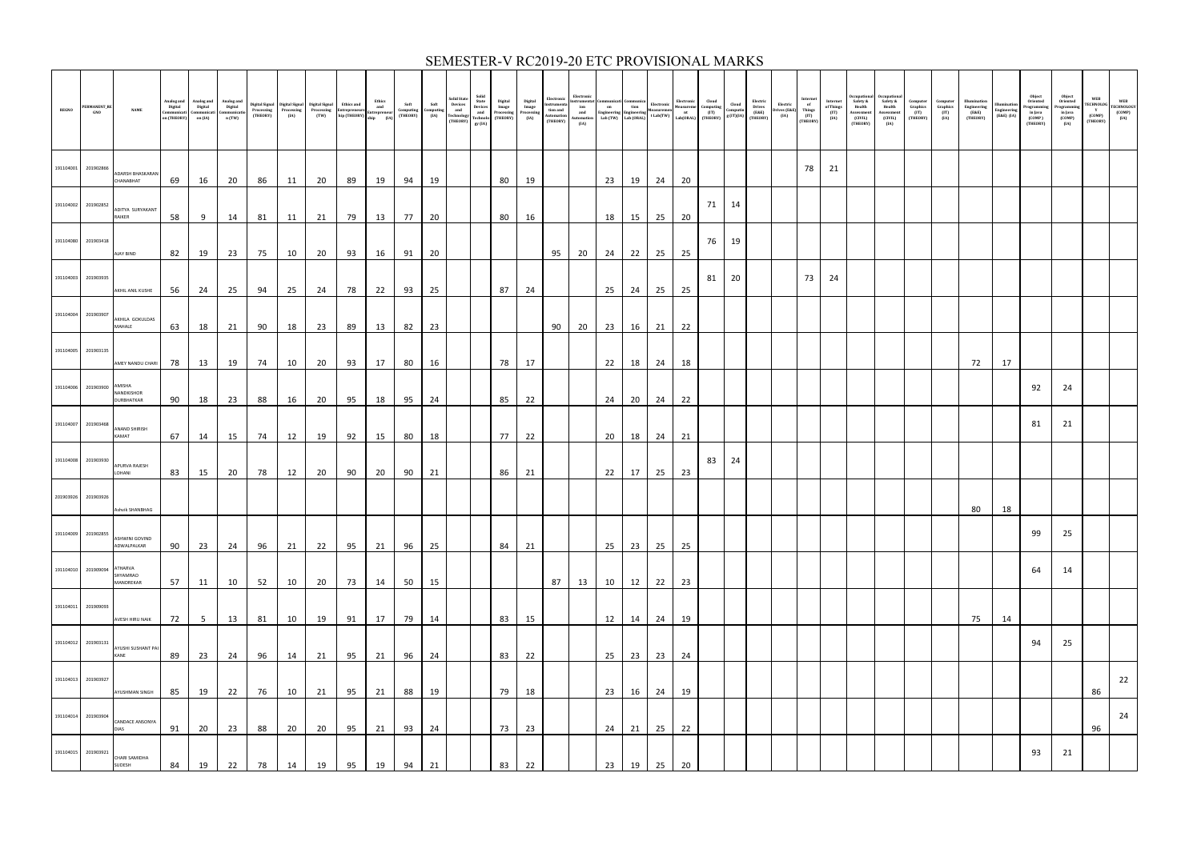# SEMESTER-V RC2019-20 ETC PROVISIONAL MARKS

| REGNO | PERMANENT_REGNO | NAME | Analog and Digital Communication (THEORY) | Analog and Digital Communication (IA) | Analog and Digital Communication (TW) | Digital Signal Processing (THEORY) | Digital Signal Processing (IA) | Digital Signal Processing (TW) | Ethics and Entrepreneurship (THEORY) | Ethics and Entrepreneurship (IA) | Soft Computing (THEORY) | Soft Computing (IA) | Solid State Devices and Technology (THEORY) | Solid State Devices and Technology (IA) | Digital Image Processing (THEORY) | Digital Image Processing (IA) | Electronic Instrumentation and Automation (THEORY) | Electronic Instrumentation and Automation (IA) | Communication Engineering Lab (TW) | Communication Engineering Lab (ORAL) | Electronic Measurement Lab(TW) | Electronic Measurement Lab(ORAL) | Cloud Computing (IT) (THEORY) | Cloud Computing (IT)(IA) | Electric Drives (E&E) (THEORY) | Electric Drives (E&E) (IA) | Internet of Things (IT) (THEORY) | Internet of Things (IT) (IA) | Occupational Safety & Health Assessment (CIVIL) (THEORY) | Occupational Safety & Health Assessment (CIVIL) (IA) | Computer Graphics (IT) (THEORY) | Computer Graphics (IT) (IA) | Illumination Engineering (E&E) (THEORY) | Illumination Engineering (E&E) (IA) | Object Oriented Programming in Java (COMP) (THEORY) | Object Oriented Programming in Java (COMP) (IA) | WEB TECHNOLOGY (COMP) (THEORY) | WEB TECHNOLOGY (COMP) (IA) |
|---|---|---|---|---|---|---|---|---|---|---|---|---|---|---|---|---|---|---|---|---|---|---|---|---|---|---|---|---|---|---|---|---|---|---|---|---|---|---|
| 191104001 | 201902866 | ADARSH BHASKARAN CHANABHAT | 69 | 16 | 20 | 86 | 11 | 20 | 89 | 19 | 94 | 19 | | | 80 | 19 | | | 23 | 19 | 24 | 20 | | | | | 78 | 21 | | | | | | | | | | |
| 191104002 | 201902852 | ADITYA SURYAKANT RAIKER | 58 | 9 | 14 | 81 | 11 | 21 | 79 | 13 | 77 | 20 | | | 80 | 16 | | | 18 | 15 | 25 | 20 | 71 | 14 | | | | | | | | | | | | | | |
| 191104080 | 201903418 | AJAY BIND | 82 | 19 | 23 | 75 | 10 | 20 | 93 | 16 | 91 | 20 | | | | | 95 | 20 | 24 | 22 | 25 | 25 | 76 | 19 | | | | | | | | | | | | | | |
| 191104003 | 201903935 | AKHIL ANIL KUSHE | 56 | 24 | 25 | 94 | 25 | 24 | 78 | 22 | 93 | 25 | | | 87 | 24 | | | 25 | 24 | 25 | 25 | 81 | 20 | | | 73 | 24 | | | | | | | | | | |
| 191104004 | 201903907 | AKHILA GOKULDAS MAHALE | 63 | 18 | 21 | 90 | 18 | 23 | 89 | 13 | 82 | 23 | | | | | 90 | 20 | 23 | 16 | 21 | 22 | | | | | | | | | | | | | | | | |
| 191104005 | 201903135 | AMEY NANDU CHARI | 78 | 13 | 19 | 74 | 10 | 20 | 93 | 17 | 80 | 16 | | | 78 | 17 | | | 22 | 18 | 24 | 18 | | | | | | | | | | | 72 | 17 | | | | |
| 191104006 | 201903900 | AMISHA NANDKISHOR DURBHATKAR | 90 | 18 | 23 | 88 | 16 | 20 | 95 | 18 | 95 | 24 | | | 85 | 22 | | | 24 | 20 | 24 | 22 | | | | | | | | | | | | | 92 | 24 | | |
| 191104007 | 201903468 | ANAND SHIRISH KAMAT | 67 | 14 | 15 | 74 | 12 | 19 | 92 | 15 | 80 | 18 | | | 77 | 22 | | | 20 | 18 | 24 | 21 | | | | | | | | | | | | | 81 | 21 | | |
| 191104008 | 201903930 | APURVA RAJESH LOHANI | 83 | 15 | 20 | 78 | 12 | 20 | 90 | 20 | 90 | 21 | | | 86 | 21 | | | 22 | 17 | 25 | 23 | 83 | 24 | | | | | | | | | | | | | | |
| 201903926 | 201903926 | Ashvik SHANBHAG | | | | | | | | | | | | | | | | | | | | | | | | | | | | | | | 80 | 18 | | | | |
| 191104009 | 201902855 | ASHWINI GOVIND ADWALPALKAR | 90 | 23 | 24 | 96 | 21 | 22 | 95 | 21 | 96 | 25 | | | 84 | 21 | | | 25 | 23 | 25 | 25 | | | | | | | | | | | | | 99 | 25 | | |
| 191104010 | 201909094 | ATHARVA SHYAMRAO MANDREKAR | 57 | 11 | 10 | 52 | 10 | 20 | 73 | 14 | 50 | 15 | | | | | 87 | 13 | 10 | 12 | 22 | 23 | | | | | | | | | | | | | 64 | 14 | | |
| 191104011 | 201909093 | AVESH HIRU NAIK | 72 | 5 | 13 | 81 | 10 | 19 | 91 | 17 | 79 | 14 | | | 83 | 15 | | | 12 | 14 | 24 | 19 | | | | | | | | | | | 75 | 14 | | | | |
| 191104012 | 201903131 | AYUSHI SUSHANT PAI KANE | 89 | 23 | 24 | 96 | 14 | 21 | 95 | 21 | 96 | 24 | | | 83 | 22 | | | 25 | 23 | 23 | 24 | | | | | | | | | | | | | 94 | 25 | | |
| 191104013 | 201903927 | AYUSHMAN SINGH | 85 | 19 | 22 | 76 | 10 | 21 | 95 | 21 | 88 | 19 | | | 79 | 18 | | | 23 | 16 | 24 | 19 | | | | | | | | | | | | | | | 86 | 22 |
| 191104014 | 201903904 | CANDACE ANSONYA DIAS | 91 | 20 | 23 | 88 | 20 | 20 | 95 | 21 | 93 | 24 | | | 73 | 23 | | | 24 | 21 | 25 | 22 | | | | | | | | | | | | | | | 96 | 24 |
| 191104015 | 201903921 | CHARI SAMIDHA SUDESH | 84 | 19 | 22 | 78 | 14 | 19 | 95 | 19 | 94 | 21 | | | 83 | 22 | | | 23 | 19 | 25 | 20 | | | | | | | | | | | | | 93 | 21 | | |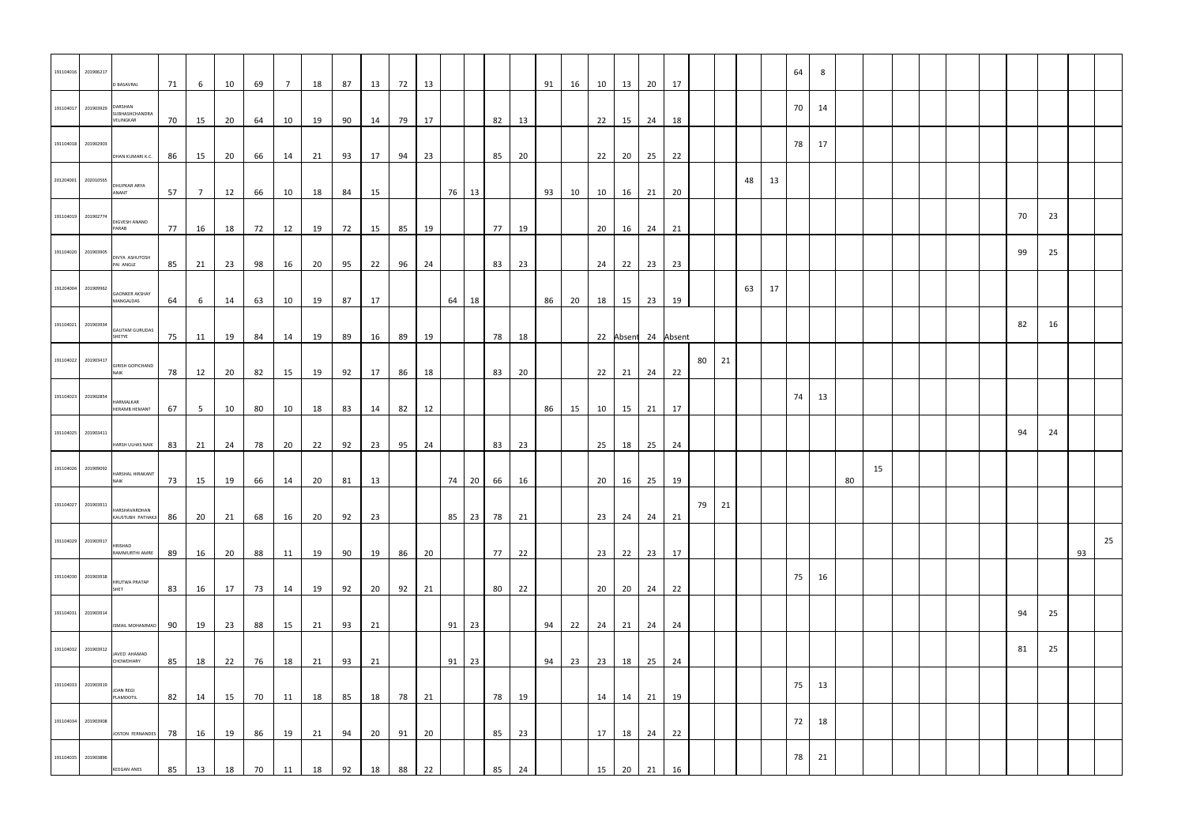| | | | | | | | | | | | | | | | | | | | | | | | | | | | | | | | | | | | | | | |
|---|---|---|---|---|---|---|---|---|---|---|---|---|---|---|---|---|---|---|---|---|---|---|---|---|---|---|---|---|---|---|---|---|---|---|---|---|---|---|
| 191104016 | 201906217 | D BASAVRAJ | 71 | 6 | 10 | 69 | 7 | 18 | 87 | 13 | 72 | 13 | | | | | 91 | 16 | 10 | 13 | 20 | 17 | | | | | 64 | 8 | | | | | | | | | | |
| 191104017 | 201903929 | DARSHAN SUBHASHCHANDRA VELINGKAR | 70 | 15 | 20 | 64 | 10 | 19 | 90 | 14 | 79 | 17 | | | 82 | 13 | | | 22 | 15 | 24 | 18 | | | | | 70 | 14 | | | | | | | | | | |
| 191104018 | 201902903 | DHAN KUMARI K.C. | 86 | 15 | 20 | 66 | 14 | 21 | 93 | 17 | 94 | 23 | | | 85 | 20 | | | 22 | 20 | 25 | 22 | | | | | 78 | 17 | | | | | | | | | | |
| 201204001 | 202010565 | DHUPKAR ARYA ANANT | 57 | 7 | 12 | 66 | 10 | 18 | 84 | 15 | | | 76 | 13 | | | 93 | 10 | 10 | 16 | 21 | 20 | | | 48 | 13 | | | | | | | | | | | | |
| 191104019 | 201902774 | DIGVESH ANAND PARAB | 77 | 16 | 18 | 72 | 12 | 19 | 72 | 15 | 85 | 19 | | | 77 | 19 | | | 20 | 16 | 24 | 21 | | | | | | | | | | | | | 70 | 23 | | |
| 191104020 | 201903905 | DIVYA ASHUTOSH PAI ANGLE | 85 | 21 | 23 | 98 | 16 | 20 | 95 | 22 | 96 | 24 | | | 83 | 23 | | | 24 | 22 | 23 | 23 | | | | | | | | | | | | | 99 | 25 | | |
| 191204004 | 201909962 | GAONKER AKSHAY MANGALDAS | 64 | 6 | 14 | 63 | 10 | 19 | 87 | 17 | | | 64 | 18 | | | 86 | 20 | 18 | 15 | 23 | 19 | | | 63 | 17 | | | | | | | | | | | | |
| 191104021 | 201903934 | GAUTAM GURUDAS SHETYE | 75 | 11 | 19 | 84 | 14 | 19 | 89 | 16 | 89 | 19 | | | 78 | 18 | | | 22 | Absent | 24 | Absent | | | | | | | | | | | | | 82 | 16 | | |
| 191104022 | 201903417 | GIRISH GOPICHAND NAIK | 78 | 12 | 20 | 82 | 15 | 19 | 92 | 17 | 86 | 18 | | | 83 | 20 | | | 22 | 21 | 24 | 22 | 80 | 21 | | | | | | | | | | | | | | |
| 191104023 | 201902854 | HARMALKAR HERAMB HEMANT | 67 | 5 | 10 | 80 | 10 | 18 | 83 | 14 | 82 | 12 | | | | | 86 | 15 | 10 | 15 | 21 | 17 | | | | | 74 | 13 | | | | | | | | | | |
| 191104025 | 201903411 | HARSH ULHAS NAIK | 83 | 21 | 24 | 78 | 20 | 22 | 92 | 23 | 95 | 24 | | | 83 | 23 | | | 25 | 18 | 25 | 24 | | | | | | | | | | | | | 94 | 24 | | |
| 191104026 | 201909092 | HARSHAL HIRAKANT NAIK | 73 | 15 | 19 | 66 | 14 | 20 | 81 | 13 | | | 74 | 20 | 66 | 16 | | | 20 | 16 | 25 | 19 | | | | | | | 80 | 15 | | | | | | | | |
| 191104027 | 201903911 | HARSHAVARDHAN KAUSTUBH PATHAK | 86 | 20 | 21 | 68 | 16 | 20 | 92 | 23 | | | 85 | 23 | 78 | 21 | | | 23 | 24 | 24 | 21 | 79 | 21 | | | | | | | | | | | | | | |
| 191104029 | 201903917 | HRISHAD RAMMURTHI AMRE | 89 | 16 | 20 | 88 | 11 | 19 | 90 | 19 | 86 | 20 | | | 77 | 22 | | | 23 | 22 | 23 | 17 | | | | | | | | | | | | | | | 93 | 25 |
| 191104030 | 201903918 | HRUTWA PRATAP SHET | 83 | 16 | 17 | 73 | 14 | 19 | 92 | 20 | 92 | 21 | | | 80 | 22 | | | 20 | 20 | 24 | 22 | | | | | 75 | 16 | | | | | | | | | | |
| 191104031 | 201903914 | ISMAIL MOHAMMAD | 90 | 19 | 23 | 88 | 15 | 21 | 93 | 21 | | | 91 | 23 | | | 94 | 22 | 24 | 21 | 24 | 24 | | | | | | | | | | | | | 94 | 25 | | |
| 191104032 | 201903912 | JAVED AHAMAD CHOWDHARY | 85 | 18 | 22 | 76 | 18 | 21 | 93 | 21 | | | 91 | 23 | | | 94 | 23 | 23 | 18 | 25 | 24 | | | | | | | | | | | | | 81 | 25 | | |
| 191104033 | 201903919 | JOAN REGI PLAMOOTIL | 82 | 14 | 15 | 70 | 11 | 18 | 85 | 18 | 78 | 21 | | | 78 | 19 | | | 14 | 14 | 21 | 19 | | | | | 75 | 13 | | | | | | | | | | |
| 191104034 | 201903908 | JOSTON FERNANDES | 78 | 16 | 19 | 86 | 19 | 21 | 94 | 20 | 91 | 20 | | | 85 | 23 | | | 17 | 18 | 24 | 22 | | | | | 72 | 18 | | | | | | | | | | |
| 191104035 | 201903896 | KEEGAN ANES | 85 | 13 | 18 | 70 | 11 | 18 | 92 | 18 | 88 | 22 | | | 85 | 24 | | | 15 | 20 | 21 | 16 | | | | | 78 | 21 | | | | | | | | | | |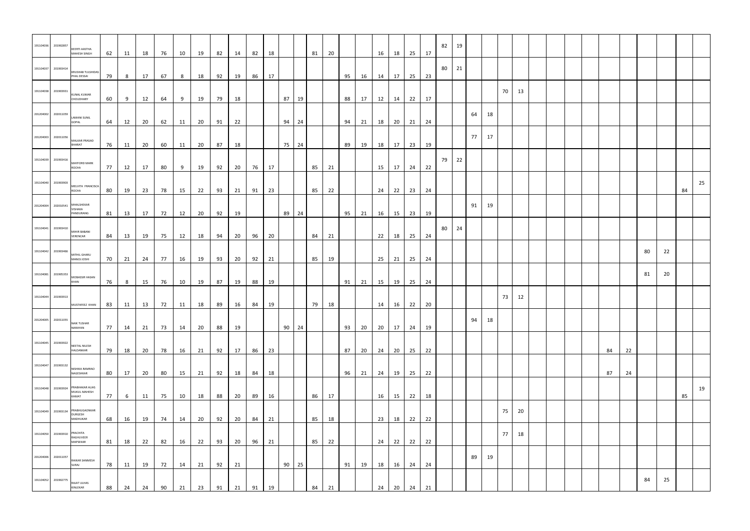| | | | | | | | | | | | | | | | | | | | | | | | | | | | | | | | | | | | | | | |
|---|---|---|---|---|---|---|---|---|---|---|---|---|---|---|---|---|---|---|---|---|---|---|---|---|---|---|---|---|---|---|---|---|---|---|---|---|---|---|
| 191104036 | 201902857 | KEERTI AASTHA MAHESH SINGH | 62 | 11 | 18 | 76 | 10 | 19 | 82 | 14 | 82 | 18 | | | 81 | 20 | | | 16 | 18 | 25 | 17 | 82 | 19 | | | | | | | | | | | | | | |
| 191104037 | 201903434 | KRUSHAB TULSHIDAS PHAL DESSAI | 79 | 8 | 17 | 67 | 8 | 18 | 92 | 19 | 86 | 17 | | | | | 95 | 16 | 14 | 17 | 25 | 23 | 80 | 21 | | | | | | | | | | | | | | |
| 191104038 | 201903931 | KUNAL KUMAR CHOUDHARY | 60 | 9 | 12 | 64 | 9 | 19 | 79 | 18 | | | 87 | 19 | | | 88 | 17 | 12 | 14 | 22 | 17 | | | | | 70 | 13 | | | | | | | | | | |
| 201204002 | 202011059 | LAMANI SUNIL GOPAL | 64 | 12 | 20 | 62 | 11 | 20 | 91 | 22 | | | 94 | 24 | | | 94 | 21 | 18 | 20 | 21 | 24 | | | 64 | 18 | | | | | | | | | | | | |
| 201204003 | 202011056 | MALKAR PRASAD BHARAT | 76 | 11 | 20 | 60 | 11 | 20 | 87 | 18 | | | 75 | 24 | | | 89 | 19 | 18 | 17 | 23 | 19 | | | 77 | 17 | | | | | | | | | | | | |
| 191104039 | 201903416 | MAYFORD MARK ROCHA | 77 | 12 | 17 | 80 | 9 | 19 | 92 | 20 | 76 | 17 | | | 85 | 21 | | | 15 | 17 | 24 | 22 | 79 | 22 | | | | | | | | | | | | | | |
| 191104040 | 201903903 | MELVITA FRANCISCA ROCHA | 80 | 19 | 23 | 78 | 15 | 22 | 93 | 21 | 91 | 23 | | | 85 | 22 | | | 24 | 22 | 23 | 24 | | | | | | | | | | | | | | | 84 | 25 |
| 201204004 | 202010541 | MHALSHEKAR VISHAKA PANDURANG | 81 | 13 | 17 | 72 | 12 | 20 | 92 | 19 | | | 89 | 24 | | | 95 | 21 | 16 | 15 | 23 | 19 | | | 91 | 19 | | | | | | | | | | | | |
| 191104041 | 201903410 | MIHIR BABANI VERENCAR | 84 | 13 | 19 | 75 | 12 | 18 | 94 | 20 | 96 | 20 | | | 84 | 21 | | | 22 | 18 | 25 | 24 | 80 | 24 | | | | | | | | | | | | | | |
| 191104042 | 201903466 | MITHIL GHARU MANOJ JOSHI | 70 | 21 | 24 | 77 | 16 | 19 | 93 | 20 | 92 | 21 | | | 85 | 19 | | | 25 | 21 | 25 | 24 | | | | | | | | | | | | | 80 | 22 | | |
| 191104081 | 201905353 | MOBASSIR HASAN KHAN | 76 | 8 | 15 | 76 | 10 | 19 | 87 | 19 | 88 | 19 | | | | | 91 | 21 | 15 | 19 | 25 | 24 | | | | | | | | | | | | | 81 | 20 | | |
| 191104044 | 201903913 | MUSTAFEEZ KHAN | 83 | 11 | 13 | 72 | 11 | 18 | 89 | 16 | 84 | 19 | | | 79 | 18 | | | 14 | 16 | 22 | 20 | | | | | 73 | 12 | | | | | | | | | | |
| 201204005 | 202011055 | NAIK TUSHAR NARAYAN | 77 | 14 | 21 | 73 | 14 | 20 | 88 | 19 | | | 90 | 24 | | | 93 | 20 | 20 | 17 | 24 | 19 | | | 94 | 18 | | | | | | | | | | | | |
| 191104045 | 201903922 | NEETAL NILESH HALDANKAR | 79 | 18 | 20 | 78 | 16 | 21 | 92 | 17 | 86 | 23 | | | | | 87 | 20 | 24 | 20 | 25 | 22 | | | | | | | | | | | 84 | 22 | | | | |
| 191104047 | 201903132 | NISHIKA RAMRAO NAGESHKAR | 80 | 17 | 20 | 80 | 15 | 21 | 92 | 18 | 84 | 18 | | | | | 96 | 21 | 24 | 19 | 25 | 22 | | | | | | | | | | | 87 | 24 | | | | |
| 191104048 | 201903924 | PRABHAKAR ALIAS MUKUL MAHESH KAMAT | 77 | 6 | 11 | 75 | 10 | 18 | 88 | 20 | 89 | 16 | | | 86 | 17 | | | 16 | 15 | 22 | 18 | | | | | | | | | | | | | | | 85 | 19 |
| 191104049 | 201903134 | PRABHUGAONKAR DURGESH MADHUKAR | 68 | 16 | 19 | 74 | 14 | 20 | 92 | 20 | 84 | 21 | | | 85 | 18 | | | 23 | 18 | 22 | 22 | | | | | 75 | 20 | | | | | | | | | | |
| 191104050 | 201903910 | PRACHITA RAGHUVEER MAPSEKAR | 81 | 18 | 22 | 82 | 16 | 22 | 93 | 20 | 96 | 21 | | | 85 | 22 | | | 24 | 22 | 22 | 22 | | | | | 77 | 18 | | | | | | | | | | |
| 201204006 | 202011057 | RAIKAR SANMESH SURAJ | 78 | 11 | 19 | 72 | 14 | 21 | 92 | 21 | | | 90 | 25 | | | 91 | 19 | 18 | 16 | 24 | 24 | | | 89 | 19 | | | | | | | | | | | | |
| 191104052 | 201902775 | RAJAT ULHAS KINLEKAR | 88 | 24 | 24 | 90 | 21 | 23 | 91 | 21 | 91 | 19 | | | 84 | 21 | | | 24 | 20 | 24 | 21 | | | | | | | | | | | | | 84 | 25 | | |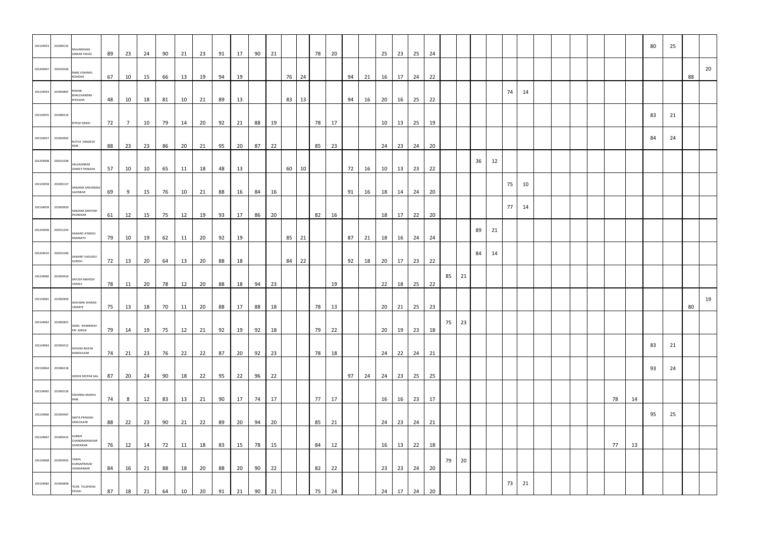| | | | | | | | | | | | | | | | | | | | | | | | | | | | | | | | | | | | | | | |
|---|---|---|---|---|---|---|---|---|---|---|---|---|---|---|---|---|---|---|---|---|---|---|---|---|---|---|---|---|---|---|---|---|---|---|---|---|---|---|
| 191104053 | 201909132 | RAJVARDHAN DINKAR YADAV | 89 | 23 | 24 | 90 | 21 | 23 | 91 | 17 | 90 | 21 | | | 78 | 20 | | | 25 | 23 | 25 | 24 | | | | | | | | | | | | | 80 | 25 | | |
| 201204007 | 202010566 | RANE VISHWAS ROHIDAS | 67 | 10 | 15 | 66 | 13 | 19 | 94 | 19 | | | 76 | 24 | | | 94 | 21 | 16 | 17 | 24 | 22 | | | | | | | | | | | | | | | 88 | 20 |
| 191104054 | 201903897 | RISHAB BHALCHANDRA KHOLKAR | 48 | 10 | 18 | 81 | 10 | 21 | 89 | 13 | | | 83 | 13 | | | 94 | 16 | 20 | 16 | 25 | 22 | | | | | 74 | 14 | | | | | | | | | | |
| 191104055 | 201906216 | RITESH SINGH | 72 | 7 | 10 | 79 | 14 | 20 | 92 | 21 | 88 | 19 | | | 78 | 17 | | | 10 | 13 | 25 | 19 | | | | | | | | | | | | | 83 | 21 | | |
| 191104057 | 201903902 | RUTVA SANDESH NAIK | 88 | 23 | 23 | 86 | 20 | 21 | 95 | 20 | 87 | 22 | | | 85 | 23 | | | 24 | 23 | 24 | 20 | | | | | | | | | | | | | 84 | 24 | | |
| 201204008 | 202011058 | SALGAONKAR SANKET PRAKASH | 57 | 10 | 10 | 65 | 11 | 18 | 48 | 13 | | | 60 | 10 | | | 72 | 16 | 10 | 13 | 23 | 22 | | | 36 | 12 | | | | | | | | | | | | |
| 191104058 | 201903137 | SANJANA SAKHARAM GAONKAR | 69 | 9 | 15 | 76 | 10 | 21 | 88 | 16 | 84 | 16 | | | | | 91 | 16 | 18 | 14 | 24 | 20 | | | | | 75 | 10 | | | | | | | | | | |
| 191104059 | 201903920 | SANJANA SANTOSH PEDNEKAR | 61 | 12 | 15 | 75 | 12 | 19 | 93 | 17 | 86 | 20 | | | 82 | 16 | | | 18 | 17 | 22 | 20 | | | | | 77 | 14 | | | | | | | | | | |
| 201204009 | 202011054 | SAWANT ATMESH RAMNATH | 79 | 10 | 19 | 62 | 11 | 20 | 92 | 19 | | | 85 | 21 | | | 87 | 21 | 18 | 16 | 24 | 24 | | | 89 | 21 | | | | | | | | | | | | |
| 201204010 | 202011060 | SAWANT VASUDEV SURESH | 72 | 13 | 20 | 64 | 13 | 20 | 88 | 18 | | | 84 | 22 | | | 92 | 18 | 20 | 17 | 23 | 22 | | | 84 | 14 | | | | | | | | | | | | |
| 191104060 | 201903916 | SAYUSH MAHESH VARALE | 78 | 11 | 20 | 78 | 12 | 20 | 88 | 18 | 94 | 23 | | | | 19 | | | 22 | 18 | 25 | 22 | 85 | 21 | | | | | | | | | | | | | | |
| 191104061 | 201902856 | SHAUNAK SHARAD UMARYE | 75 | 13 | 18 | 70 | 11 | 20 | 88 | 17 | 88 | 18 | | | 78 | 13 | | | 20 | 21 | 25 | 23 | | | | | | | | | | | | | | | 80 | 19 |
| 191104062 | 201902851 | SHEEL DHARMESH PAI ANGLE | 79 | 14 | 19 | 75 | 12 | 21 | 92 | 19 | 92 | 18 | | | 79 | 22 | | | 20 | 19 | 23 | 18 | 75 | 23 | | | | | | | | | | | | | | |
| 191104063 | 201903412 | SHIVAM RAJESH MARDOLKAR | 74 | 21 | 23 | 76 | 22 | 22 | 87 | 20 | 92 | 23 | | | 78 | 18 | | | 24 | 22 | 24 | 21 | | | | | | | | | | | | | 83 | 21 | | |
| 191104064 | 201906218 | SIDDHI DEEPAK SAIL | 87 | 20 | 24 | 90 | 18 | 22 | 95 | 22 | 96 | 22 | | | | | 97 | 24 | 24 | 23 | 25 | 25 | | | | | | | | | | | | | 93 | 24 | | |
| 191104065 | 201903136 | SIDHARAJ MADHU NAIK | 74 | 8 | 12 | 83 | 13 | 21 | 90 | 17 | 74 | 17 | | | 77 | 17 | | | 16 | 16 | 23 | 17 | | | | | | | | | | | 78 | 14 | | | | |
| 191104066 | 201903467 | SMITA PRAKASH SANCOLKAR | 88 | 22 | 23 | 90 | 21 | 22 | 89 | 20 | 94 | 20 | | | 85 | 21 | | | 24 | 23 | 24 | 21 | | | | | | | | | | | | | 95 | 25 | | |
| 191104067 | 201903415 | SUBRAT CHANDRASHEKHAR SHIRODKAR | 76 | 12 | 14 | 72 | 11 | 18 | 83 | 15 | 78 | 15 | | | 84 | 12 | | | 16 | 13 | 22 | 18 | | | | | | | | | | | 77 | 13 | | | | |
| 191104068 | 201903933 | TANYA DURGAPRASAD VAINGANKAR | 84 | 16 | 21 | 88 | 18 | 20 | 88 | 20 | 90 | 22 | | | 82 | 22 | | | 23 | 23 | 24 | 20 | 79 | 20 | | | | | | | | | | | | | | |
| 191104082 | 201903858 | TEJAS TULSHIDAS DESSAI | 87 | 18 | 21 | 64 | 10 | 20 | 91 | 21 | 90 | 21 | | | 75 | 24 | | | 24 | 17 | 24 | 20 | | | | | 73 | 21 | | | | | | | | | | |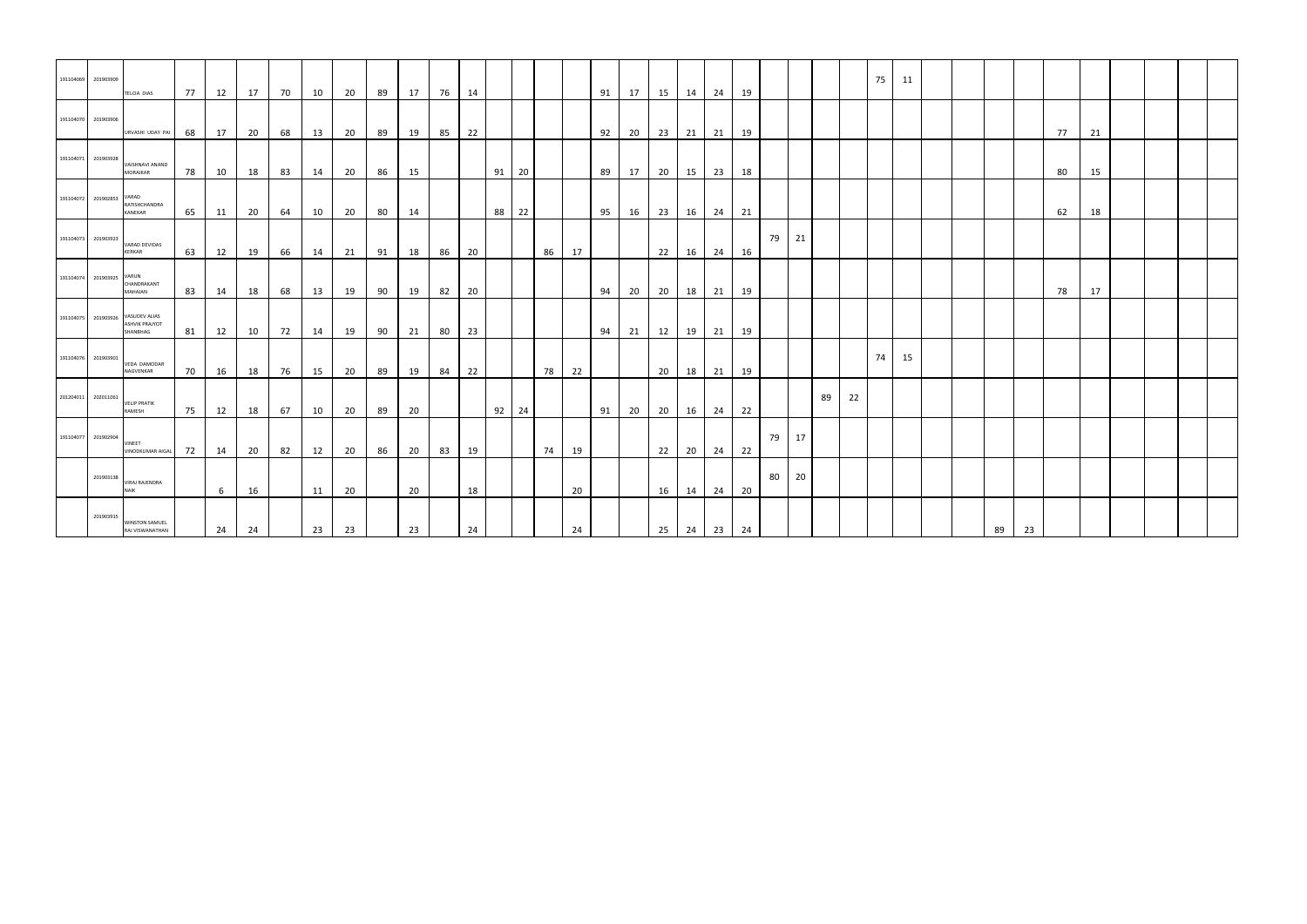| | | | | | | | | | | | | | | | | | | | | | | | | | | | | | | | | | | | | | | | |
|---|---|---|---|---|---|---|---|---|---|---|---|---|---|---|---|---|---|---|---|---|---|---|---|---|---|---|---|---|---|---|---|---|---|---|---|---|---|---|---|---|
| 191104069 | 201903909 | TELCIA DIAS | 77 | 12 | 17 | 70 | 10 | 20 | 89 | 17 | 76 | 14 | | | | | 91 | 17 | 15 | 14 | 24 | 19 | | | | | 75 | 11 | | | | | | | | | | | | |
| 191104070 | 201903906 | URVASHI UDAY PAI | 68 | 17 | 20 | 68 | 13 | 20 | 89 | 19 | 85 | 22 | | | | | 92 | 20 | 23 | 21 | 21 | 19 | | | | | | | | | | | 77 | 21 | | | | | | |
| 191104071 | 201903928 | VAISHNAVI ANAND MORAJKAR | 78 | 10 | 18 | 83 | 14 | 20 | 86 | 15 | | | 91 | 20 | | | 89 | 17 | 20 | 15 | 23 | 18 | | | | | | | | | | | 80 | 15 | | | | | | |
| 191104072 | 201902853 | VARAD RATISHCHANDRA KANEKAR | 65 | 11 | 20 | 64 | 10 | 20 | 80 | 14 | | | 88 | 22 | | | 95 | 16 | 23 | 16 | 24 | 21 | | | | | | | | | | | 62 | 18 | | | | | | |
| 191104073 | 201903923 | VARAD DEVIDAS KERKAR | 63 | 12 | 19 | 66 | 14 | 21 | 91 | 18 | 86 | 20 | | | 86 | 17 | | | 22 | 16 | 24 | 16 | 79 | 21 | | | | | | | | | | | | | | | | |
| 191104074 | 201903925 | VARUN CHANDRAKANT MAHAJAN | 83 | 14 | 18 | 68 | 13 | 19 | 90 | 19 | 82 | 20 | | | | | 94 | 20 | 20 | 18 | 21 | 19 | | | | | | | | | | | 78 | 17 | | | | | | |
| 191104075 | 201903926 | VASUDEV ALIAS ASHVIK PRAJYOT SHANBHAG | 81 | 12 | 10 | 72 | 14 | 19 | 90 | 21 | 80 | 23 | | | | | 94 | 21 | 12 | 19 | 21 | 19 | | | | | | | | | | | | | | | | | | |
| 191104076 | 201903901 | VEDA DAMODAR NAGVENKAR | 70 | 16 | 18 | 76 | 15 | 20 | 89 | 19 | 84 | 22 | | | 78 | 22 | | | 20 | 18 | 21 | 19 | | | | | 74 | 15 | | | | | | | | | | | | |
| 201204011 | 202011061 | VELIP PRATIK RAMESH | 75 | 12 | 18 | 67 | 10 | 20 | 89 | 20 | | | 92 | 24 | | | 91 | 20 | 20 | 16 | 24 | 22 | | | 89 | 22 | | | | | | | | | | | | | | |
| 191104077 | 201902904 | VINEET VINODKUMAR AIGAL | 72 | 14 | 20 | 82 | 12 | 20 | 86 | 20 | 83 | 19 | | | 74 | 19 | | | 22 | 20 | 24 | 22 | 79 | 17 | | | | | | | | | | | | | | | | |
| | 201903138 | VIRAJ RAJENDRA NAIK | | 6 | 16 | | 11 | 20 | | 20 | | 18 | | | | 20 | | | 16 | 14 | 24 | 20 | 80 | 20 | | | | | | | | | | | | | | | | |
| | 201903915 | WINSTON SAMUEL RAJ VISWANATHAN | | 24 | 24 | | 23 | 23 | | 23 | | 24 | | | | 24 | | | 25 | 24 | 23 | 24 | | | | | | | | | 89 | 23 | | | | | | | | |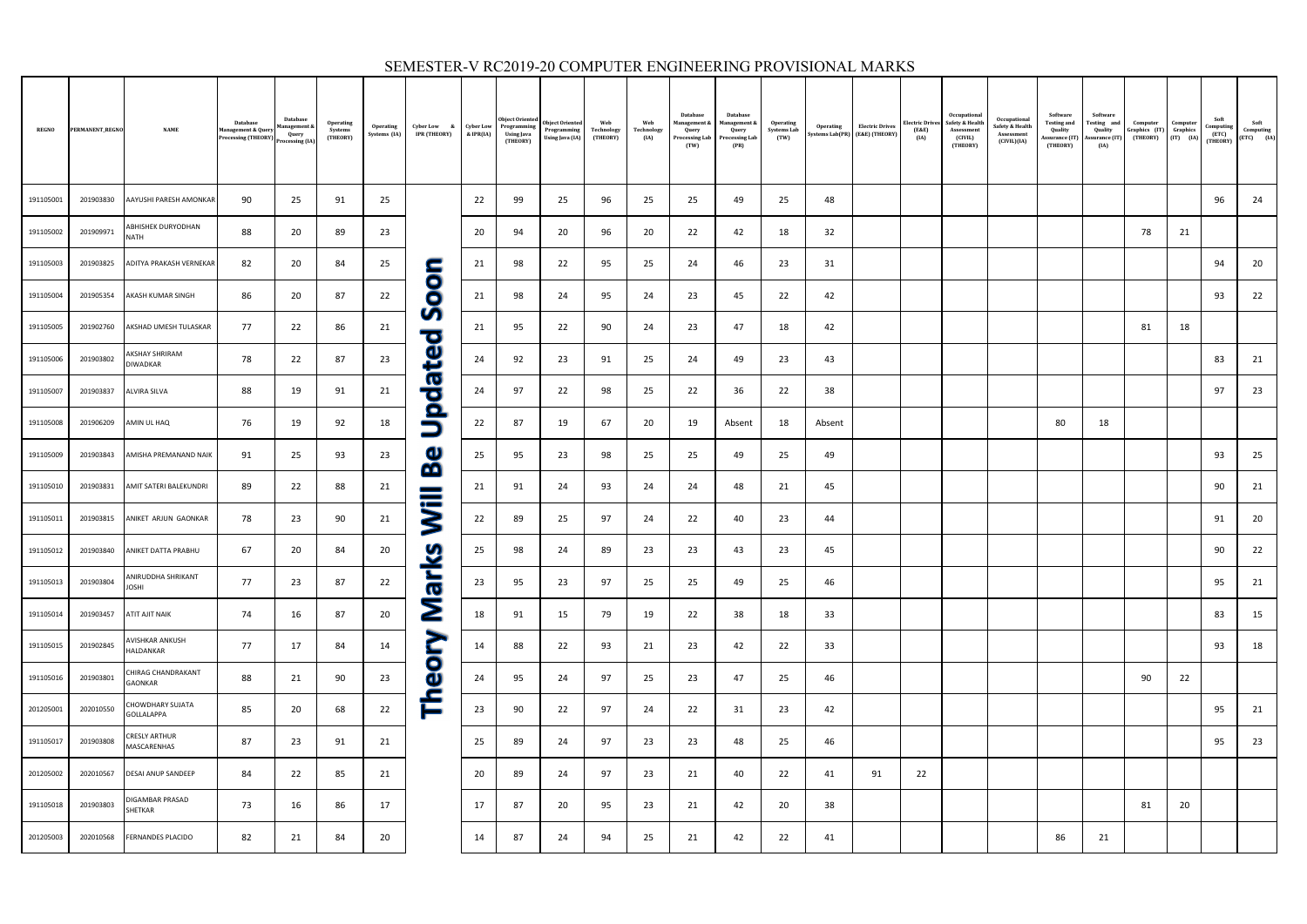# SEMESTER-V RC2019-20 COMPUTER ENGINEERING PROVISIONAL MARKS

| REGNO | PERMANENT_REGNO | NAME | Database Management & Query Processing (THEORY) | Database Management & Query Processing (IA) | Operating Systems (THEORY) | Operating Systems (IA) | Cyber Low & IPR (THEORY) | Cyber Low & IPR(IA) | Object Oriented Programming Using Java (THEORY) | Object Oriented Programming Using Java (IA) | Web Technology (THEORY) | Web Technology (IA) | Database Management & Query Processing Lab (TW) | Database Management & Query Processing Lab (PR) | Operating Systems Lab (TW) | Operating Systems Lab(PR) | Electric Drives (E&E) (THEORY) | Electric Drives (E&E) (IA) | Occupational Safety & Health Assessment (CIVIL) (THEORY) | Occupational Safety & Health Assessment (CIVIL)(IA) | Software Testing and Quality Assurance (IT) (THEORY) | Software Testing and Quality Assurance (IT) (IA) | Computer Graphics (IT) (THEORY) | Computer Graphics (IT) (IA) | Soft Computing (ETC) (THEORY) | Soft Computing (ETC) (IA) |
|---|---|---|---|---|---|---|---|---|---|---|---|---|---|---|---|---|---|---|---|---|---|---|---|---|---|---|
| 191105001 | 201903830 | AAYUSHI PARESH AMONKAR | 90 | 25 | 91 | 25 | Theory Marks Will Be Updated Soon | 22 | 99 | 25 | 96 | 25 | 25 | 49 | 25 | 48 | | | | | | | | | 96 | 24 |
| 191105002 | 201909971 | ABHISHEK DURYODHAN NATH | 88 | 20 | 89 | 23 | | 20 | 94 | 20 | 96 | 20 | 22 | 42 | 18 | 32 | | | | | | | 78 | 21 | | |
| 191105003 | 201903825 | ADITYA PRAKASH VERNEKAR | 82 | 20 | 84 | 25 | | 21 | 98 | 22 | 95 | 25 | 24 | 46 | 23 | 31 | | | | | | | | | 94 | 20 |
| 191105004 | 201905354 | AKASH KUMAR SINGH | 86 | 20 | 87 | 22 | | 21 | 98 | 24 | 95 | 24 | 23 | 45 | 22 | 42 | | | | | | | | | 93 | 22 |
| 191105005 | 201902760 | AKSHAD UMESH TULASKAR | 77 | 22 | 86 | 21 | | 21 | 95 | 22 | 90 | 24 | 23 | 47 | 18 | 42 | | | | | | | 81 | 18 | | |
| 191105006 | 201903802 | AKSHAY SHRIRAM DIWADKAR | 78 | 22 | 87 | 23 | | 24 | 92 | 23 | 91 | 25 | 24 | 49 | 23 | 43 | | | | | | | | | 83 | 21 |
| 191105007 | 201903837 | ALVIRA SILVA | 88 | 19 | 91 | 21 | | 24 | 97 | 22 | 98 | 25 | 22 | 36 | 22 | 38 | | | | | | | | | 97 | 23 |
| 191105008 | 201906209 | AMIN UL HAQ | 76 | 19 | 92 | 18 | | 22 | 87 | 19 | 67 | 20 | 19 | Absent | 18 | Absent | | | | | 80 | 18 | | | | |
| 191105009 | 201903843 | AMISHA PREMANAND NAIK | 91 | 25 | 93 | 23 | | 25 | 95 | 23 | 98 | 25 | 25 | 49 | 25 | 49 | | | | | | | | | 93 | 25 |
| 191105010 | 201903831 | AMIT SATERI BALEKUNDRI | 89 | 22 | 88 | 21 | | 21 | 91 | 24 | 93 | 24 | 24 | 48 | 21 | 45 | | | | | | | | | 90 | 21 |
| 191105011 | 201903815 | ANIKET ARJUN GAONKAR | 78 | 23 | 90 | 21 | | 22 | 89 | 25 | 97 | 24 | 22 | 40 | 23 | 44 | | | | | | | | | 91 | 20 |
| 191105012 | 201903840 | ANIKET DATTA PRABHU | 67 | 20 | 84 | 20 | | 25 | 98 | 24 | 89 | 23 | 23 | 43 | 23 | 45 | | | | | | | | | 90 | 22 |
| 191105013 | 201903804 | ANIRUDDHA SHRIKANT JOSHI | 77 | 23 | 87 | 22 | | 23 | 95 | 23 | 97 | 25 | 25 | 49 | 25 | 46 | | | | | | | | | 95 | 21 |
| 191105014 | 201903457 | ATIT AJIT NAIK | 74 | 16 | 87 | 20 | | 18 | 91 | 15 | 79 | 19 | 22 | 38 | 18 | 33 | | | | | | | | | 83 | 15 |
| 191105015 | 201902845 | AVISHKAR ANKUSH HALDANKAR | 77 | 17 | 84 | 14 | | 14 | 88 | 22 | 93 | 21 | 23 | 42 | 22 | 33 | | | | | | | | | 93 | 18 |
| 191105016 | 201903801 | CHIRAG CHANDRAKANT GAONKAR | 88 | 21 | 90 | 23 | | 24 | 95 | 24 | 97 | 25 | 23 | 47 | 25 | 46 | | | | | | | 90 | 22 | | |
| 201205001 | 202010550 | CHOWDHARY SUJATA GOLLALAPPA | 85 | 20 | 68 | 22 | | 23 | 90 | 22 | 97 | 24 | 22 | 31 | 23 | 42 | | | | | | | | | 95 | 21 |
| 191105017 | 201903808 | CRESLY ARTHUR MASCARENHAS | 87 | 23 | 91 | 21 | | 25 | 89 | 24 | 97 | 23 | 23 | 48 | 25 | 46 | | | | | | | | | 95 | 23 |
| 201205002 | 202010567 | DESAI ANUP SANDEEP | 84 | 22 | 85 | 21 | | 20 | 89 | 24 | 97 | 23 | 21 | 40 | 22 | 41 | 91 | 22 | | | | | | | | |
| 191105018 | 201903803 | DIGAMBAR PRASAD SHETKAR | 73 | 16 | 86 | 17 | | 17 | 87 | 20 | 95 | 23 | 21 | 42 | 20 | 38 | | | | | | | 81 | 20 | | |
| 201205003 | 202010568 | FERNANDES PLACIDO | 82 | 21 | 84 | 20 | | 14 | 87 | 24 | 94 | 25 | 21 | 42 | 22 | 41 | | | | | 86 | 21 | | | | |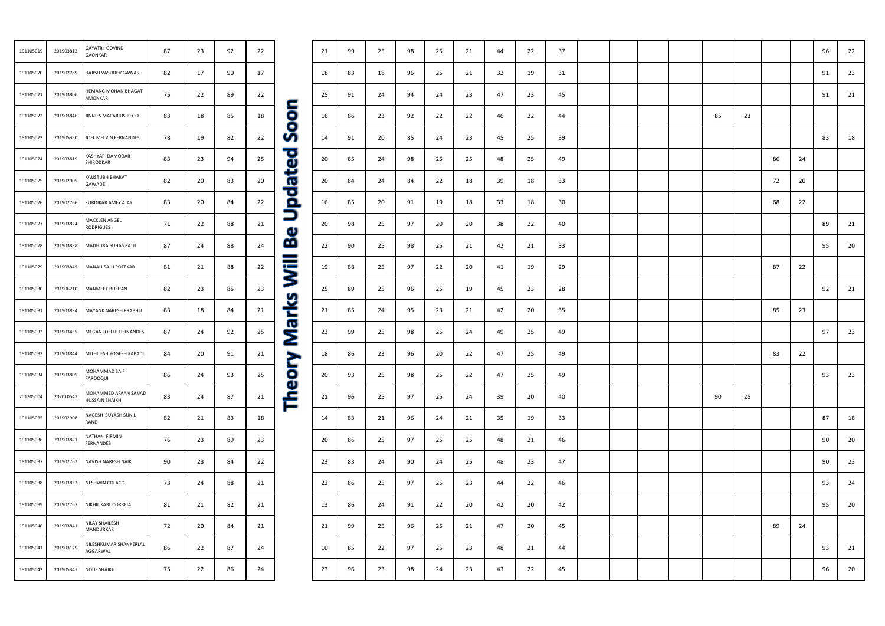| | | | | | | | | | | | | | | | | | | | | | | | | | | |
|---|---|---|---|---|---|---|---|---|---|---|---|---|---|---|---|---|---|---|---|---|---|---|---|---|---|---|
| 191105019 | 201903812 | GAYATRI GOVIND GAONKAR | 87 | 23 | 92 | 22 | Theory Marks Will Be Updated Soon | 21 | 99 | 25 | 98 | 25 | 21 | 44 | 22 | 37 | | | | | | | | | 96 | 22 |
| 191105020 | 201902769 | HARSH VASUDEV GAWAS | 82 | 17 | 90 | 17 | | 18 | 83 | 18 | 96 | 25 | 21 | 32 | 19 | 31 | | | | | | | | | 91 | 23 |
| 191105021 | 201903806 | HEMANG MOHAN BHAGAT AMONKAR | 75 | 22 | 89 | 22 | | 25 | 91 | 24 | 94 | 24 | 23 | 47 | 23 | 45 | | | | | | | | | 91 | 21 |
| 191105022 | 201903846 | JINNIES MACARIUS REGO | 83 | 18 | 85 | 18 | | 16 | 86 | 23 | 92 | 22 | 22 | 46 | 22 | 44 | | | | | 85 | 23 | | | | |
| 191105023 | 201905350 | JOEL MELVIN FERNANDES | 78 | 19 | 82 | 22 | | 14 | 91 | 20 | 85 | 24 | 23 | 45 | 25 | 39 | | | | | | | | | 83 | 18 |
| 191105024 | 201903819 | KASHYAP DAMODAR SHIRODKAR | 83 | 23 | 94 | 25 | | 20 | 85 | 24 | 98 | 25 | 25 | 48 | 25 | 49 | | | | | | | 86 | 24 | | |
| 191105025 | 201902905 | KAUSTUBH BHARAT GAWADE | 82 | 20 | 83 | 20 | | 20 | 84 | 24 | 84 | 22 | 18 | 39 | 18 | 33 | | | | | | | 72 | 20 | | |
| 191105026 | 201902766 | KURDIKAR AMEY AJAY | 83 | 20 | 84 | 22 | | 16 | 85 | 20 | 91 | 19 | 18 | 33 | 18 | 30 | | | | | | | 68 | 22 | | |
| 191105027 | 201903824 | MACKLEN ANGEL RODRIGUES | 71 | 22 | 88 | 21 | | 20 | 98 | 25 | 97 | 20 | 20 | 38 | 22 | 40 | | | | | | | | | 89 | 21 |
| 191105028 | 201903838 | MADHURA SUHAS PATIL | 87 | 24 | 88 | 24 | | 22 | 90 | 25 | 98 | 25 | 21 | 42 | 21 | 33 | | | | | | | | | 95 | 20 |
| 191105029 | 201903845 | MANALI SAJU POTEKAR | 81 | 21 | 88 | 22 | | 19 | 88 | 25 | 97 | 22 | 20 | 41 | 19 | 29 | | | | | | | 87 | 22 | | |
| 191105030 | 201906210 | MANMEET BUSHAN | 82 | 23 | 85 | 23 | | 25 | 89 | 25 | 96 | 25 | 19 | 45 | 23 | 28 | | | | | | | | | 92 | 21 |
| 191105031 | 201903834 | MAYANK NARESH PRABHU | 83 | 18 | 84 | 21 | | 21 | 85 | 24 | 95 | 23 | 21 | 42 | 20 | 35 | | | | | | | 85 | 23 | | |
| 191105032 | 201903455 | MEGAN JOELLE FERNANDES | 87 | 24 | 92 | 25 | | 23 | 99 | 25 | 98 | 25 | 24 | 49 | 25 | 49 | | | | | | | | | 97 | 23 |
| 191105033 | 201903844 | MITHILESH YOGESH KAPADI | 84 | 20 | 91 | 21 | | 18 | 86 | 23 | 96 | 20 | 22 | 47 | 25 | 49 | | | | | | | 83 | 22 | | |
| 191105034 | 201903805 | MOHAMMAD SAIF FAROOQUI | 86 | 24 | 93 | 25 | | 20 | 93 | 25 | 98 | 25 | 22 | 47 | 25 | 49 | | | | | | | | | 93 | 23 |
| 201205004 | 202010542 | MOHAMMED AFAAN SAJJAD HUSSAIN SHAIKH | 83 | 24 | 87 | 21 | | 21 | 96 | 25 | 97 | 25 | 24 | 39 | 20 | 40 | | | | | 90 | 25 | | | | |
| 191105035 | 201902908 | NAGESH SUYASH SUNIL RANE | 82 | 21 | 83 | 18 | | 14 | 83 | 21 | 96 | 24 | 21 | 35 | 19 | 33 | | | | | | | | | 87 | 18 |
| 191105036 | 201903821 | NATHAN FIRMIN FERNANDES | 76 | 23 | 89 | 23 | | 20 | 86 | 25 | 97 | 25 | 25 | 48 | 21 | 46 | | | | | | | | | 90 | 20 |
| 191105037 | 201902762 | NAVISH NARESH NAIK | 90 | 23 | 84 | 22 | | 23 | 83 | 24 | 90 | 24 | 25 | 48 | 23 | 47 | | | | | | | | | 90 | 23 |
| 191105038 | 201903832 | NESHWIN COLACO | 73 | 24 | 88 | 21 | | 22 | 86 | 25 | 97 | 25 | 23 | 44 | 22 | 46 | | | | | | | | | 93 | 24 |
| 191105039 | 201902767 | NIKHIL KARL CORREIA | 81 | 21 | 82 | 21 | | 13 | 86 | 24 | 91 | 22 | 20 | 42 | 20 | 42 | | | | | | | | | 95 | 20 |
| 191105040 | 201903841 | NILAY SHAILESH MANDURKAR | 72 | 20 | 84 | 21 | | 21 | 99 | 25 | 96 | 25 | 21 | 47 | 20 | 45 | | | | | | | 89 | 24 | | |
| 191105041 | 201903129 | NILESHKUMAR SHANKERLAL AGGARWAL | 86 | 22 | 87 | 24 | | 10 | 85 | 22 | 97 | 25 | 23 | 48 | 21 | 44 | | | | | | | | | 93 | 21 |
| 191105042 | 201905347 | NOUF SHAIKH | 75 | 22 | 86 | 24 | | 23 | 96 | 23 | 98 | 24 | 23 | 43 | 22 | 45 | | | | | | | | | 96 | 20 |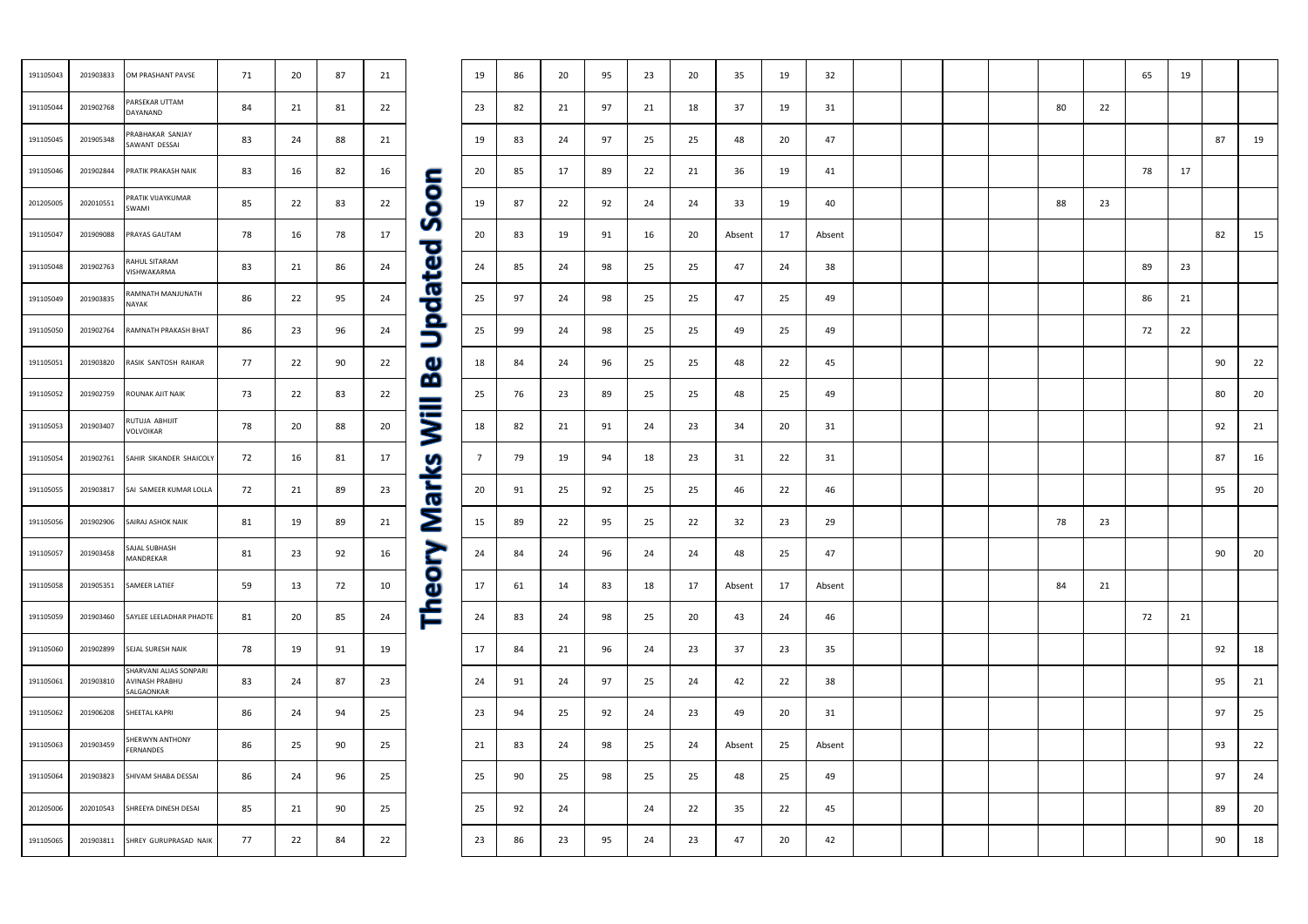Theory Marks Will Be Updated Soon

| | | | | | | | | | | | | | | | | | | | | | | | | | |
|---|---|---|---|---|---|---|---|---|---|---|---|---|---|---|---|---|---|---|---|---|---|---|---|---|---|
| 191105043 | 201903833 | OM PRASHANT PAVSE | 71 | 20 | 87 | 21 | 19 | 86 | 20 | 95 | 23 | 20 | 35 | 19 | 32 | | | | | | | 65 | 19 | | |
| 191105044 | 201902768 | PARSEKAR UTTAM DAYANAND | 84 | 21 | 81 | 22 | 23 | 82 | 21 | 97 | 21 | 18 | 37 | 19 | 31 | | | | | 80 | 22 | | | | |
| 191105045 | 201905348 | PRABHAKAR SANJAY SAWANT DESSAI | 83 | 24 | 88 | 21 | 19 | 83 | 24 | 97 | 25 | 25 | 48 | 20 | 47 | | | | | | | | | 87 | 19 |
| 191105046 | 201902844 | PRATIK PRAKASH NAIK | 83 | 16 | 82 | 16 | 20 | 85 | 17 | 89 | 22 | 21 | 36 | 19 | 41 | | | | | | | 78 | 17 | | |
| 201205005 | 202010551 | PRATIK VIJAYKUMAR SWAMI | 85 | 22 | 83 | 22 | 19 | 87 | 22 | 92 | 24 | 24 | 33 | 19 | 40 | | | | | 88 | 23 | | | | |
| 191105047 | 201909088 | PRAYAS GAUTAM | 78 | 16 | 78 | 17 | 20 | 83 | 19 | 91 | 16 | 20 | Absent | 17 | Absent | | | | | | | | | 82 | 15 |
| 191105048 | 201902763 | RAHUL SITARAM VISHWAKARMA | 83 | 21 | 86 | 24 | 24 | 85 | 24 | 98 | 25 | 25 | 47 | 24 | 38 | | | | | | | 89 | 23 | | |
| 191105049 | 201903835 | RAMNATH MANJUNATH NAYAK | 86 | 22 | 95 | 24 | 25 | 97 | 24 | 98 | 25 | 25 | 47 | 25 | 49 | | | | | | | 86 | 21 | | |
| 191105050 | 201902764 | RAMNATH PRAKASH BHAT | 86 | 23 | 96 | 24 | 25 | 99 | 24 | 98 | 25 | 25 | 49 | 25 | 49 | | | | | | | 72 | 22 | | |
| 191105051 | 201903820 | RASIK SANTOSH RAIKAR | 77 | 22 | 90 | 22 | 18 | 84 | 24 | 96 | 25 | 25 | 48 | 22 | 45 | | | | | | | | | 90 | 22 |
| 191105052 | 201902759 | ROUNAK AJIT NAIK | 73 | 22 | 83 | 22 | 25 | 76 | 23 | 89 | 25 | 25 | 48 | 25 | 49 | | | | | | | | | 80 | 20 |
| 191105053 | 201903407 | RUTUJA ABHIJIT VOLVOIKAR | 78 | 20 | 88 | 20 | 18 | 82 | 21 | 91 | 24 | 23 | 34 | 20 | 31 | | | | | | | | | 92 | 21 |
| 191105054 | 201902761 | SAHIR SIKANDER SHAICOLY | 72 | 16 | 81 | 17 | 7 | 79 | 19 | 94 | 18 | 23 | 31 | 22 | 31 | | | | | | | | | 87 | 16 |
| 191105055 | 201903817 | SAI SAMEER KUMAR LOLLA | 72 | 21 | 89 | 23 | 20 | 91 | 25 | 92 | 25 | 25 | 46 | 22 | 46 | | | | | | | | | 95 | 20 |
| 191105056 | 201902906 | SAIRAJ ASHOK NAIK | 81 | 19 | 89 | 21 | 15 | 89 | 22 | 95 | 25 | 22 | 32 | 23 | 29 | | | | | 78 | 23 | | | | |
| 191105057 | 201903458 | SAJAL SUBHASH MANDREKAR | 81 | 23 | 92 | 16 | 24 | 84 | 24 | 96 | 24 | 24 | 48 | 25 | 47 | | | | | | | | | 90 | 20 |
| 191105058 | 201905351 | SAMEER LATIEF | 59 | 13 | 72 | 10 | 17 | 61 | 14 | 83 | 18 | 17 | Absent | 17 | Absent | | | | | 84 | 21 | | | | |
| 191105059 | 201903460 | SAYLEE LEELADHAR PHADTE | 81 | 20 | 85 | 24 | 24 | 83 | 24 | 98 | 25 | 20 | 43 | 24 | 46 | | | | | | | 72 | 21 | | |
| 191105060 | 201902899 | SEJAL SURESH NAIK | 78 | 19 | 91 | 19 | 17 | 84 | 21 | 96 | 24 | 23 | 37 | 23 | 35 | | | | | | | | | 92 | 18 |
| 191105061 | 201903810 | SHARVANI ALIAS SONPARI AVINASH PRABHU SALGAONKAR | 83 | 24 | 87 | 23 | 24 | 91 | 24 | 97 | 25 | 24 | 42 | 22 | 38 | | | | | | | | | 95 | 21 |
| 191105062 | 201906208 | SHEETAL KAPRI | 86 | 24 | 94 | 25 | 23 | 94 | 25 | 92 | 24 | 23 | 49 | 20 | 31 | | | | | | | | | 97 | 25 |
| 191105063 | 201903459 | SHERWYN ANTHONY FERNANDES | 86 | 25 | 90 | 25 | 21 | 83 | 24 | 98 | 25 | 24 | Absent | 25 | Absent | | | | | | | | | 93 | 22 |
| 191105064 | 201903823 | SHIVAM SHABA DESSAI | 86 | 24 | 96 | 25 | 25 | 90 | 25 | 98 | 25 | 25 | 48 | 25 | 49 | | | | | | | | | 97 | 24 |
| 201205006 | 202010543 | SHREEYA DINESH DESAI | 85 | 21 | 90 | 25 | 25 | 92 | 24 | | 24 | 22 | 35 | 22 | 45 | | | | | | | | | 89 | 20 |
| 191105065 | 201903811 | SHREY GURUPRASAD NAIK | 77 | 22 | 84 | 22 | 23 | 86 | 23 | 95 | 24 | 23 | 47 | 20 | 42 | | | | | | | | | 90 | 18 |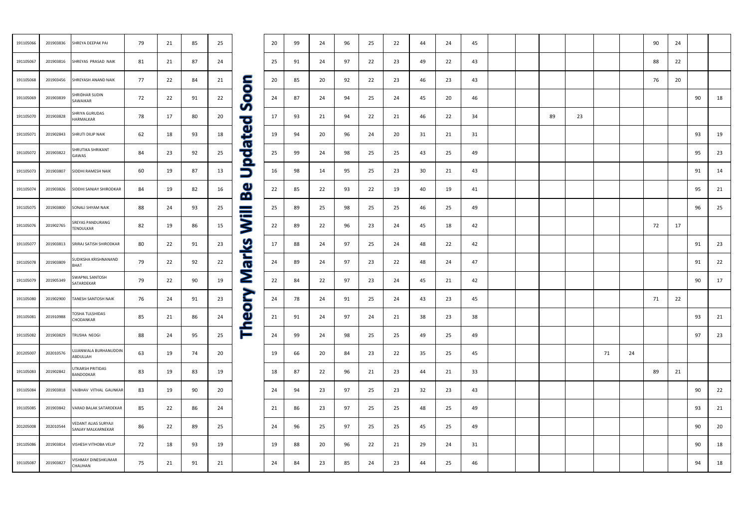| | | | | | | | | | | | | | | | | | | | | | | | | | | |
|---|---|---|---|---|---|---|---|---|---|---|---|---|---|---|---|---|---|---|---|---|---|---|---|---|---|---|
| 191105066 | 201903836 | SHREYA DEEPAK PAI | 79 | 21 | 85 | 25 | Theory Marks Will Be Updated Soon | 20 | 99 | 24 | 96 | 25 | 22 | 44 | 24 | 45 | | | | | | | 90 | 24 | | |
| 191105067 | 201903816 | SHREYAS PRASAD NAIK | 81 | 21 | 87 | 24 | | 25 | 91 | 24 | 97 | 22 | 23 | 49 | 22 | 43 | | | | | | | 88 | 22 | | |
| 191105068 | 201903456 | SHREYASH ANAND NAIK | 77 | 22 | 84 | 21 | | 20 | 85 | 20 | 92 | 22 | 23 | 46 | 23 | 43 | | | | | | | 76 | 20 | | |
| 191105069 | 201903839 | SHRIDHAR SUDIN SAWAIKAR | 72 | 22 | 91 | 22 | | 24 | 87 | 24 | 94 | 25 | 24 | 45 | 20 | 46 | | | | | | | | | 90 | 18 |
| 191105070 | 201903828 | SHRIYA GURUDAS HARMALKAR | 78 | 17 | 80 | 20 | | 17 | 93 | 21 | 94 | 22 | 21 | 46 | 22 | 34 | | | 89 | 23 | | | | | | |
| 191105071 | 201902843 | SHRUTI DILIP NAIK | 62 | 18 | 93 | 18 | | 19 | 94 | 20 | 96 | 24 | 20 | 31 | 21 | 31 | | | | | | | | | 93 | 19 |
| 191105072 | 201903822 | SHRUTIKA SHRIKANT GAWAS | 84 | 23 | 92 | 25 | | 25 | 99 | 24 | 98 | 25 | 25 | 43 | 25 | 49 | | | | | | | | | 95 | 23 |
| 191105073 | 201903807 | SIDDHI RAMESH NAIK | 60 | 19 | 87 | 13 | | 16 | 98 | 14 | 95 | 25 | 23 | 30 | 21 | 43 | | | | | | | | | 91 | 14 |
| 191105074 | 201903826 | SIDDHI SANJAY SHIRODKAR | 84 | 19 | 82 | 16 | | 22 | 85 | 22 | 93 | 22 | 19 | 40 | 19 | 41 | | | | | | | | | 95 | 21 |
| 191105075 | 201903800 | SONALI SHYAM NAIK | 88 | 24 | 93 | 25 | | 25 | 89 | 25 | 98 | 25 | 25 | 46 | 25 | 49 | | | | | | | | | 96 | 25 |
| 191105076 | 201902765 | SREYAS PANDURANG TENDULKAR | 82 | 19 | 86 | 15 | | 22 | 89 | 22 | 96 | 23 | 24 | 45 | 18 | 42 | | | | | | | 72 | 17 | | |
| 191105077 | 201903813 | SRIRAJ SATISH SHIRODKAR | 80 | 22 | 91 | 23 | | 17 | 88 | 24 | 97 | 25 | 24 | 48 | 22 | 42 | | | | | | | | | 91 | 23 |
| 191105078 | 201903809 | SUDIKSHA KRISHNANAND BHAT | 79 | 22 | 92 | 22 | | 24 | 89 | 24 | 97 | 23 | 22 | 48 | 24 | 47 | | | | | | | | | 91 | 22 |
| 191105079 | 201905349 | SWAPNIL SANTOSH SATARDEKAR | 79 | 22 | 90 | 19 | | 22 | 84 | 22 | 97 | 23 | 24 | 45 | 21 | 42 | | | | | | | | | 90 | 17 |
| 191105080 | 201902900 | TANESH SANTOSH NAIK | 76 | 24 | 91 | 23 | | 24 | 78 | 24 | 91 | 25 | 24 | 43 | 23 | 45 | | | | | | | 71 | 22 | | |
| 191105081 | 201910988 | TOSHA TULSHIDAS CHODANKAR | 85 | 21 | 86 | 24 | | 21 | 91 | 24 | 97 | 24 | 21 | 38 | 23 | 38 | | | | | | | | | 93 | 21 |
| 191105082 | 201903829 | TRUSHA NEOGI | 88 | 24 | 95 | 25 | | 24 | 99 | 24 | 98 | 25 | 25 | 49 | 25 | 49 | | | | | | | | | 97 | 23 |
| 201205007 | 202010576 | UJJANWALA BURHANUDDIN ABDULLAH | 63 | 19 | 74 | 20 | | 19 | 66 | 20 | 84 | 23 | 22 | 35 | 25 | 45 | | | | | 71 | 24 | | | | |
| 191105083 | 201902842 | UTKARSH PRITIDAS BANDODKAR | 83 | 19 | 83 | 19 | | 18 | 87 | 22 | 96 | 21 | 23 | 44 | 21 | 33 | | | | | | | 89 | 21 | | |
| 191105084 | 201903818 | VAIBHAV VITHAL GAUNKAR | 83 | 19 | 90 | 20 | | 24 | 94 | 23 | 97 | 25 | 23 | 32 | 23 | 43 | | | | | | | | | 90 | 22 |
| 191105085 | 201903842 | VARAD BALAK SATARDEKAR | 85 | 22 | 86 | 24 | | 21 | 86 | 23 | 97 | 25 | 25 | 48 | 25 | 49 | | | | | | | | | 93 | 21 |
| 201205008 | 202010544 | VEDANT ALIAS SURYAJI SANJAY MALKARNEKAR | 86 | 22 | 89 | 25 | | 24 | 96 | 25 | 97 | 25 | 25 | 45 | 25 | 49 | | | | | | | | | 90 | 20 |
| 191105086 | 201903814 | VISHESH VITHOBA VELIP | 72 | 18 | 93 | 19 | | 19 | 88 | 20 | 96 | 22 | 21 | 29 | 24 | 31 | | | | | | | | | 90 | 18 |
| 191105087 | 201903827 | VISHMAY DINESHKUMAR CHAUHAN | 75 | 21 | 91 | 21 | | 24 | 84 | 23 | 85 | 24 | 23 | 44 | 25 | 46 | | | | | | | | | 94 | 18 |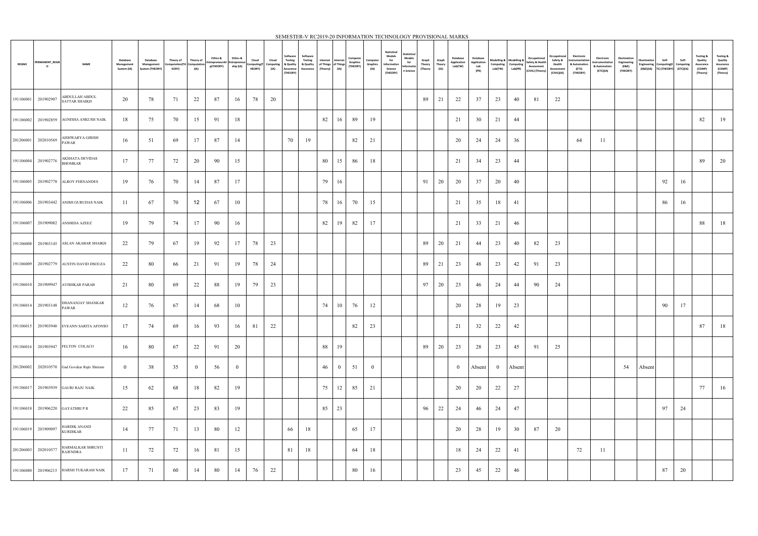SEMESTER-V RC2019-20 INFORMATION TECHNOLOGY PROVISIONAL MARKS

| REGNO | PERMANENT_REGNO | NAME | Database Management System (IA) | Database Management System (THEORY) | Theory of Computation(THEORY) | Theory of Computation (IA) | Ethics & Entrepreneurship(THEORY) | Ethics & Entrepreneurship (IA) | Cloud Computing(THEORY) | Cloud Computing (IA) | Software Testing & Quality Assurance (THEORY) | Software Testing & Quality Assurance | Internet of Things (Theory) | Internet of Things (IA) | Computer Graphics (THEORY) | Computer Graphics (IA) | Statistical Models for Information Science (THEORY) | Statistical Models for Information Science | Graph Theory (Theory) | Graph Theory (IA) | Database Application Lab(TW) | Database Application Lab (PR) | Modelling & Computing Lab(TW) | Modelling & Computing Lab(PR) | Occupational Safety & Health Assessment (CIVIL) (Theory) | Occupational Safety & Health Assessment (CIVIL)(IA) | Electronic Instrumentation & Automation (ETC) (THEORY) | Electronic Instrumentation & Automation (ETC)(IA) | Illumination Engineering (E&E) (THEORY) | Illumination Engineering (E&E)(IA) | Soft Computing(ETC)(THEORY) | Soft Computing (ETC)(IA) | Testing & Quality Assurance (COMP) (Theory) | Testing & Quality Assurance (COMP) (Theory) |
|---|---|---|---|---|---|---|---|---|---|---|---|---|---|---|---|---|---|---|---|---|---|---|---|---|---|---|---|---|---|---|---|---|---|---|
| 191106001 | 201902907 | ABDULLAH ABDUL SATTAR SHAIKH | 20 | 78 | 71 | 22 | 87 | 16 | 78 | 20 | | | | | | | | | 89 | 21 | 22 | 37 | 23 | 40 | 81 | 22 | | | | | | | | |
| 191106002 | 201902859 | AGNISHA ANKUSH NAIK | 18 | 75 | 70 | 15 | 91 | 18 | | | | | 82 | 16 | 89 | 19 | | | | | 21 | 30 | 21 | 44 | | | | | | | | | 82 | 19 |
| 201206001 | 202010569 | AISHWARYA GIRISH PAWAR | 16 | 51 | 69 | 17 | 87 | 14 | | | 70 | 19 | | | 82 | 21 | | | | | 20 | 24 | 24 | 36 | | | 64 | 11 | | | | | | |
| 191106004 | 201902776 | AKSHATA DEVIDAS BHOMKAR | 17 | 77 | 72 | 20 | 90 | 15 | | | | | 80 | 15 | 86 | 18 | | | | | 21 | 34 | 23 | 44 | | | | | | | | | 89 | 20 |
| 191106005 | 201902778 | ALROY FERNANDES | 19 | 76 | 70 | 14 | 87 | 17 | | | | | 79 | 16 | | | | | 91 | 20 | 20 | 37 | 20 | 40 | | | | | | | 92 | 16 | | |
| 191106006 | 201903442 | ANISH GURUDAS NAIK | 11 | 67 | 70 | 12 | 67 | 10 | | | | | 78 | 16 | 70 | 15 | | | | | 21 | 35 | 18 | 41 | | | | | | | 86 | 16 | | |
| 191106007 | 201909082 | ANSHIDA AZEEZ | 19 | 79 | 74 | 17 | 90 | 16 | | | | | 82 | 19 | 82 | 17 | | | | | 21 | 33 | 21 | 46 | | | | | | | | | 88 | 18 |
| 191106008 | 201903145 | ASLAN AKABAR SHAIKH | 22 | 79 | 67 | 19 | 92 | 17 | 78 | 23 | | | | | | | | | 89 | 20 | 21 | 44 | 23 | 40 | 82 | 23 | | | | | | | | |
| 191106009 | 201902779 | AUSTIN DAVID DSOUZA | 22 | 80 | 66 | 21 | 91 | 19 | 78 | 24 | | | | | | | | | 89 | 21 | 23 | 48 | 23 | 42 | 91 | 23 | | | | | | | | |
| 191106010 | 201909947 | AVISHKAR PARAB | 21 | 80 | 69 | 22 | 88 | 19 | 79 | 23 | | | | | | | | | 97 | 20 | 23 | 46 | 24 | 44 | 90 | 24 | | | | | | | | |
| 191106014 | 201903148 | DHANANJAY SHANKAR PAWAR | 12 | 76 | 67 | 14 | 68 | 10 | | | | | 74 | 10 | 76 | 12 | | | | | 20 | 28 | 19 | 23 | | | | | | | 90 | 17 | | |
| 191106015 | 201903940 | EVEANN SARITA AFONSO | 17 | 74 | 69 | 16 | 93 | 16 | 81 | 22 | | | | | 82 | 23 | | | | | 21 | 32 | 22 | 42 | | | | | | | | | 87 | 18 |
| 191106016 | 201903947 | FELTON COLACO | 16 | 80 | 67 | 22 | 91 | 20 | | | | | 88 | 19 | | | | | 89 | 20 | 23 | 28 | 23 | 45 | 91 | 25 | | | | | | | | |
| 201206002 | 202010570 | Gad Govekar Rajiv Shriram | 0 | 38 | 35 | 0 | 56 | 0 | | | | | 46 | 0 | 51 | 0 | | | | | 0 | Absent | 0 | Absent | | | | | 54 | Absent | | | | |
| 191106017 | 201903939 | GAURI RAJU NAIK | 15 | 62 | 68 | 18 | 82 | 19 | | | | | 75 | 12 | 85 | 21 | | | | | 20 | 20 | 22 | 27 | | | | | | | | | 77 | 16 |
| 191106018 | 201906220 | GAYATHRI P R | 22 | 85 | 67 | 23 | 83 | 19 | | | | | 85 | 23 | | | | | 96 | 22 | 24 | 46 | 24 | 47 | | | | | | | 97 | 24 | | |
| 191106019 | 201909097 | HARDIK ANAND KURDIKAR | 14 | 77 | 71 | 13 | 80 | 12 | | | 66 | 18 | | | 65 | 17 | | | | | 20 | 28 | 19 | 30 | 87 | 20 | | | | | | | | |
| 201206003 | 202010577 | HARMALKAR SHRUSTI RAJENDRA | 11 | 72 | 72 | 16 | 81 | 15 | | | 81 | 18 | | | 64 | 18 | | | | | 18 | 24 | 22 | 41 | | | 72 | 11 | | | | | | |
| 191106080 | 201906215 | HARSH TUKARAM NAIK | 17 | 71 | 60 | 14 | 80 | 14 | 76 | 22 | | | | | 80 | 16 | | | | | 23 | 45 | 22 | 46 | | | | | | | 87 | 20 | | |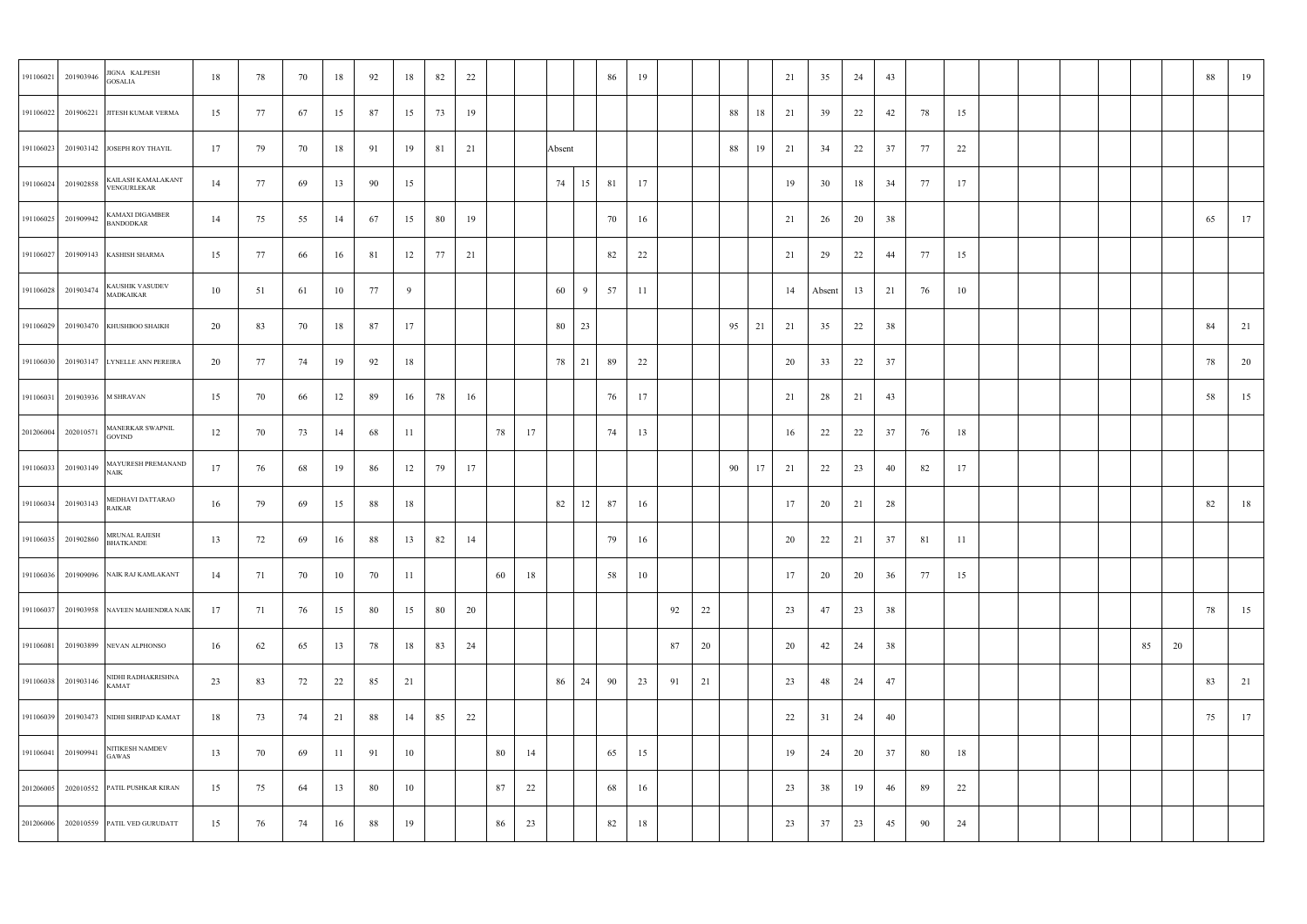| | | | | | | | | | | | | | | | | | | | | | | | | | | | | | | | | | | |
|---|---|---|---|---|---|---|---|---|---|---|---|---|---|---|---|---|---|---|---|---|---|---|---|---|---|---|---|---|---|---|---|---|---|
| 191106021 | 201903946 | JIGNA KALPESH GOSALIA | 18 | 78 | 70 | 18 | 92 | 18 | 82 | 22 | | | | | 86 | 19 | | | | | 21 | 35 | 24 | 43 | | | | | | | | 88 | 19 |
| 191106022 | 201906221 | JITESH KUMAR VERMA | 15 | 77 | 67 | 15 | 87 | 15 | 73 | 19 | | | | | | | | | 88 | 18 | 21 | 39 | 22 | 42 | 78 | 15 | | | | | | | |
| 191106023 | 201903142 | JOSEPH ROY THAYIL | 17 | 79 | 70 | 18 | 91 | 19 | 81 | 21 | | | Absent | | | | | | 88 | 19 | 21 | 34 | 22 | 37 | 77 | 22 | | | | | | | |
| 191106024 | 201902858 | KAILASH KAMALAKANT VENGURLEKAR | 14 | 77 | 69 | 13 | 90 | 15 | | | | | 74 | 15 | 81 | 17 | | | | | 19 | 30 | 18 | 34 | 77 | 17 | | | | | | | |
| 191106025 | 201909942 | KAMAXI DIGAMBER BANDODKAR | 14 | 75 | 55 | 14 | 67 | 15 | 80 | 19 | | | | | 70 | 16 | | | | | 21 | 26 | 20 | 38 | | | | | | | | 65 | 17 |
| 191106027 | 201909143 | KASHISH SHARMA | 15 | 77 | 66 | 16 | 81 | 12 | 77 | 21 | | | | | 82 | 22 | | | | | 21 | 29 | 22 | 44 | 77 | 15 | | | | | | | |
| 191106028 | 201903474 | KAUSHIK VASUDEV MADKAIKAR | 10 | 51 | 61 | 10 | 77 | 9 | | | | | 60 | 9 | 57 | 11 | | | | | 14 | Absent | 13 | 21 | 76 | 10 | | | | | | | |
| 191106029 | 201903470 | KHUSHBOO SHAIKH | 20 | 83 | 70 | 18 | 87 | 17 | | | | | 80 | 23 | | | | | 95 | 21 | 21 | 35 | 22 | 38 | | | | | | | | 84 | 21 |
| 191106030 | 201903147 | LYNELLE ANN PEREIRA | 20 | 77 | 74 | 19 | 92 | 18 | | | | | 78 | 21 | 89 | 22 | | | | | 20 | 33 | 22 | 37 | | | | | | | | 78 | 20 |
| 191106031 | 201903936 | M SHRAVAN | 15 | 70 | 66 | 12 | 89 | 16 | 78 | 16 | | | | | 76 | 17 | | | | | 21 | 28 | 21 | 43 | | | | | | | | 58 | 15 |
| 201206004 | 202010571 | MANERKAR SWAPNIL GOVIND | 12 | 70 | 73 | 14 | 68 | 11 | | | 78 | 17 | | | 74 | 13 | | | | | 16 | 22 | 22 | 37 | 76 | 18 | | | | | | | |
| 191106033 | 201903149 | MAYURESH PREMANAND NAIK | 17 | 76 | 68 | 19 | 86 | 12 | 79 | 17 | | | | | | | | | 90 | 17 | 21 | 22 | 23 | 40 | 82 | 17 | | | | | | | |
| 191106034 | 201903143 | MEDHAVI DATTARAO RAIKAR | 16 | 79 | 69 | 15 | 88 | 18 | | | | | 82 | 12 | 87 | 16 | | | | | 17 | 20 | 21 | 28 | | | | | | | | 82 | 18 |
| 191106035 | 201902860 | MRUNAL RAJESH BHATKANDE | 13 | 72 | 69 | 16 | 88 | 13 | 82 | 14 | | | | | 79 | 16 | | | | | 20 | 22 | 21 | 37 | 81 | 11 | | | | | | | |
| 191106036 | 201909096 | NAIK RAJ KAMLAKANT | 14 | 71 | 70 | 10 | 70 | 11 | | | 60 | 18 | | | 58 | 10 | | | | | 17 | 20 | 20 | 36 | 77 | 15 | | | | | | | |
| 191106037 | 201903958 | NAVEEN MAHENDRA NAIK | 17 | 71 | 76 | 15 | 80 | 15 | 80 | 20 | | | | | | | 92 | 22 | | | 23 | 47 | 23 | 38 | | | | | | | | 78 | 15 |
| 191106081 | 201903899 | NEVAN ALPHONSO | 16 | 62 | 65 | 13 | 78 | 18 | 83 | 24 | | | | | | | 87 | 20 | | | 20 | 42 | 24 | 38 | | | | | | 85 | 20 | | |
| 191106038 | 201903146 | NIDHI RADHAKRISHNA KAMAT | 23 | 83 | 72 | 22 | 85 | 21 | | | | | 86 | 24 | 90 | 23 | 91 | 21 | | | 23 | 48 | 24 | 47 | | | | | | | | 83 | 21 |
| 191106039 | 201903473 | NIDHI SHRIPAD KAMAT | 18 | 73 | 74 | 21 | 88 | 14 | 85 | 22 | | | | | | | | | | | 22 | 31 | 24 | 40 | | | | | | | | 75 | 17 |
| 191106041 | 201909941 | NITIKESH NAMDEV GAWAS | 13 | 70 | 69 | 11 | 91 | 10 | | | 80 | 14 | | | 65 | 15 | | | | | 19 | 24 | 20 | 37 | 80 | 18 | | | | | | | |
| 201206005 | 202010552 | PATIL PUSHKAR KIRAN | 15 | 75 | 64 | 13 | 80 | 10 | | | 87 | 22 | | | 68 | 16 | | | | | 23 | 38 | 19 | 46 | 89 | 22 | | | | | | | |
| 201206006 | 202010559 | PATIL VED GURUDATT | 15 | 76 | 74 | 16 | 88 | 19 | | | 86 | 23 | | | 82 | 18 | | | | | 23 | 37 | 23 | 45 | 90 | 24 | | | | | | | |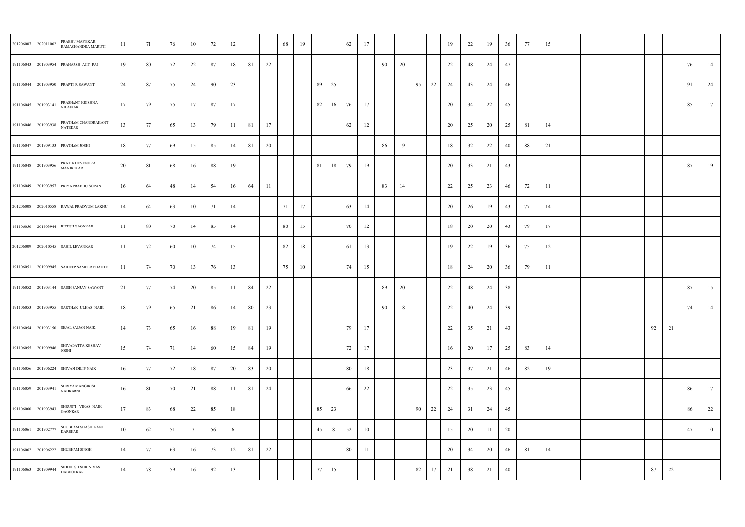| | | | | | | | | | | | | | | | | | | | | | | | | | | | | | | | | | | |
|---|---|---|---|---|---|---|---|---|---|---|---|---|---|---|---|---|---|---|---|---|---|---|---|---|---|---|---|---|---|---|---|---|---|---|
| 201206007 | 202011062 | PRABHU MAYEKAR RAMACHANDRA MARUTI | 11 | 71 | 76 | 10 | 72 | 12 | | | 68 | 19 | | | 62 | 17 | | | | | 19 | 22 | 19 | 36 | 77 | 15 | | | | | | | | |
| 191106043 | 201903954 | PRAHARSH AJIT PAI | 19 | 80 | 72 | 22 | 87 | 18 | 81 | 22 | | | | | | | 90 | 20 | | | 22 | 48 | 24 | 47 | | | | | | | | | 76 | 14 |
| 191106044 | 201903950 | PRAPTI R SAWANT | 24 | 87 | 75 | 24 | 90 | 23 | | | | | 89 | 25 | | | | | 95 | 22 | 24 | 43 | 24 | 46 | | | | | | | | | 91 | 24 |
| 191106045 | 201903141 | PRASHANT KRISHNA NILAJKAR | 17 | 79 | 75 | 17 | 87 | 17 | | | | | 82 | 16 | 76 | 17 | | | | | 20 | 34 | 22 | 45 | | | | | | | | | 85 | 17 |
| 191106046 | 201903938 | PRATHAM CHANDRAKANT NATEKAR | 13 | 77 | 65 | 13 | 79 | 11 | 81 | 17 | | | | | 62 | 12 | | | | | 20 | 25 | 20 | 25 | 81 | 14 | | | | | | | | |
| 191106047 | 201909133 | PRATHAM JOSHI | 18 | 77 | 69 | 15 | 85 | 14 | 81 | 20 | | | | | | | 86 | 19 | | | 18 | 32 | 22 | 40 | 88 | 21 | | | | | | | | |
| 191106048 | 201903956 | PRATIK DEVENDRA MANJREKAR | 20 | 81 | 68 | 16 | 88 | 19 | | | | | 81 | 18 | 79 | 19 | | | | | 20 | 33 | 21 | 43 | | | | | | | | | 87 | 19 |
| 191106049 | 201903957 | PRIYA PRABHU SOPAN | 16 | 64 | 48 | 14 | 54 | 16 | 64 | 11 | | | | | | | 83 | 14 | | | 22 | 25 | 23 | 46 | 72 | 11 | | | | | | | | |
| 201206008 | 202010558 | RAWAL PRADYUM LAKHU | 14 | 64 | 63 | 10 | 71 | 14 | | | 71 | 17 | | | 63 | 14 | | | | | 20 | 26 | 19 | 43 | 77 | 14 | | | | | | | | |
| 191106050 | 201903944 | RITESH GAONKAR | 11 | 80 | 70 | 14 | 85 | 14 | | | 80 | 15 | | | 70 | 12 | | | | | 18 | 20 | 20 | 43 | 79 | 17 | | | | | | | | |
| 201206009 | 202010545 | SAHIL REVANKAR | 11 | 72 | 60 | 10 | 74 | 15 | | | 82 | 18 | | | 61 | 13 | | | | | 19 | 22 | 19 | 36 | 75 | 12 | | | | | | | | |
| 191106051 | 201909945 | SAIDEEP SAMEER PHADTE | 11 | 74 | 70 | 13 | 76 | 13 | | | 75 | 10 | | | 74 | 15 | | | | | 18 | 24 | 20 | 36 | 79 | 11 | | | | | | | | |
| 191106052 | 201903144 | SAISH SANJAY SAWANT | 21 | 77 | 74 | 20 | 85 | 11 | 84 | 22 | | | | | | | 89 | 20 | | | 22 | 48 | 24 | 38 | | | | | | | | | 87 | 15 |
| 191106053 | 201903955 | SARTHAK ULHAS NAIK | 18 | 79 | 65 | 21 | 86 | 14 | 80 | 23 | | | | | | | 90 | 18 | | | 22 | 40 | 24 | 39 | | | | | | | | | 74 | 14 |
| 191106054 | 201903150 | SEJAL SAJJAN NAIK | 14 | 73 | 65 | 16 | 88 | 19 | 81 | 19 | | | | | 79 | 17 | | | | | 22 | 35 | 21 | 43 | | | | | | | 92 | 21 | | |
| 191106055 | 201909946 | SHIVADATTA KESHAV JOSHI | 15 | 74 | 71 | 14 | 60 | 15 | 84 | 19 | | | | | 72 | 17 | | | | | 16 | 20 | 17 | 25 | 83 | 14 | | | | | | | | |
| 191106056 | 201906224 | SHIVAM DILIP NAIK | 16 | 77 | 72 | 18 | 87 | 20 | 83 | 20 | | | | | 80 | 18 | | | | | 23 | 37 | 21 | 46 | 82 | 19 | | | | | | | | |
| 191106059 | 201903941 | SHRIYA MANGIRISH NADKARNI | 16 | 81 | 70 | 21 | 88 | 11 | 81 | 24 | | | | | 66 | 22 | | | | | 22 | 35 | 23 | 45 | | | | | | | | | 86 | 17 |
| 191106060 | 201903943 | SHRUSTI VIKAS NAIK GAONKAR | 17 | 83 | 68 | 22 | 85 | 18 | | | | | 85 | 23 | | | | | 90 | 22 | 24 | 31 | 24 | 45 | | | | | | | | | 86 | 22 |
| 191106061 | 201902777 | SHUBHAM SHASHIKANT KAREKAR | 10 | 62 | 51 | 7 | 56 | 6 | | | | | 45 | 8 | 52 | 10 | | | | | 15 | 20 | 11 | 20 | | | | | | | | | 47 | 10 |
| 191106062 | 201906222 | SHUBHAM SINGH | 14 | 77 | 63 | 16 | 73 | 12 | 81 | 22 | | | | | 80 | 11 | | | | | 20 | 34 | 20 | 46 | 81 | 14 | | | | | | | | |
| 191106063 | 201909944 | SIDDHESH SHRINIVAS DABHOLKAR | 14 | 78 | 59 | 16 | 92 | 13 | | | | | 77 | 15 | | | | | 82 | 17 | 21 | 38 | 21 | 40 | | | | | | | 87 | 22 | | |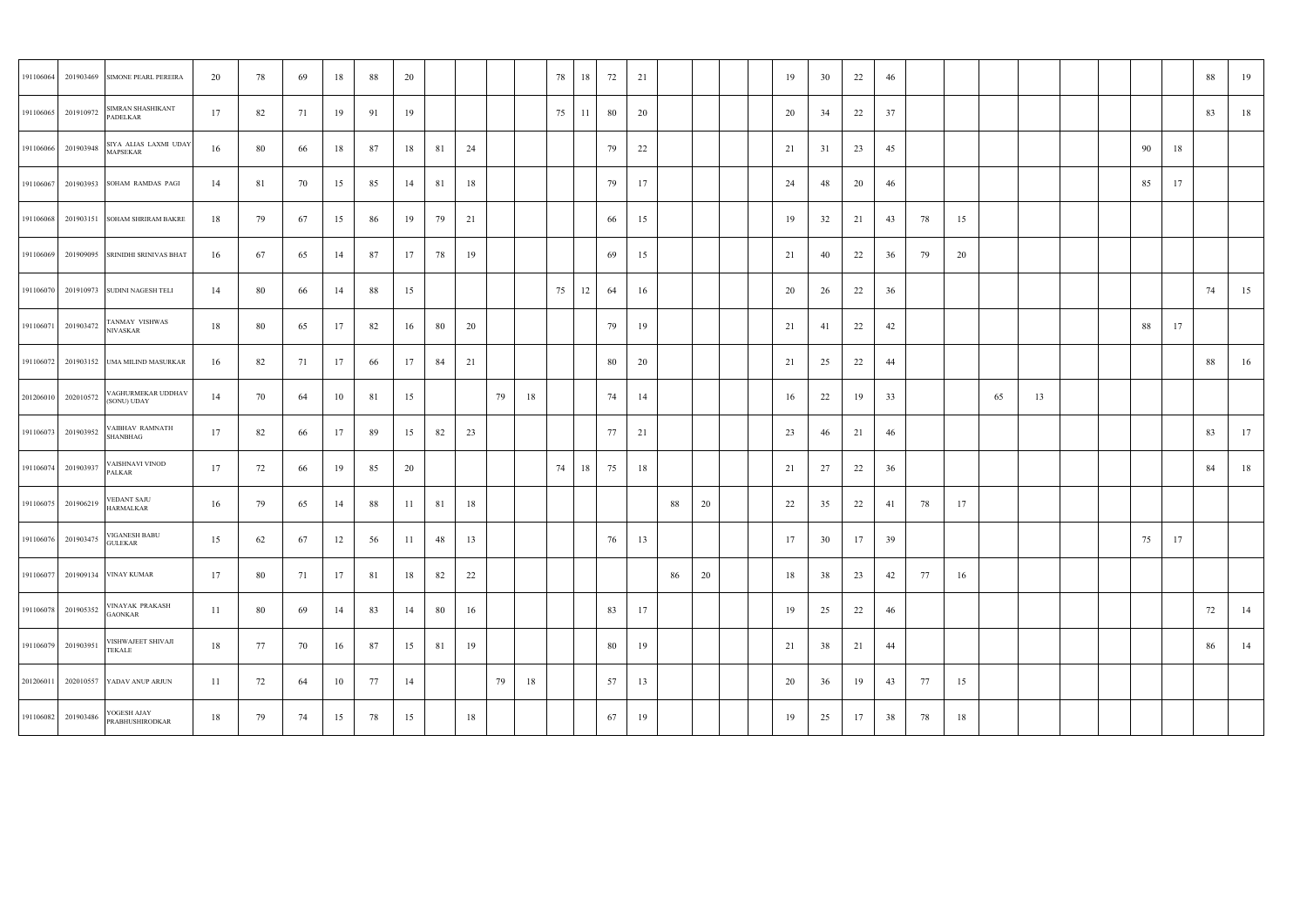| | | | | | | | | | | | | | | | | | | | | | | | | | | | | | | | | | | | | |
|---|---|---|---|---|---|---|---|---|---|---|---|---|---|---|---|---|---|---|---|---|---|---|---|---|---|---|---|---|---|---|---|---|---|---|---|---|
| 191106064 | 201903469 | SIMONE PEARL PEREIRA | 20 | 78 | 69 | 18 | 88 | 20 | | | | | 78 | 18 | 72 | 21 | | | | | 19 | 30 | 22 | 46 | | | | | | | | | | | 88 | 19 |
| 191106065 | 201910972 | SIMRAN SHASHIKANT PADELKAR | 17 | 82 | 71 | 19 | 91 | 19 | | | | | 75 | 11 | 80 | 20 | | | | | 20 | 34 | 22 | 37 | | | | | | | | | | | 83 | 18 |
| 191106066 | 201903948 | SIYA ALIAS LAXMI UDAY MAPSEKAR | 16 | 80 | 66 | 18 | 87 | 18 | 81 | 24 | | | | | 79 | 22 | | | | | 21 | 31 | 23 | 45 | | | | | | | | | 90 | 18 | | |
| 191106067 | 201903953 | SOHAM RAMDAS PAGI | 14 | 81 | 70 | 15 | 85 | 14 | 81 | 18 | | | | | 79 | 17 | | | | | 24 | 48 | 20 | 46 | | | | | | | | | 85 | 17 | | |
| 191106068 | 201903151 | SOHAM SHRIRAM BAKRE | 18 | 79 | 67 | 15 | 86 | 19 | 79 | 21 | | | | | 66 | 15 | | | | | 19 | 32 | 21 | 43 | 78 | 15 | | | | | | | | | | |
| 191106069 | 201909095 | SRINIDHI SRINIVAS BHAT | 16 | 67 | 65 | 14 | 87 | 17 | 78 | 19 | | | | | 69 | 15 | | | | | 21 | 40 | 22 | 36 | 79 | 20 | | | | | | | | | | |
| 191106070 | 201910973 | SUDINI NAGESH TELI | 14 | 80 | 66 | 14 | 88 | 15 | | | | | 75 | 12 | 64 | 16 | | | | | 20 | 26 | 22 | 36 | | | | | | | | | | | 74 | 15 |
| 191106071 | 201903472 | TANMAY VISHWAS NIVASKAR | 18 | 80 | 65 | 17 | 82 | 16 | 80 | 20 | | | | | 79 | 19 | | | | | 21 | 41 | 22 | 42 | | | | | | | | | 88 | 17 | | |
| 191106072 | 201903152 | UMA MILIND MASURKAR | 16 | 82 | 71 | 17 | 66 | 17 | 84 | 21 | | | | | 80 | 20 | | | | | 21 | 25 | 22 | 44 | | | | | | | | | | | 88 | 16 |
| 201206010 | 202010572 | VAGHURMEKAR UDDHAV (SONU) UDAY | 14 | 70 | 64 | 10 | 81 | 15 | | | 79 | 18 | | | 74 | 14 | | | | | 16 | 22 | 19 | 33 | | | 65 | 13 | | | | | | | | |
| 191106073 | 201903952 | VAIBHAV RAMNATH SHANBHAG | 17 | 82 | 66 | 17 | 89 | 15 | 82 | 23 | | | | | 77 | 21 | | | | | 23 | 46 | 21 | 46 | | | | | | | | | | | 83 | 17 |
| 191106074 | 201903937 | VAISHNAVI VINOD PALKAR | 17 | 72 | 66 | 19 | 85 | 20 | | | | | 74 | 18 | 75 | 18 | | | | | 21 | 27 | 22 | 36 | | | | | | | | | | | 84 | 18 |
| 191106075 | 201906219 | VEDANT SAJU HARMALKAR | 16 | 79 | 65 | 14 | 88 | 11 | 81 | 18 | | | | | | | 88 | 20 | | | 22 | 35 | 22 | 41 | 78 | 17 | | | | | | | | | | |
| 191106076 | 201903475 | VIGANESH BABU GULEKAR | 15 | 62 | 67 | 12 | 56 | 11 | 48 | 13 | | | | | 76 | 13 | | | | | 17 | 30 | 17 | 39 | | | | | | | | | 75 | 17 | | |
| 191106077 | 201909134 | VINAY KUMAR | 17 | 80 | 71 | 17 | 81 | 18 | 82 | 22 | | | | | | | 86 | 20 | | | 18 | 38 | 23 | 42 | 77 | 16 | | | | | | | | | | |
| 191106078 | 201905352 | VINAYAK PRAKASH GAONKAR | 11 | 80 | 69 | 14 | 83 | 14 | 80 | 16 | | | | | 83 | 17 | | | | | 19 | 25 | 22 | 46 | | | | | | | | | | | 72 | 14 |
| 191106079 | 201903951 | VISHWAJEET SHIVAJI TEKALE | 18 | 77 | 70 | 16 | 87 | 15 | 81 | 19 | | | | | 80 | 19 | | | | | 21 | 38 | 21 | 44 | | | | | | | | | | | 86 | 14 |
| 201206011 | 202010557 | YADAV ANUP ARJUN | 11 | 72 | 64 | 10 | 77 | 14 | | | 79 | 18 | | | 57 | 13 | | | | | 20 | 36 | 19 | 43 | 77 | 15 | | | | | | | | | | |
| 191106082 | 201903486 | YOGESH AJAY PRABHUSHIRODKAR | 18 | 79 | 74 | 15 | 78 | 15 | | 18 | | | | | 67 | 19 | | | | | 19 | 25 | 17 | 38 | 78 | 18 | | | | | | | | | | |